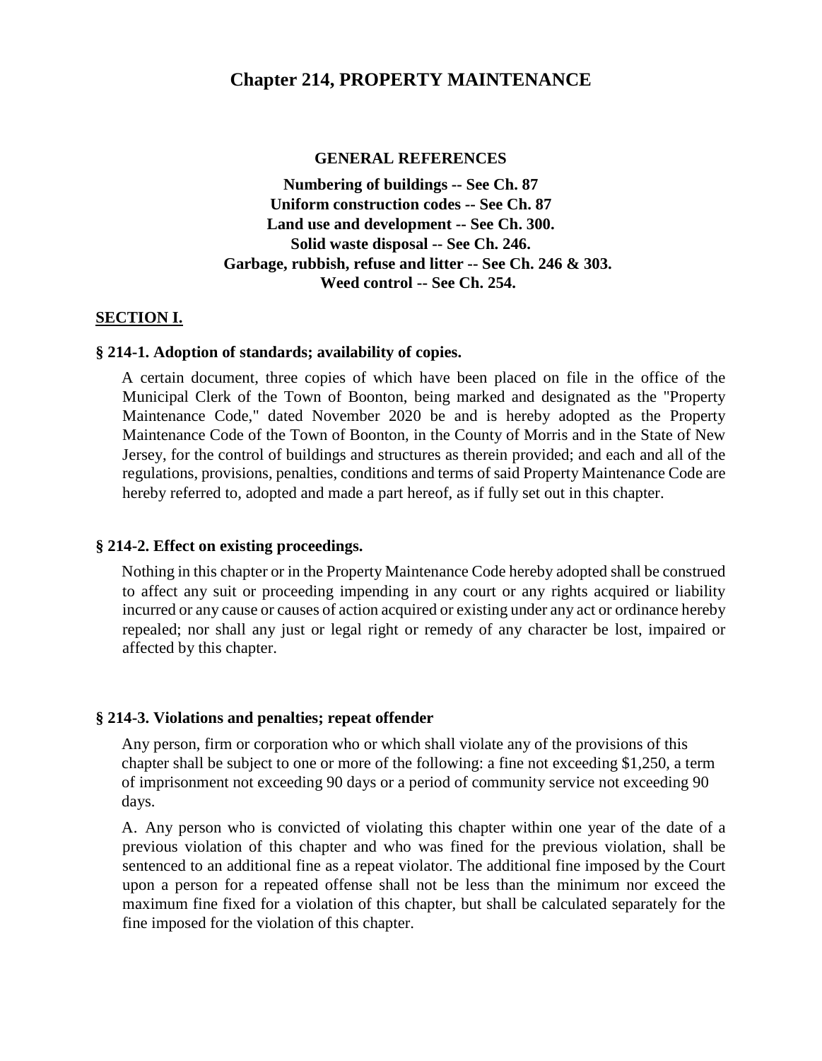# Chapter 214, PROPERTY MAINTENANCE

**GENERAL REFERENCES**

**Numbering of buildings -- See Ch. 87**
**Uniform construction codes -- See Ch. 87**
**Land use and development -- See Ch. 300.**
**Solid waste disposal -- See Ch. 246.**
**Garbage, rubbish, refuse and litter -- See Ch. 246 & 303.**
**Weed control -- See Ch. 254.**

## SECTION I.

### § 214-1. Adoption of standards; availability of copies.

A certain document, three copies of which have been placed on file in the office of the Municipal Clerk of the Town of Boonton, being marked and designated as the "Property Maintenance Code," dated November 2020 be and is hereby adopted as the Property Maintenance Code of the Town of Boonton, in the County of Morris and in the State of New Jersey, for the control of buildings and structures as therein provided; and each and all of the regulations, provisions, penalties, conditions and terms of said Property Maintenance Code are hereby referred to, adopted and made a part hereof, as if fully set out in this chapter.

### § 214-2. Effect on existing proceedings.

Nothing in this chapter or in the Property Maintenance Code hereby adopted shall be construed to affect any suit or proceeding impending in any court or any rights acquired or liability incurred or any cause or causes of action acquired or existing under any act or ordinance hereby repealed; nor shall any just or legal right or remedy of any character be lost, impaired or affected by this chapter.

### § 214-3. Violations and penalties; repeat offender

Any person, firm or corporation who or which shall violate any of the provisions of this chapter shall be subject to one or more of the following: a fine not exceeding $1,250, a term of imprisonment not exceeding 90 days or a period of community service not exceeding 90 days.

A. Any person who is convicted of violating this chapter within one year of the date of a previous violation of this chapter and who was fined for the previous violation, shall be sentenced to an additional fine as a repeat violator. The additional fine imposed by the Court upon a person for a repeated offense shall not be less than the minimum nor exceed the maximum fine fixed for a violation of this chapter, but shall be calculated separately for the fine imposed for the violation of this chapter.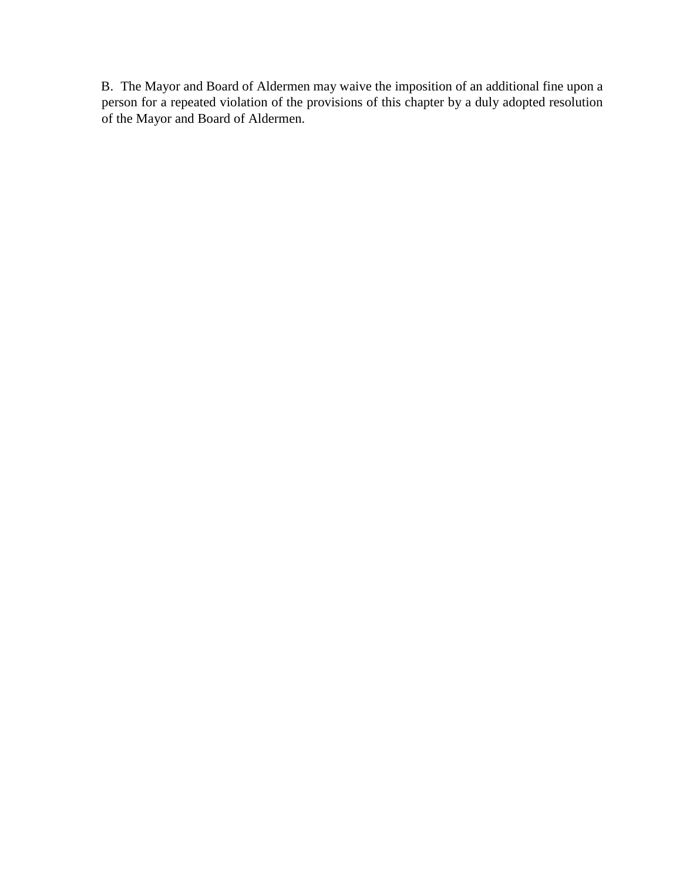B. The Mayor and Board of Aldermen may waive the imposition of an additional fine upon a person for a repeated violation of the provisions of this chapter by a duly adopted resolution of the Mayor and Board of Aldermen.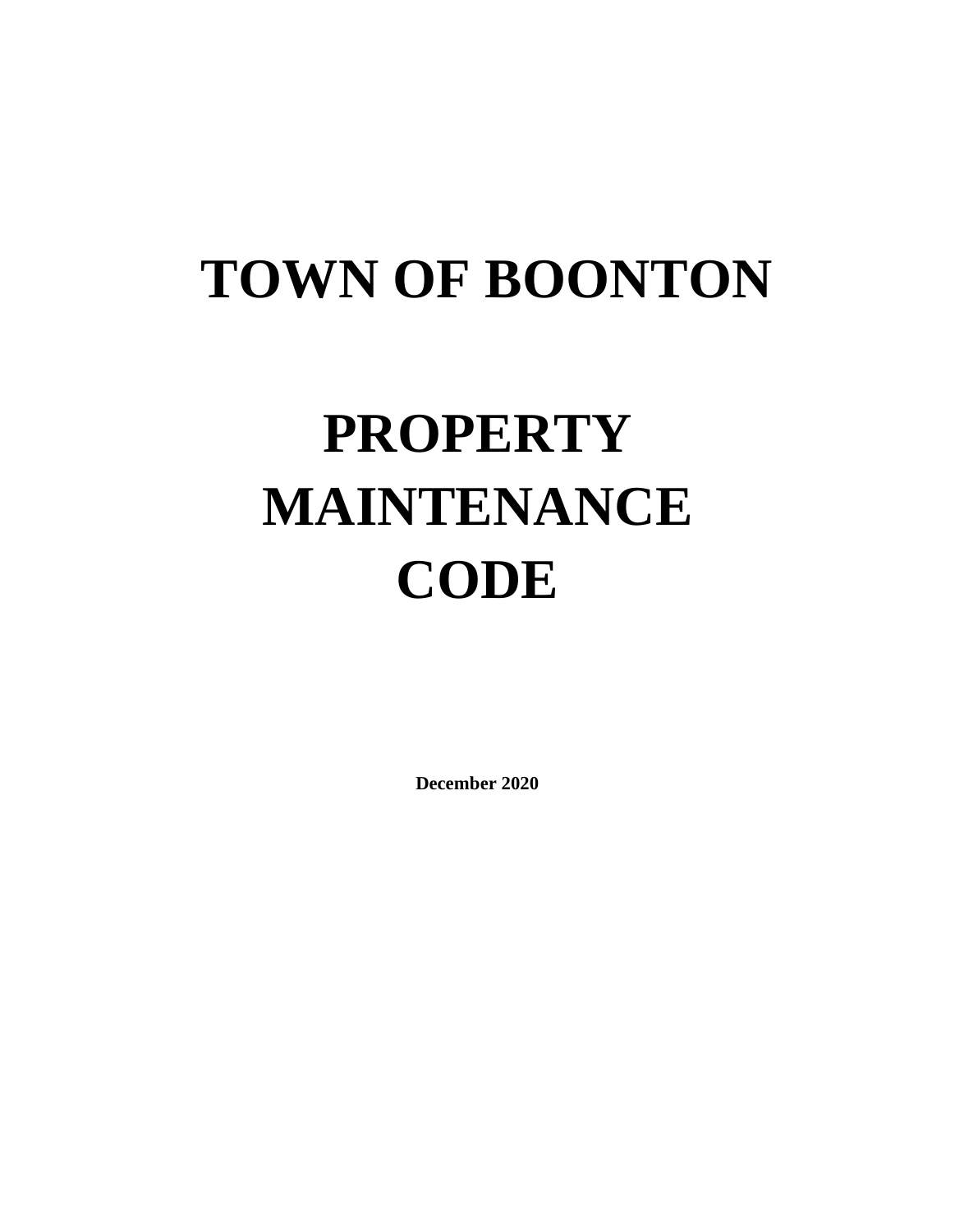# TOWN OF BOONTON

# PROPERTY MAINTENANCE CODE

**December 2020**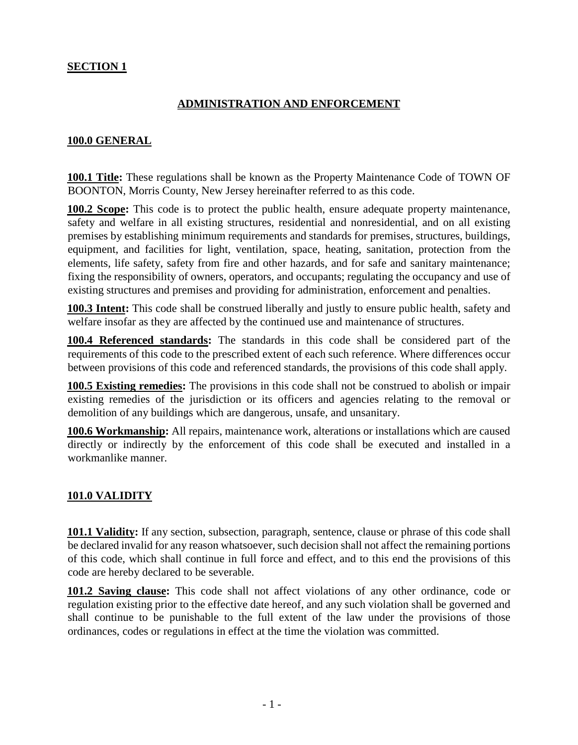## SECTION 1

## ADMINISTRATION AND ENFORCEMENT

### 100.0 GENERAL

**100.1 Title:** These regulations shall be known as the Property Maintenance Code of TOWN OF BOONTON, Morris County, New Jersey hereinafter referred to as this code.

**100.2 Scope:** This code is to protect the public health, ensure adequate property maintenance, safety and welfare in all existing structures, residential and nonresidential, and on all existing premises by establishing minimum requirements and standards for premises, structures, buildings, equipment, and facilities for light, ventilation, space, heating, sanitation, protection from the elements, life safety, safety from fire and other hazards, and for safe and sanitary maintenance; fixing the responsibility of owners, operators, and occupants; regulating the occupancy and use of existing structures and premises and providing for administration, enforcement and penalties.

**100.3 Intent:** This code shall be construed liberally and justly to ensure public health, safety and welfare insofar as they are affected by the continued use and maintenance of structures.

**100.4 Referenced standards:** The standards in this code shall be considered part of the requirements of this code to the prescribed extent of each such reference. Where differences occur between provisions of this code and referenced standards, the provisions of this code shall apply.

**100.5 Existing remedies:** The provisions in this code shall not be construed to abolish or impair existing remedies of the jurisdiction or its officers and agencies relating to the removal or demolition of any buildings which are dangerous, unsafe, and unsanitary.

**100.6 Workmanship:** All repairs, maintenance work, alterations or installations which are caused directly or indirectly by the enforcement of this code shall be executed and installed in a workmanlike manner.

### 101.0 VALIDITY

**101.1 Validity:** If any section, subsection, paragraph, sentence, clause or phrase of this code shall be declared invalid for any reason whatsoever, such decision shall not affect the remaining portions of this code, which shall continue in full force and effect, and to this end the provisions of this code are hereby declared to be severable.

**101.2 Saving clause:** This code shall not affect violations of any other ordinance, code or regulation existing prior to the effective date hereof, and any such violation shall be governed and shall continue to be punishable to the full extent of the law under the provisions of those ordinances, codes or regulations in effect at the time the violation was committed.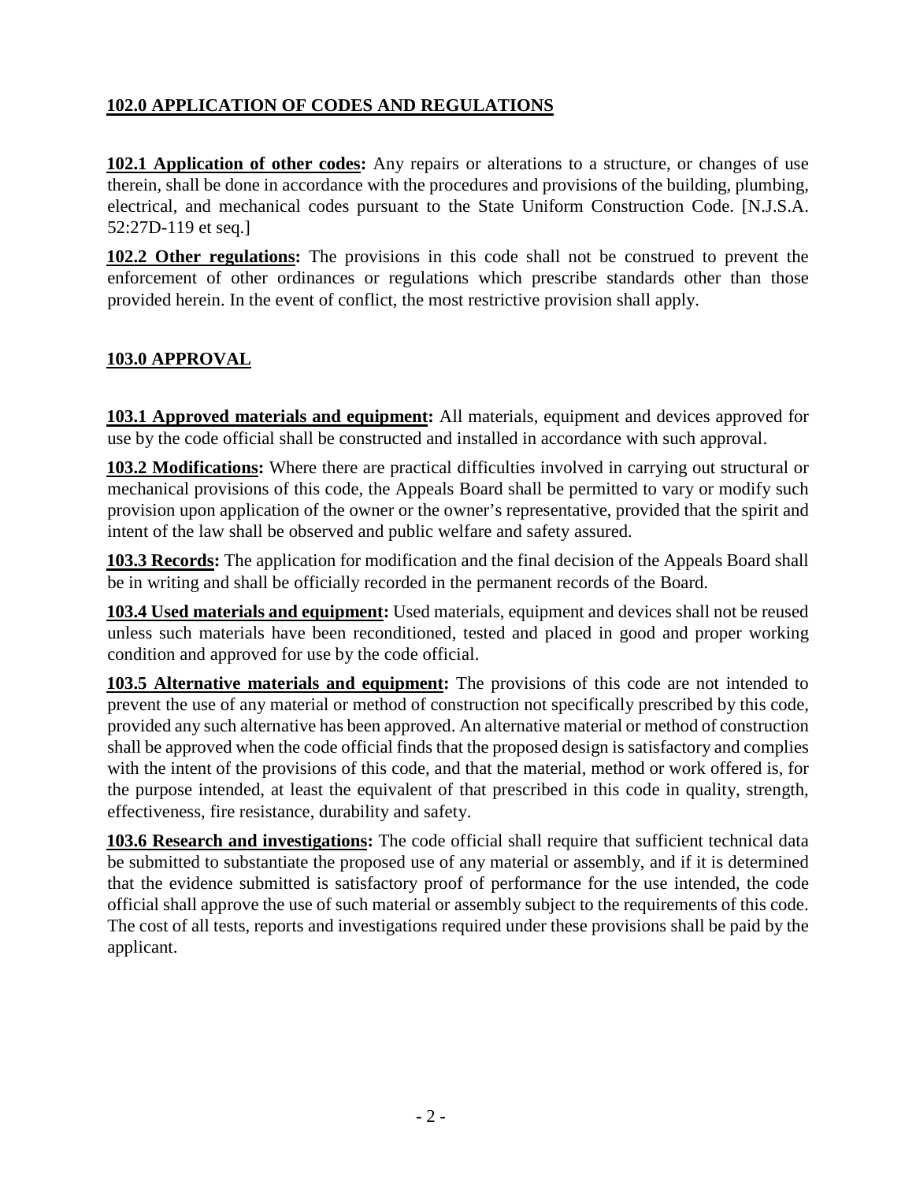## 102.0 APPLICATION OF CODES AND REGULATIONS

**102.1 Application of other codes:** Any repairs or alterations to a structure, or changes of use therein, shall be done in accordance with the procedures and provisions of the building, plumbing, electrical, and mechanical codes pursuant to the State Uniform Construction Code. [N.J.S.A. 52:27D-119 et seq.]

**102.2 Other regulations:** The provisions in this code shall not be construed to prevent the enforcement of other ordinances or regulations which prescribe standards other than those provided herein. In the event of conflict, the most restrictive provision shall apply.

## 103.0 APPROVAL

**103.1 Approved materials and equipment:** All materials, equipment and devices approved for use by the code official shall be constructed and installed in accordance with such approval.

**103.2 Modifications:** Where there are practical difficulties involved in carrying out structural or mechanical provisions of this code, the Appeals Board shall be permitted to vary or modify such provision upon application of the owner or the owner's representative, provided that the spirit and intent of the law shall be observed and public welfare and safety assured.

**103.3 Records:** The application for modification and the final decision of the Appeals Board shall be in writing and shall be officially recorded in the permanent records of the Board.

**103.4 Used materials and equipment:** Used materials, equipment and devices shall not be reused unless such materials have been reconditioned, tested and placed in good and proper working condition and approved for use by the code official.

**103.5 Alternative materials and equipment:** The provisions of this code are not intended to prevent the use of any material or method of construction not specifically prescribed by this code, provided any such alternative has been approved. An alternative material or method of construction shall be approved when the code official finds that the proposed design is satisfactory and complies with the intent of the provisions of this code, and that the material, method or work offered is, for the purpose intended, at least the equivalent of that prescribed in this code in quality, strength, effectiveness, fire resistance, durability and safety.

**103.6 Research and investigations:** The code official shall require that sufficient technical data be submitted to substantiate the proposed use of any material or assembly, and if it is determined that the evidence submitted is satisfactory proof of performance for the use intended, the code official shall approve the use of such material or assembly subject to the requirements of this code. The cost of all tests, reports and investigations required under these provisions shall be paid by the applicant.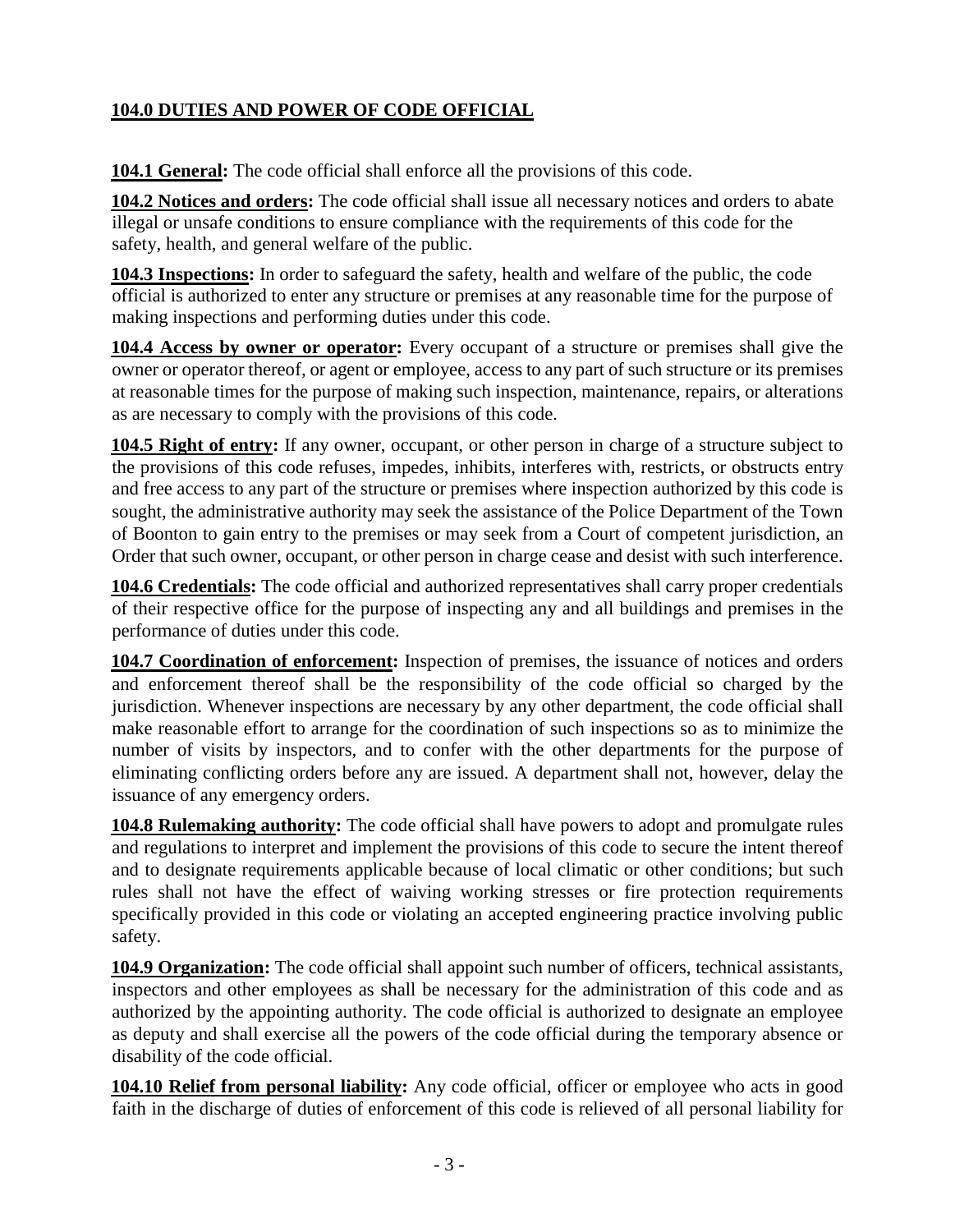## 104.0 DUTIES AND POWER OF CODE OFFICIAL

**104.1 General:** The code official shall enforce all the provisions of this code.

**104.2 Notices and orders:** The code official shall issue all necessary notices and orders to abate illegal or unsafe conditions to ensure compliance with the requirements of this code for the safety, health, and general welfare of the public.

**104.3 Inspections:** In order to safeguard the safety, health and welfare of the public, the code official is authorized to enter any structure or premises at any reasonable time for the purpose of making inspections and performing duties under this code.

**104.4 Access by owner or operator:** Every occupant of a structure or premises shall give the owner or operator thereof, or agent or employee, access to any part of such structure or its premises at reasonable times for the purpose of making such inspection, maintenance, repairs, or alterations as are necessary to comply with the provisions of this code.

**104.5 Right of entry:** If any owner, occupant, or other person in charge of a structure subject to the provisions of this code refuses, impedes, inhibits, interferes with, restricts, or obstructs entry and free access to any part of the structure or premises where inspection authorized by this code is sought, the administrative authority may seek the assistance of the Police Department of the Town of Boonton to gain entry to the premises or may seek from a Court of competent jurisdiction, an Order that such owner, occupant, or other person in charge cease and desist with such interference.

**104.6 Credentials:** The code official and authorized representatives shall carry proper credentials of their respective office for the purpose of inspecting any and all buildings and premises in the performance of duties under this code.

**104.7 Coordination of enforcement:** Inspection of premises, the issuance of notices and orders and enforcement thereof shall be the responsibility of the code official so charged by the jurisdiction. Whenever inspections are necessary by any other department, the code official shall make reasonable effort to arrange for the coordination of such inspections so as to minimize the number of visits by inspectors, and to confer with the other departments for the purpose of eliminating conflicting orders before any are issued. A department shall not, however, delay the issuance of any emergency orders.

**104.8 Rulemaking authority:** The code official shall have powers to adopt and promulgate rules and regulations to interpret and implement the provisions of this code to secure the intent thereof and to designate requirements applicable because of local climatic or other conditions; but such rules shall not have the effect of waiving working stresses or fire protection requirements specifically provided in this code or violating an accepted engineering practice involving public safety.

**104.9 Organization:** The code official shall appoint such number of officers, technical assistants, inspectors and other employees as shall be necessary for the administration of this code and as authorized by the appointing authority. The code official is authorized to designate an employee as deputy and shall exercise all the powers of the code official during the temporary absence or disability of the code official.

**104.10 Relief from personal liability:** Any code official, officer or employee who acts in good faith in the discharge of duties of enforcement of this code is relieved of all personal liability for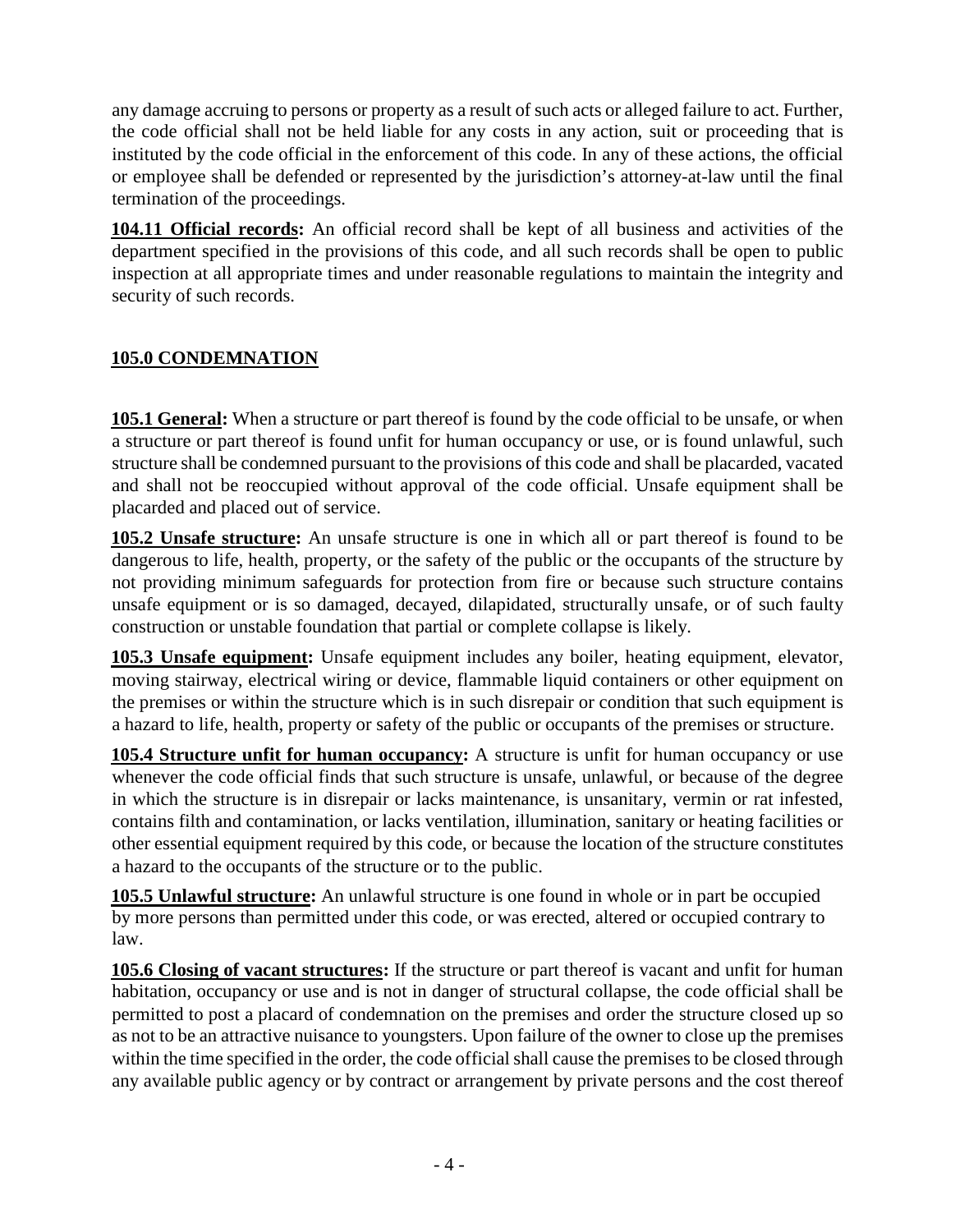any damage accruing to persons or property as a result of such acts or alleged failure to act. Further, the code official shall not be held liable for any costs in any action, suit or proceeding that is instituted by the code official in the enforcement of this code. In any of these actions, the official or employee shall be defended or represented by the jurisdiction's attorney-at-law until the final termination of the proceedings.

**104.11 Official records:** An official record shall be kept of all business and activities of the department specified in the provisions of this code, and all such records shall be open to public inspection at all appropriate times and under reasonable regulations to maintain the integrity and security of such records.

## 105.0 CONDEMNATION

**105.1 General:** When a structure or part thereof is found by the code official to be unsafe, or when a structure or part thereof is found unfit for human occupancy or use, or is found unlawful, such structure shall be condemned pursuant to the provisions of this code and shall be placarded, vacated and shall not be reoccupied without approval of the code official. Unsafe equipment shall be placarded and placed out of service.

**105.2 Unsafe structure:** An unsafe structure is one in which all or part thereof is found to be dangerous to life, health, property, or the safety of the public or the occupants of the structure by not providing minimum safeguards for protection from fire or because such structure contains unsafe equipment or is so damaged, decayed, dilapidated, structurally unsafe, or of such faulty construction or unstable foundation that partial or complete collapse is likely.

**105.3 Unsafe equipment:** Unsafe equipment includes any boiler, heating equipment, elevator, moving stairway, electrical wiring or device, flammable liquid containers or other equipment on the premises or within the structure which is in such disrepair or condition that such equipment is a hazard to life, health, property or safety of the public or occupants of the premises or structure.

**105.4 Structure unfit for human occupancy:** A structure is unfit for human occupancy or use whenever the code official finds that such structure is unsafe, unlawful, or because of the degree in which the structure is in disrepair or lacks maintenance, is unsanitary, vermin or rat infested, contains filth and contamination, or lacks ventilation, illumination, sanitary or heating facilities or other essential equipment required by this code, or because the location of the structure constitutes a hazard to the occupants of the structure or to the public.

**105.5 Unlawful structure:** An unlawful structure is one found in whole or in part be occupied by more persons than permitted under this code, or was erected, altered or occupied contrary to law.

**105.6 Closing of vacant structures:** If the structure or part thereof is vacant and unfit for human habitation, occupancy or use and is not in danger of structural collapse, the code official shall be permitted to post a placard of condemnation on the premises and order the structure closed up so as not to be an attractive nuisance to youngsters. Upon failure of the owner to close up the premises within the time specified in the order, the code official shall cause the premises to be closed through any available public agency or by contract or arrangement by private persons and the cost thereof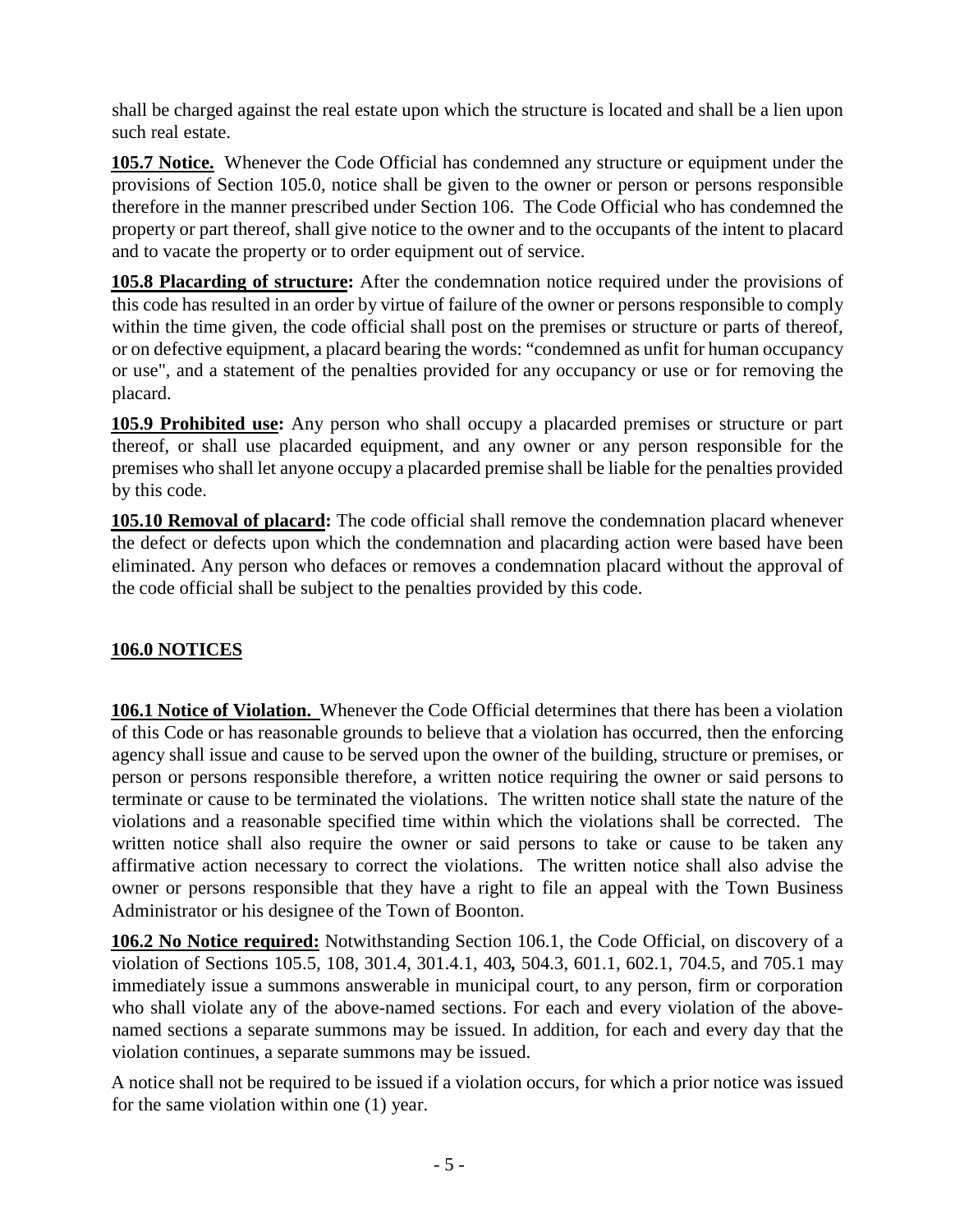shall be charged against the real estate upon which the structure is located and shall be a lien upon such real estate.

**105.7 Notice.** Whenever the Code Official has condemned any structure or equipment under the provisions of Section 105.0, notice shall be given to the owner or person or persons responsible therefore in the manner prescribed under Section 106. The Code Official who has condemned the property or part thereof, shall give notice to the owner and to the occupants of the intent to placard and to vacate the property or to order equipment out of service.

**105.8 Placarding of structure:** After the condemnation notice required under the provisions of this code has resulted in an order by virtue of failure of the owner or persons responsible to comply within the time given, the code official shall post on the premises or structure or parts of thereof, or on defective equipment, a placard bearing the words: "condemned as unfit for human occupancy or use", and a statement of the penalties provided for any occupancy or use or for removing the placard.

**105.9 Prohibited use:** Any person who shall occupy a placarded premises or structure or part thereof, or shall use placarded equipment, and any owner or any person responsible for the premises who shall let anyone occupy a placarded premise shall be liable for the penalties provided by this code.

**105.10 Removal of placard:** The code official shall remove the condemnation placard whenever the defect or defects upon which the condemnation and placarding action were based have been eliminated. Any person who defaces or removes a condemnation placard without the approval of the code official shall be subject to the penalties provided by this code.

## 106.0 NOTICES

**106.1 Notice of Violation.** Whenever the Code Official determines that there has been a violation of this Code or has reasonable grounds to believe that a violation has occurred, then the enforcing agency shall issue and cause to be served upon the owner of the building, structure or premises, or person or persons responsible therefore, a written notice requiring the owner or said persons to terminate or cause to be terminated the violations. The written notice shall state the nature of the violations and a reasonable specified time within which the violations shall be corrected. The written notice shall also require the owner or said persons to take or cause to be taken any affirmative action necessary to correct the violations. The written notice shall also advise the owner or persons responsible that they have a right to file an appeal with the Town Business Administrator or his designee of the Town of Boonton.

**106.2 No Notice required:** Notwithstanding Section 106.1, the Code Official, on discovery of a violation of Sections 105.5, 108, 301.4, 301.4.1, 403, 504.3, 601.1, 602.1, 704.5, and 705.1 may immediately issue a summons answerable in municipal court, to any person, firm or corporation who shall violate any of the above-named sections. For each and every violation of the above-named sections a separate summons may be issued. In addition, for each and every day that the violation continues, a separate summons may be issued.

A notice shall not be required to be issued if a violation occurs, for which a prior notice was issued for the same violation within one (1) year.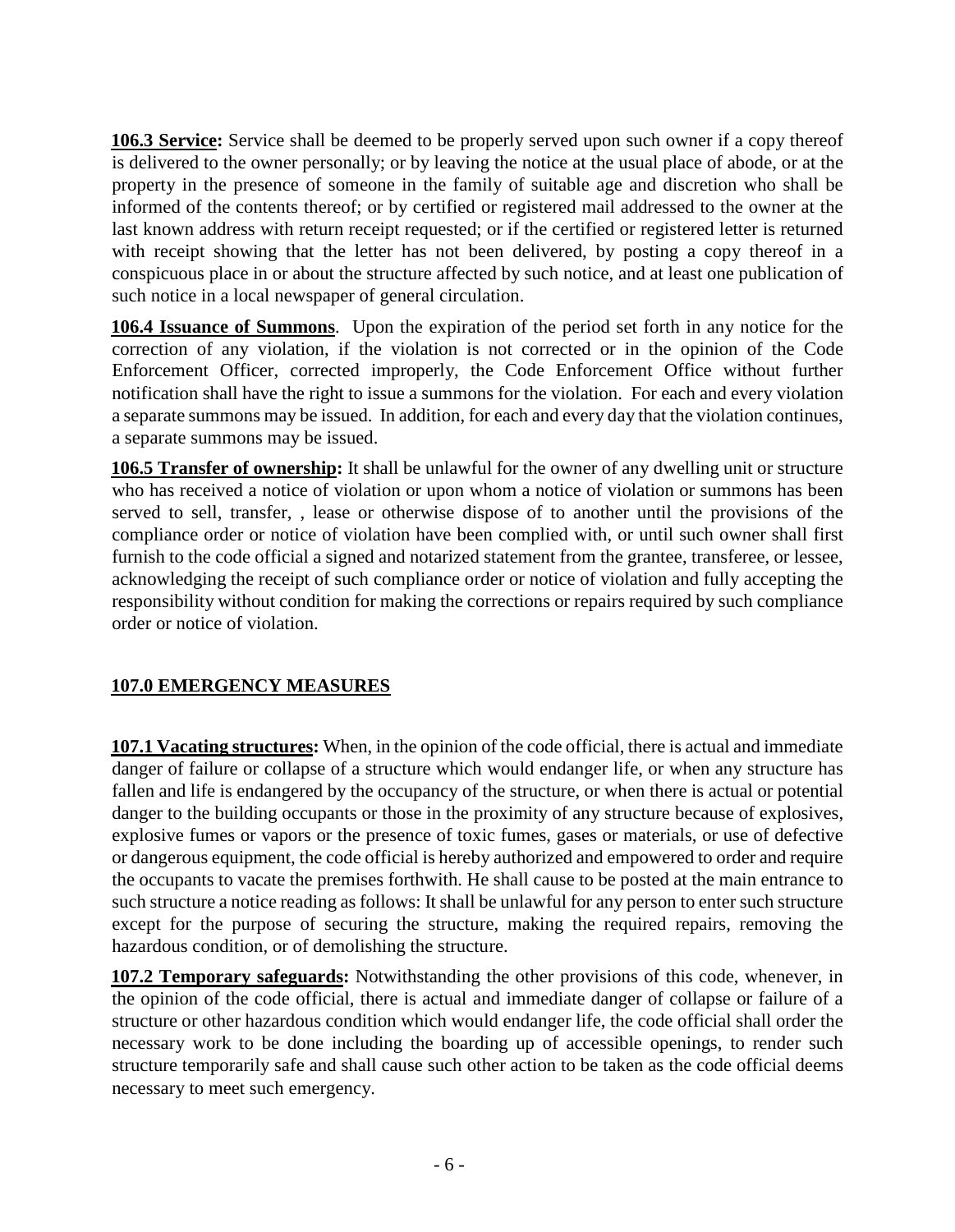**106.3 Service:** Service shall be deemed to be properly served upon such owner if a copy thereof is delivered to the owner personally; or by leaving the notice at the usual place of abode, or at the property in the presence of someone in the family of suitable age and discretion who shall be informed of the contents thereof; or by certified or registered mail addressed to the owner at the last known address with return receipt requested; or if the certified or registered letter is returned with receipt showing that the letter has not been delivered, by posting a copy thereof in a conspicuous place in or about the structure affected by such notice, and at least one publication of such notice in a local newspaper of general circulation.

**106.4 Issuance of Summons**. Upon the expiration of the period set forth in any notice for the correction of any violation, if the violation is not corrected or in the opinion of the Code Enforcement Officer, corrected improperly, the Code Enforcement Office without further notification shall have the right to issue a summons for the violation. For each and every violation a separate summons may be issued. In addition, for each and every day that the violation continues, a separate summons may be issued.

**106.5 Transfer of ownership:** It shall be unlawful for the owner of any dwelling unit or structure who has received a notice of violation or upon whom a notice of violation or summons has been served to sell, transfer, , lease or otherwise dispose of to another until the provisions of the compliance order or notice of violation have been complied with, or until such owner shall first furnish to the code official a signed and notarized statement from the grantee, transferee, or lessee, acknowledging the receipt of such compliance order or notice of violation and fully accepting the responsibility without condition for making the corrections or repairs required by such compliance order or notice of violation.

## 107.0 EMERGENCY MEASURES

**107.1 Vacating structures:** When, in the opinion of the code official, there is actual and immediate danger of failure or collapse of a structure which would endanger life, or when any structure has fallen and life is endangered by the occupancy of the structure, or when there is actual or potential danger to the building occupants or those in the proximity of any structure because of explosives, explosive fumes or vapors or the presence of toxic fumes, gases or materials, or use of defective or dangerous equipment, the code official is hereby authorized and empowered to order and require the occupants to vacate the premises forthwith. He shall cause to be posted at the main entrance to such structure a notice reading as follows: It shall be unlawful for any person to enter such structure except for the purpose of securing the structure, making the required repairs, removing the hazardous condition, or of demolishing the structure.

**107.2 Temporary safeguards:** Notwithstanding the other provisions of this code, whenever, in the opinion of the code official, there is actual and immediate danger of collapse or failure of a structure or other hazardous condition which would endanger life, the code official shall order the necessary work to be done including the boarding up of accessible openings, to render such structure temporarily safe and shall cause such other action to be taken as the code official deems necessary to meet such emergency.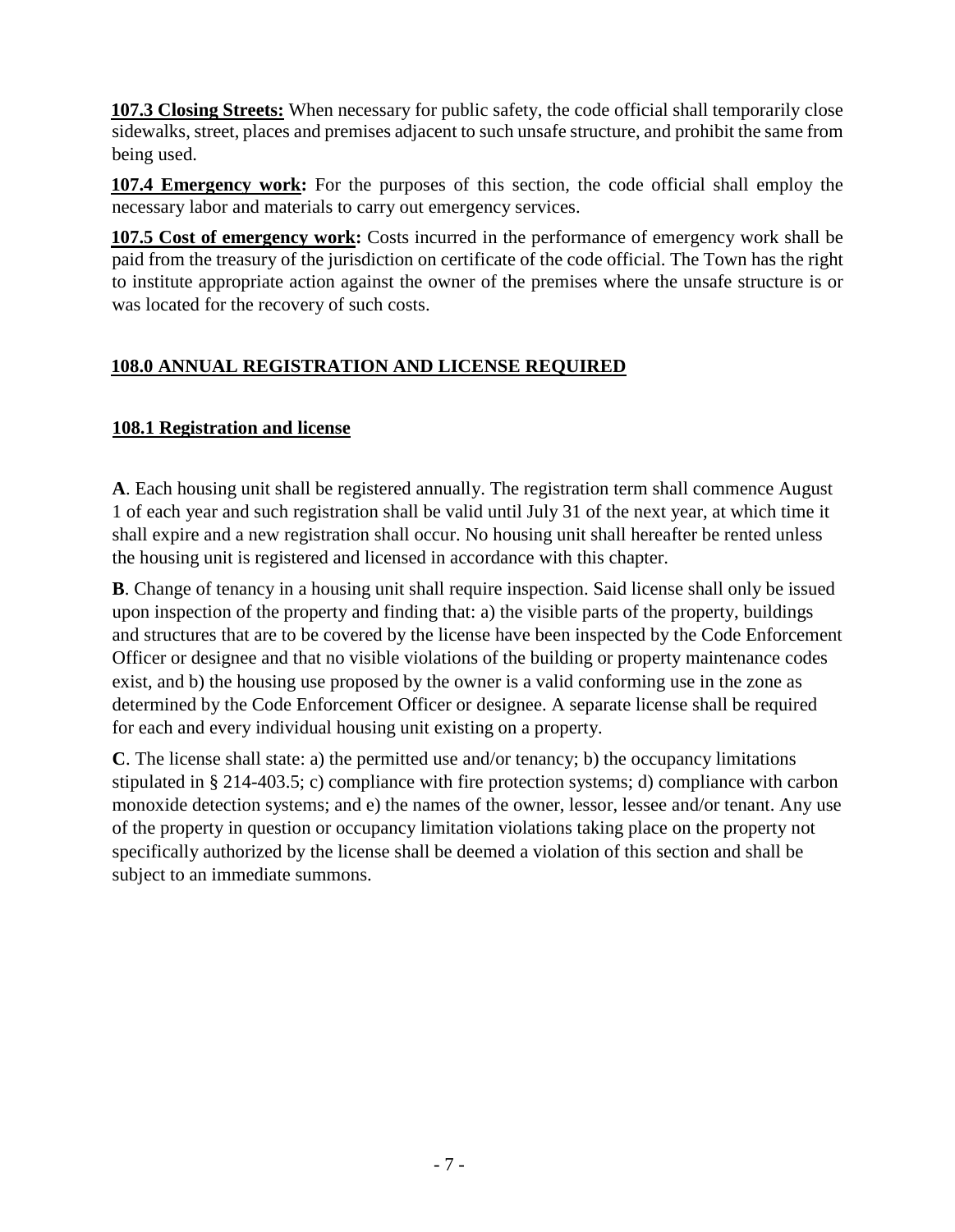**107.3 Closing Streets:** When necessary for public safety, the code official shall temporarily close sidewalks, street, places and premises adjacent to such unsafe structure, and prohibit the same from being used.

**107.4 Emergency work:** For the purposes of this section, the code official shall employ the necessary labor and materials to carry out emergency services.

**107.5 Cost of emergency work:** Costs incurred in the performance of emergency work shall be paid from the treasury of the jurisdiction on certificate of the code official. The Town has the right to institute appropriate action against the owner of the premises where the unsafe structure is or was located for the recovery of such costs.

## 108.0 ANNUAL REGISTRATION AND LICENSE REQUIRED

### 108.1 Registration and license

**A**. Each housing unit shall be registered annually. The registration term shall commence August 1 of each year and such registration shall be valid until July 31 of the next year, at which time it shall expire and a new registration shall occur. No housing unit shall hereafter be rented unless the housing unit is registered and licensed in accordance with this chapter.

**B**. Change of tenancy in a housing unit shall require inspection. Said license shall only be issued upon inspection of the property and finding that: a) the visible parts of the property, buildings and structures that are to be covered by the license have been inspected by the Code Enforcement Officer or designee and that no visible violations of the building or property maintenance codes exist, and b) the housing use proposed by the owner is a valid conforming use in the zone as determined by the Code Enforcement Officer or designee. A separate license shall be required for each and every individual housing unit existing on a property.

**C**. The license shall state: a) the permitted use and/or tenancy; b) the occupancy limitations stipulated in § 214-403.5; c) compliance with fire protection systems; d) compliance with carbon monoxide detection systems; and e) the names of the owner, lessor, lessee and/or tenant. Any use of the property in question or occupancy limitation violations taking place on the property not specifically authorized by the license shall be deemed a violation of this section and shall be subject to an immediate summons.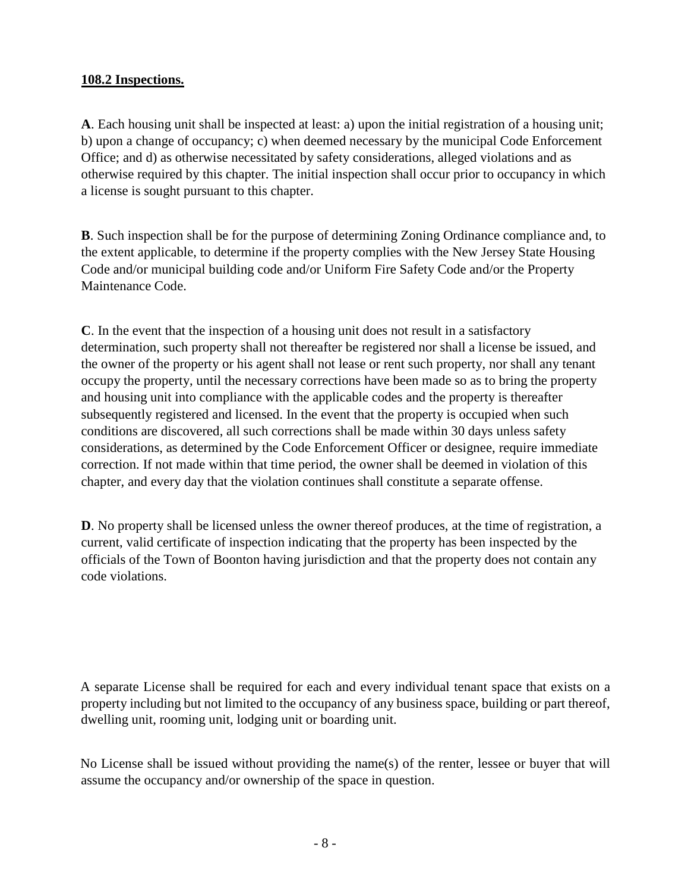**108.2 Inspections.**

**A**. Each housing unit shall be inspected at least: a) upon the initial registration of a housing unit; b) upon a change of occupancy; c) when deemed necessary by the municipal Code Enforcement Office; and d) as otherwise necessitated by safety considerations, alleged violations and as otherwise required by this chapter. The initial inspection shall occur prior to occupancy in which a license is sought pursuant to this chapter.

**B**. Such inspection shall be for the purpose of determining Zoning Ordinance compliance and, to the extent applicable, to determine if the property complies with the New Jersey State Housing Code and/or municipal building code and/or Uniform Fire Safety Code and/or the Property Maintenance Code.

**C**. In the event that the inspection of a housing unit does not result in a satisfactory determination, such property shall not thereafter be registered nor shall a license be issued, and the owner of the property or his agent shall not lease or rent such property, nor shall any tenant occupy the property, until the necessary corrections have been made so as to bring the property and housing unit into compliance with the applicable codes and the property is thereafter subsequently registered and licensed. In the event that the property is occupied when such conditions are discovered, all such corrections shall be made within 30 days unless safety considerations, as determined by the Code Enforcement Officer or designee, require immediate correction. If not made within that time period, the owner shall be deemed in violation of this chapter, and every day that the violation continues shall constitute a separate offense.

**D**. No property shall be licensed unless the owner thereof produces, at the time of registration, a current, valid certificate of inspection indicating that the property has been inspected by the officials of the Town of Boonton having jurisdiction and that the property does not contain any code violations.

A separate License shall be required for each and every individual tenant space that exists on a property including but not limited to the occupancy of any business space, building or part thereof, dwelling unit, rooming unit, lodging unit or boarding unit.

No License shall be issued without providing the name(s) of the renter, lessee or buyer that will assume the occupancy and/or ownership of the space in question.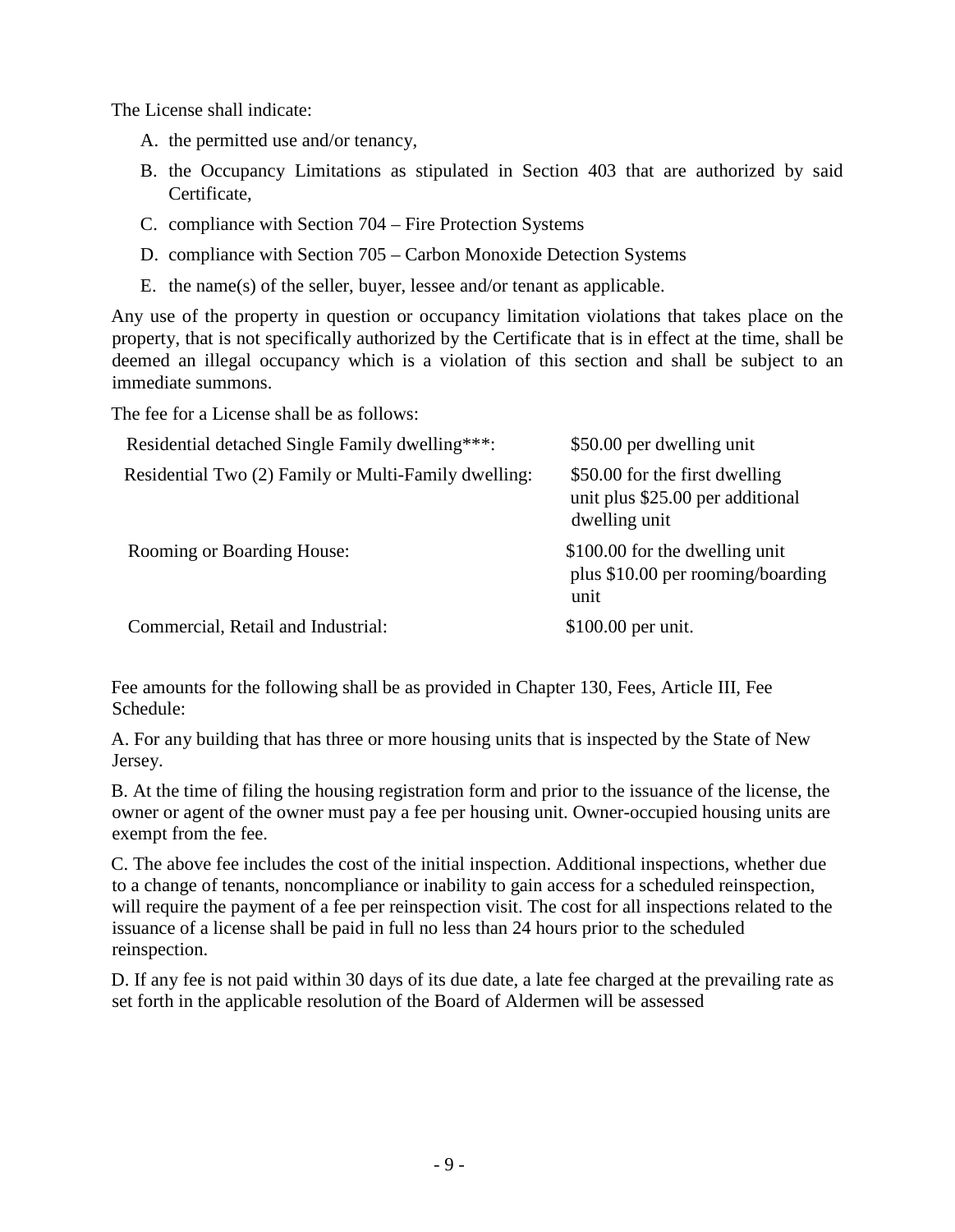The License shall indicate:

A. the permitted use and/or tenancy,

B. the Occupancy Limitations as stipulated in Section 403 that are authorized by said Certificate,

C. compliance with Section 704 – Fire Protection Systems

D. compliance with Section 705 – Carbon Monoxide Detection Systems

E. the name(s) of the seller, buyer, lessee and/or tenant as applicable.

Any use of the property in question or occupancy limitation violations that takes place on the property, that is not specifically authorized by the Certificate that is in effect at the time, shall be deemed an illegal occupancy which is a violation of this section and shall be subject to an immediate summons.

The fee for a License shall be as follows:

| | |
|---|---|
| Residential detached Single Family dwelling***: | $50.00 per dwelling unit |
| Residential Two (2) Family or Multi-Family dwelling: | $50.00 for the first dwelling unit plus $25.00 per additional dwelling unit |
| Rooming or Boarding House: | $100.00 for the dwelling unit plus $10.00 per rooming/boarding unit |
| Commercial, Retail and Industrial: | $100.00 per unit. |

Fee amounts for the following shall be as provided in Chapter 130, Fees, Article III, Fee Schedule:

A. For any building that has three or more housing units that is inspected by the State of New Jersey.

B. At the time of filing the housing registration form and prior to the issuance of the license, the owner or agent of the owner must pay a fee per housing unit. Owner-occupied housing units are exempt from the fee.

C. The above fee includes the cost of the initial inspection. Additional inspections, whether due to a change of tenants, noncompliance or inability to gain access for a scheduled reinspection, will require the payment of a fee per reinspection visit. The cost for all inspections related to the issuance of a license shall be paid in full no less than 24 hours prior to the scheduled reinspection.

D. If any fee is not paid within 30 days of its due date, a late fee charged at the prevailing rate as set forth in the applicable resolution of the Board of Aldermen will be assessed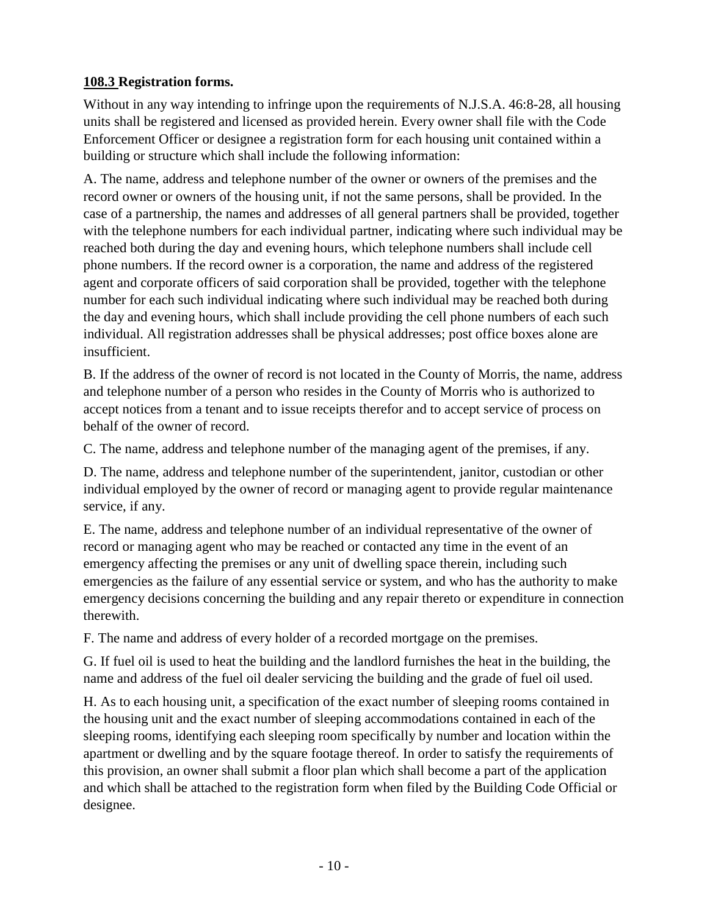**108.3 Registration forms.**

Without in any way intending to infringe upon the requirements of N.J.S.A. 46:8-28, all housing units shall be registered and licensed as provided herein. Every owner shall file with the Code Enforcement Officer or designee a registration form for each housing unit contained within a building or structure which shall include the following information:

A. The name, address and telephone number of the owner or owners of the premises and the record owner or owners of the housing unit, if not the same persons, shall be provided. In the case of a partnership, the names and addresses of all general partners shall be provided, together with the telephone numbers for each individual partner, indicating where such individual may be reached both during the day and evening hours, which telephone numbers shall include cell phone numbers. If the record owner is a corporation, the name and address of the registered agent and corporate officers of said corporation shall be provided, together with the telephone number for each such individual indicating where such individual may be reached both during the day and evening hours, which shall include providing the cell phone numbers of each such individual. All registration addresses shall be physical addresses; post office boxes alone are insufficient.

B. If the address of the owner of record is not located in the County of Morris, the name, address and telephone number of a person who resides in the County of Morris who is authorized to accept notices from a tenant and to issue receipts therefor and to accept service of process on behalf of the owner of record.

C. The name, address and telephone number of the managing agent of the premises, if any.

D. The name, address and telephone number of the superintendent, janitor, custodian or other individual employed by the owner of record or managing agent to provide regular maintenance service, if any.

E. The name, address and telephone number of an individual representative of the owner of record or managing agent who may be reached or contacted any time in the event of an emergency affecting the premises or any unit of dwelling space therein, including such emergencies as the failure of any essential service or system, and who has the authority to make emergency decisions concerning the building and any repair thereto or expenditure in connection therewith.

F. The name and address of every holder of a recorded mortgage on the premises.

G. If fuel oil is used to heat the building and the landlord furnishes the heat in the building, the name and address of the fuel oil dealer servicing the building and the grade of fuel oil used.

H. As to each housing unit, a specification of the exact number of sleeping rooms contained in the housing unit and the exact number of sleeping accommodations contained in each of the sleeping rooms, identifying each sleeping room specifically by number and location within the apartment or dwelling and by the square footage thereof. In order to satisfy the requirements of this provision, an owner shall submit a floor plan which shall become a part of the application and which shall be attached to the registration form when filed by the Building Code Official or designee.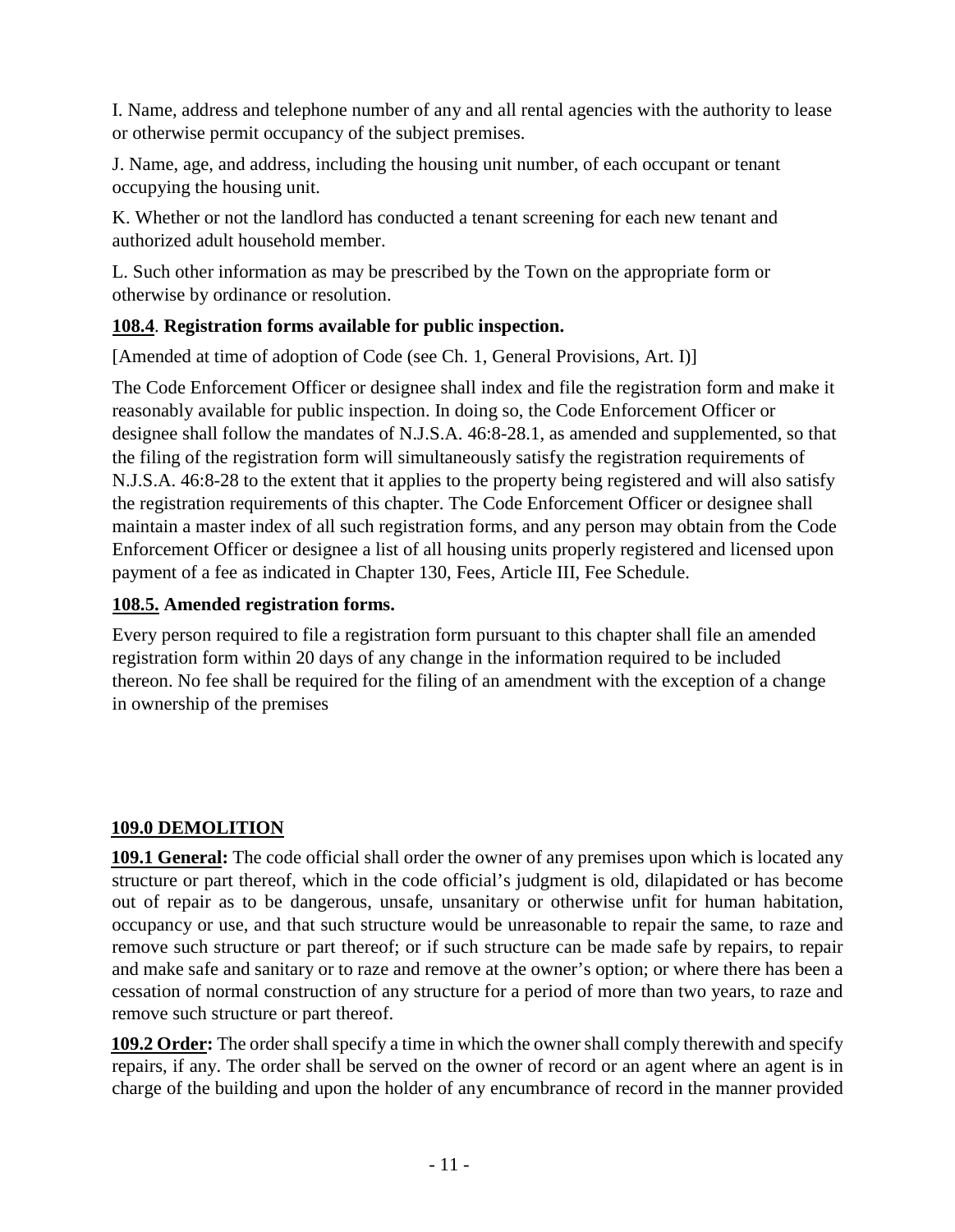I. Name, address and telephone number of any and all rental agencies with the authority to lease or otherwise permit occupancy of the subject premises.

J. Name, age, and address, including the housing unit number, of each occupant or tenant occupying the housing unit.

K. Whether or not the landlord has conducted a tenant screening for each new tenant and authorized adult household member.

L. Such other information as may be prescribed by the Town on the appropriate form or otherwise by ordinance or resolution.

**108.4**. **Registration forms available for public inspection.**

[Amended at time of adoption of Code (see Ch. 1, General Provisions, Art. I)]

The Code Enforcement Officer or designee shall index and file the registration form and make it reasonably available for public inspection. In doing so, the Code Enforcement Officer or designee shall follow the mandates of N.J.S.A. 46:8-28.1, as amended and supplemented, so that the filing of the registration form will simultaneously satisfy the registration requirements of N.J.S.A. 46:8-28 to the extent that it applies to the property being registered and will also satisfy the registration requirements of this chapter. The Code Enforcement Officer or designee shall maintain a master index of all such registration forms, and any person may obtain from the Code Enforcement Officer or designee a list of all housing units properly registered and licensed upon payment of a fee as indicated in Chapter 130, Fees, Article III, Fee Schedule.

**108.5. Amended registration forms.**

Every person required to file a registration form pursuant to this chapter shall file an amended registration form within 20 days of any change in the information required to be included thereon. No fee shall be required for the filing of an amendment with the exception of a change in ownership of the premises

**109.0 DEMOLITION**

**109.1 General:** The code official shall order the owner of any premises upon which is located any structure or part thereof, which in the code official's judgment is old, dilapidated or has become out of repair as to be dangerous, unsafe, unsanitary or otherwise unfit for human habitation, occupancy or use, and that such structure would be unreasonable to repair the same, to raze and remove such structure or part thereof; or if such structure can be made safe by repairs, to repair and make safe and sanitary or to raze and remove at the owner's option; or where there has been a cessation of normal construction of any structure for a period of more than two years, to raze and remove such structure or part thereof.

**109.2 Order:** The order shall specify a time in which the owner shall comply therewith and specify repairs, if any. The order shall be served on the owner of record or an agent where an agent is in charge of the building and upon the holder of any encumbrance of record in the manner provided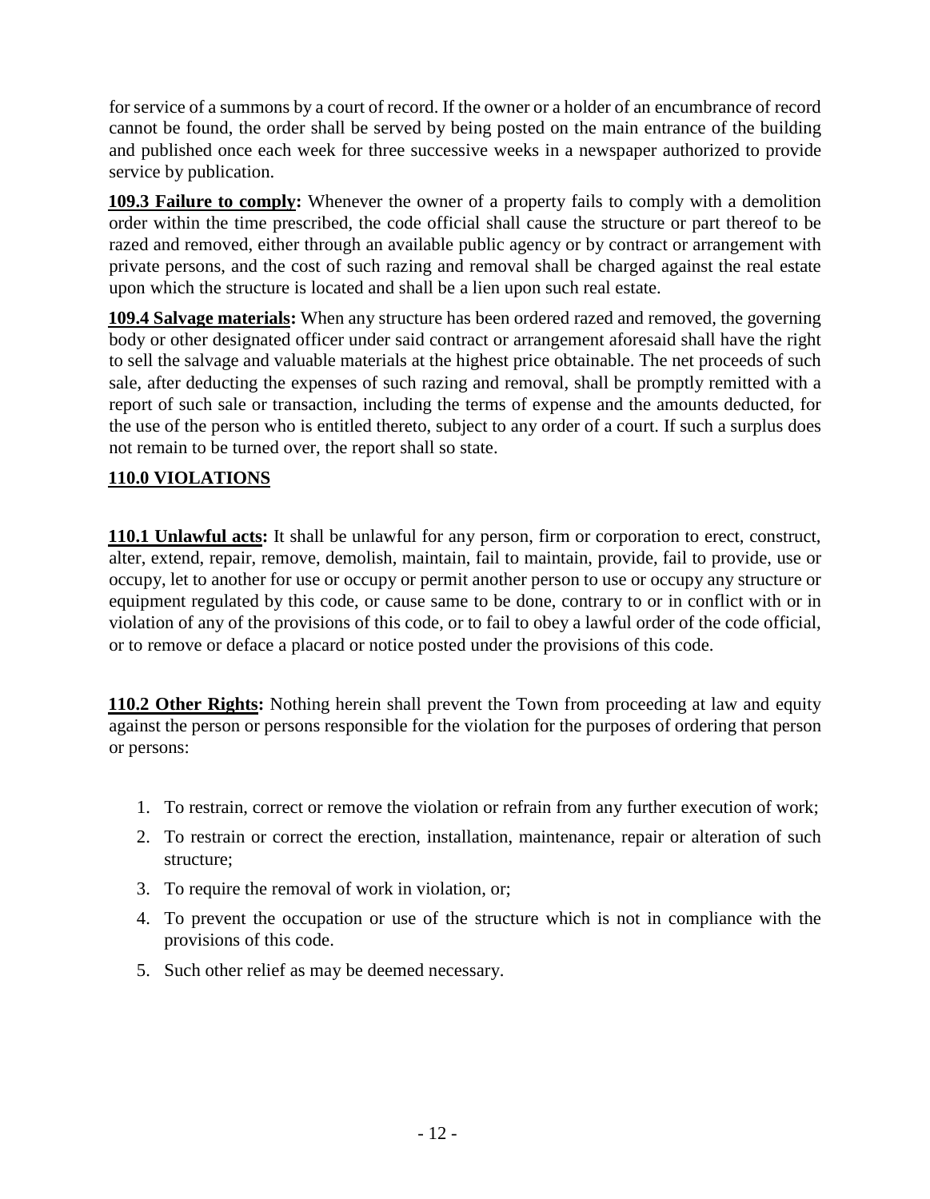for service of a summons by a court of record. If the owner or a holder of an encumbrance of record cannot be found, the order shall be served by being posted on the main entrance of the building and published once each week for three successive weeks in a newspaper authorized to provide service by publication.

**109.3 Failure to comply:** Whenever the owner of a property fails to comply with a demolition order within the time prescribed, the code official shall cause the structure or part thereof to be razed and removed, either through an available public agency or by contract or arrangement with private persons, and the cost of such razing and removal shall be charged against the real estate upon which the structure is located and shall be a lien upon such real estate.

**109.4 Salvage materials:** When any structure has been ordered razed and removed, the governing body or other designated officer under said contract or arrangement aforesaid shall have the right to sell the salvage and valuable materials at the highest price obtainable. The net proceeds of such sale, after deducting the expenses of such razing and removal, shall be promptly remitted with a report of such sale or transaction, including the terms of expense and the amounts deducted, for the use of the person who is entitled thereto, subject to any order of a court. If such a surplus does not remain to be turned over, the report shall so state.

## 110.0 VIOLATIONS

**110.1 Unlawful acts:** It shall be unlawful for any person, firm or corporation to erect, construct, alter, extend, repair, remove, demolish, maintain, fail to maintain, provide, fail to provide, use or occupy, let to another for use or occupy or permit another person to use or occupy any structure or equipment regulated by this code, or cause same to be done, contrary to or in conflict with or in violation of any of the provisions of this code, or to fail to obey a lawful order of the code official, or to remove or deface a placard or notice posted under the provisions of this code.

**110.2 Other Rights:** Nothing herein shall prevent the Town from proceeding at law and equity against the person or persons responsible for the violation for the purposes of ordering that person or persons:

1. To restrain, correct or remove the violation or refrain from any further execution of work;
2. To restrain or correct the erection, installation, maintenance, repair or alteration of such structure;
3. To require the removal of work in violation, or;
4. To prevent the occupation or use of the structure which is not in compliance with the provisions of this code.
5. Such other relief as may be deemed necessary.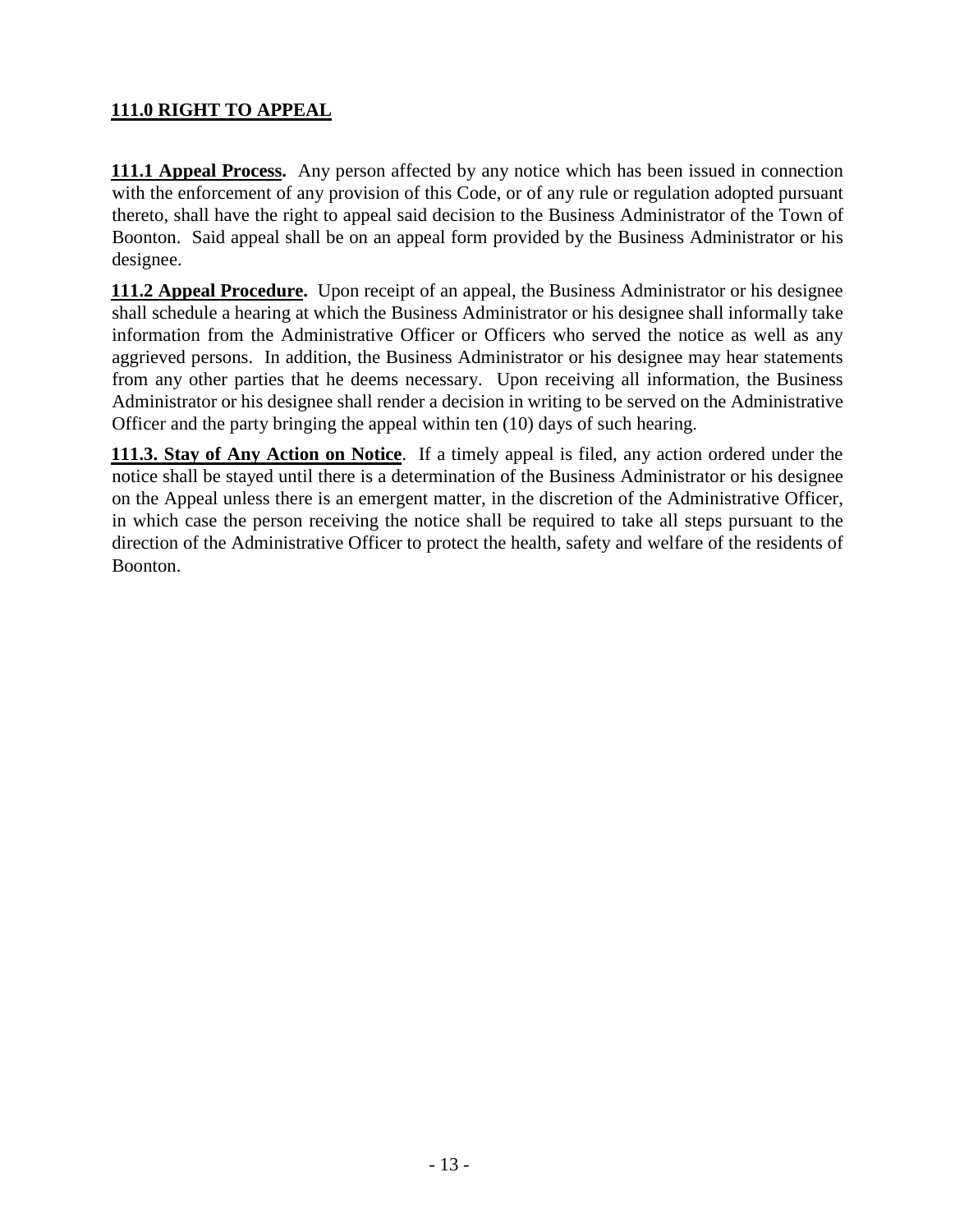## 111.0 RIGHT TO APPEAL

**111.1 Appeal Process.** Any person affected by any notice which has been issued in connection with the enforcement of any provision of this Code, or of any rule or regulation adopted pursuant thereto, shall have the right to appeal said decision to the Business Administrator of the Town of Boonton. Said appeal shall be on an appeal form provided by the Business Administrator or his designee.

**111.2 Appeal Procedure.** Upon receipt of an appeal, the Business Administrator or his designee shall schedule a hearing at which the Business Administrator or his designee shall informally take information from the Administrative Officer or Officers who served the notice as well as any aggrieved persons. In addition, the Business Administrator or his designee may hear statements from any other parties that he deems necessary. Upon receiving all information, the Business Administrator or his designee shall render a decision in writing to be served on the Administrative Officer and the party bringing the appeal within ten (10) days of such hearing.

**111.3. Stay of Any Action on Notice**. If a timely appeal is filed, any action ordered under the notice shall be stayed until there is a determination of the Business Administrator or his designee on the Appeal unless there is an emergent matter, in the discretion of the Administrative Officer, in which case the person receiving the notice shall be required to take all steps pursuant to the direction of the Administrative Officer to protect the health, safety and welfare of the residents of Boonton.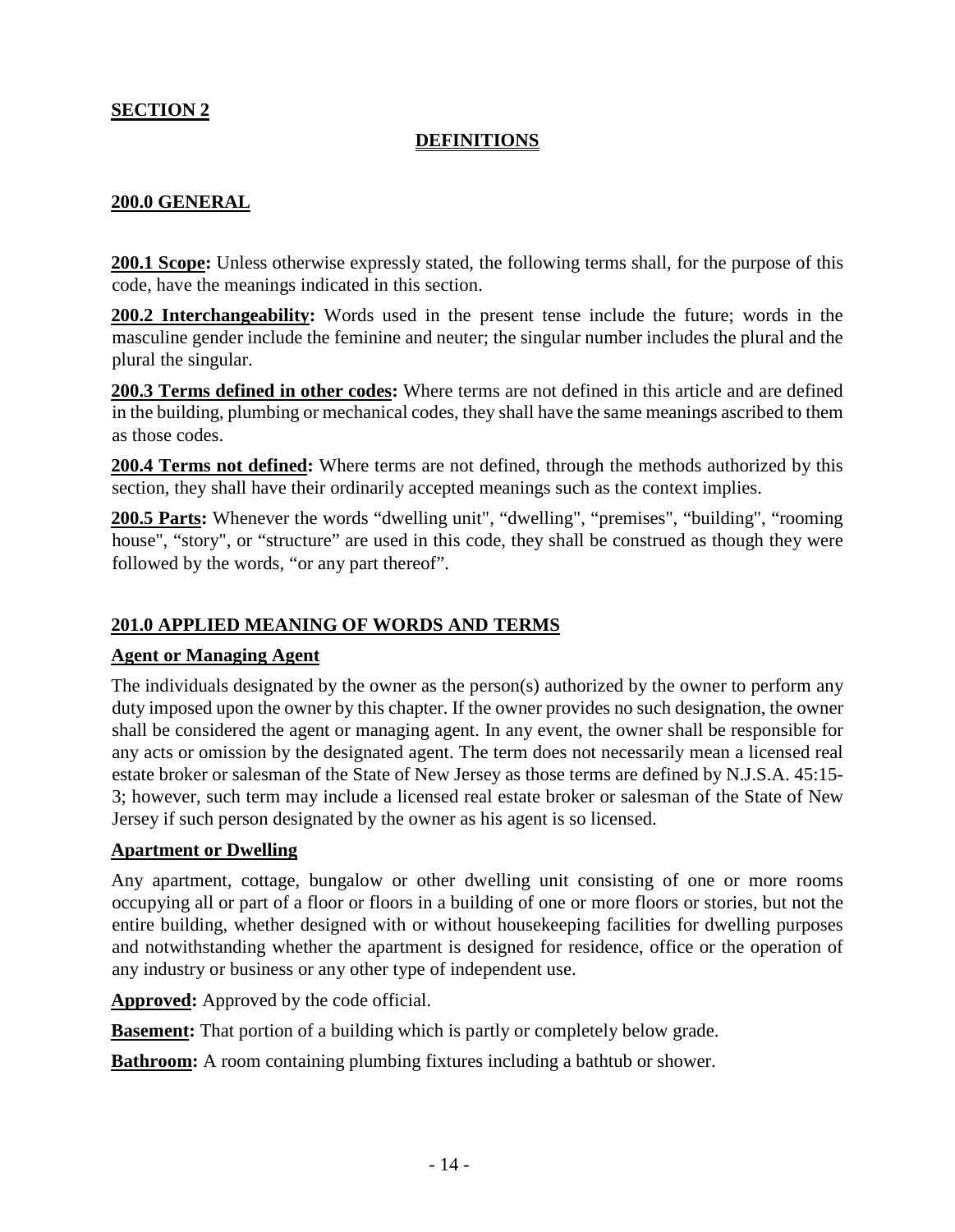## SECTION 2

## DEFINITIONS

### 200.0 GENERAL

**200.1 Scope:** Unless otherwise expressly stated, the following terms shall, for the purpose of this code, have the meanings indicated in this section.

**200.2 Interchangeability:** Words used in the present tense include the future; words in the masculine gender include the feminine and neuter; the singular number includes the plural and the plural the singular.

**200.3 Terms defined in other codes:** Where terms are not defined in this article and are defined in the building, plumbing or mechanical codes, they shall have the same meanings ascribed to them as those codes.

**200.4 Terms not defined:** Where terms are not defined, through the methods authorized by this section, they shall have their ordinarily accepted meanings such as the context implies.

**200.5 Parts:** Whenever the words "dwelling unit", "dwelling", "premises", "building", "rooming house", "story", or "structure" are used in this code, they shall be construed as though they were followed by the words, "or any part thereof".

### 201.0 APPLIED MEANING OF WORDS AND TERMS

**Agent or Managing Agent**

The individuals designated by the owner as the person(s) authorized by the owner to perform any duty imposed upon the owner by this chapter. If the owner provides no such designation, the owner shall be considered the agent or managing agent. In any event, the owner shall be responsible for any acts or omission by the designated agent. The term does not necessarily mean a licensed real estate broker or salesman of the State of New Jersey as those terms are defined by N.J.S.A. 45:15-3; however, such term may include a licensed real estate broker or salesman of the State of New Jersey if such person designated by the owner as his agent is so licensed.

**Apartment or Dwelling**

Any apartment, cottage, bungalow or other dwelling unit consisting of one or more rooms occupying all or part of a floor or floors in a building of one or more floors or stories, but not the entire building, whether designed with or without housekeeping facilities for dwelling purposes and notwithstanding whether the apartment is designed for residence, office or the operation of any industry or business or any other type of independent use.

**Approved:** Approved by the code official.

**Basement:** That portion of a building which is partly or completely below grade.

**Bathroom:** A room containing plumbing fixtures including a bathtub or shower.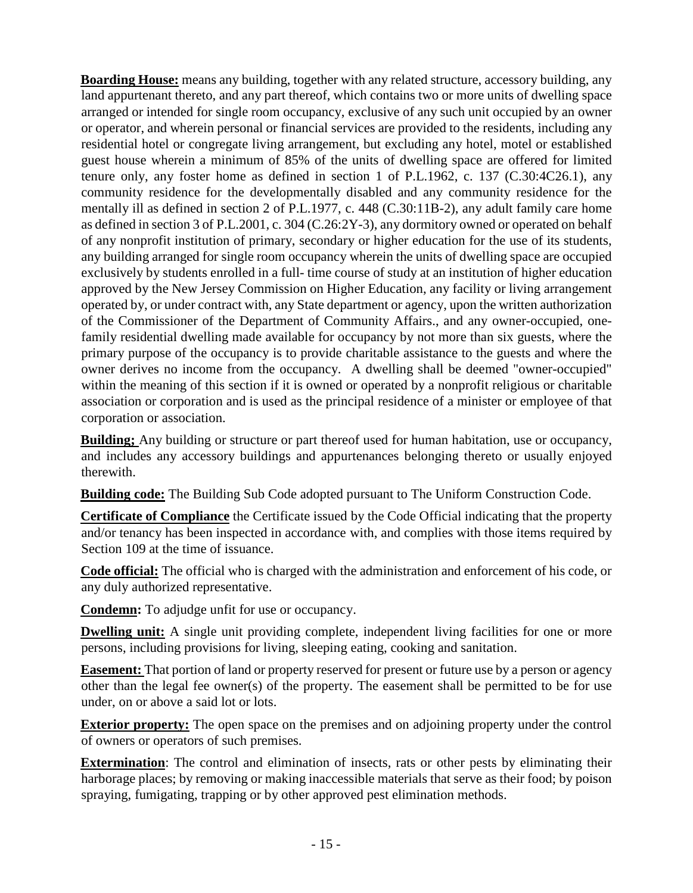**Boarding House:** means any building, together with any related structure, accessory building, any land appurtenant thereto, and any part thereof, which contains two or more units of dwelling space arranged or intended for single room occupancy, exclusive of any such unit occupied by an owner or operator, and wherein personal or financial services are provided to the residents, including any residential hotel or congregate living arrangement, but excluding any hotel, motel or established guest house wherein a minimum of 85% of the units of dwelling space are offered for limited tenure only, any foster home as defined in section 1 of P.L.1962, c. 137 (C.30:4C26.1), any community residence for the developmentally disabled and any community residence for the mentally ill as defined in section 2 of P.L.1977, c. 448 (C.30:11B-2), any adult family care home as defined in section 3 of P.L.2001, c. 304 (C.26:2Y-3), any dormitory owned or operated on behalf of any nonprofit institution of primary, secondary or higher education for the use of its students, any building arranged for single room occupancy wherein the units of dwelling space are occupied exclusively by students enrolled in a full- time course of study at an institution of higher education approved by the New Jersey Commission on Higher Education, any facility or living arrangement operated by, or under contract with, any State department or agency, upon the written authorization of the Commissioner of the Department of Community Affairs., and any owner-occupied, one-family residential dwelling made available for occupancy by not more than six guests, where the primary purpose of the occupancy is to provide charitable assistance to the guests and where the owner derives no income from the occupancy. A dwelling shall be deemed "owner-occupied" within the meaning of this section if it is owned or operated by a nonprofit religious or charitable association or corporation and is used as the principal residence of a minister or employee of that corporation or association.

**Building;** Any building or structure or part thereof used for human habitation, use or occupancy, and includes any accessory buildings and appurtenances belonging thereto or usually enjoyed therewith.

**Building code:** The Building Sub Code adopted pursuant to The Uniform Construction Code.

**Certificate of Compliance** the Certificate issued by the Code Official indicating that the property and/or tenancy has been inspected in accordance with, and complies with those items required by Section 109 at the time of issuance.

**Code official:** The official who is charged with the administration and enforcement of his code, or any duly authorized representative.

**Condemn:** To adjudge unfit for use or occupancy.

**Dwelling unit:** A single unit providing complete, independent living facilities for one or more persons, including provisions for living, sleeping eating, cooking and sanitation.

**Easement:** That portion of land or property reserved for present or future use by a person or agency other than the legal fee owner(s) of the property. The easement shall be permitted to be for use under, on or above a said lot or lots.

**Exterior property:** The open space on the premises and on adjoining property under the control of owners or operators of such premises.

**Extermination**: The control and elimination of insects, rats or other pests by eliminating their harborage places; by removing or making inaccessible materials that serve as their food; by poison spraying, fumigating, trapping or by other approved pest elimination methods.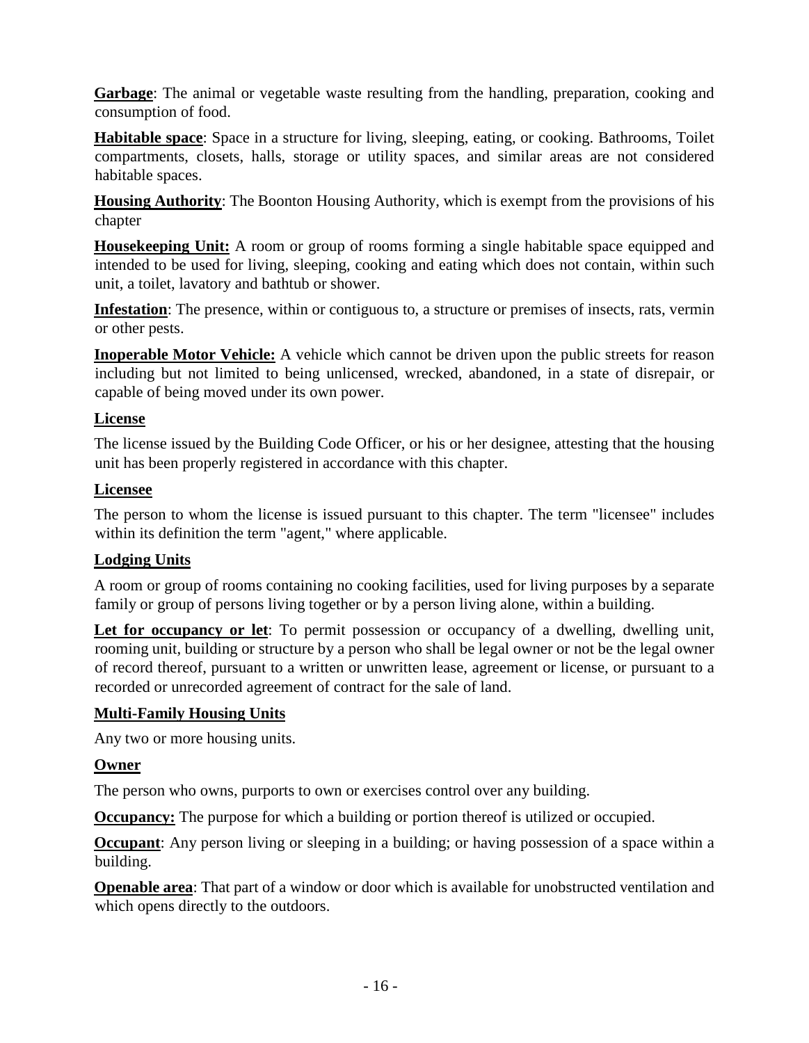**Garbage**: The animal or vegetable waste resulting from the handling, preparation, cooking and consumption of food.

**Habitable space**: Space in a structure for living, sleeping, eating, or cooking. Bathrooms, Toilet compartments, closets, halls, storage or utility spaces, and similar areas are not considered habitable spaces.

**Housing Authority**: The Boonton Housing Authority, which is exempt from the provisions of his chapter

**Housekeeping Unit:** A room or group of rooms forming a single habitable space equipped and intended to be used for living, sleeping, cooking and eating which does not contain, within such unit, a toilet, lavatory and bathtub or shower.

**Infestation**: The presence, within or contiguous to, a structure or premises of insects, rats, vermin or other pests.

**Inoperable Motor Vehicle:** A vehicle which cannot be driven upon the public streets for reason including but not limited to being unlicensed, wrecked, abandoned, in a state of disrepair, or capable of being moved under its own power.

**License**

The license issued by the Building Code Officer, or his or her designee, attesting that the housing unit has been properly registered in accordance with this chapter.

**Licensee**

The person to whom the license is issued pursuant to this chapter. The term "licensee" includes within its definition the term "agent," where applicable.

**Lodging Units**

A room or group of rooms containing no cooking facilities, used for living purposes by a separate family or group of persons living together or by a person living alone, within a building.

**Let for occupancy or let**: To permit possession or occupancy of a dwelling, dwelling unit, rooming unit, building or structure by a person who shall be legal owner or not be the legal owner of record thereof, pursuant to a written or unwritten lease, agreement or license, or pursuant to a recorded or unrecorded agreement of contract for the sale of land.

**Multi-Family Housing Units**

Any two or more housing units.

**Owner**

The person who owns, purports to own or exercises control over any building.

**Occupancy:** The purpose for which a building or portion thereof is utilized or occupied.

**Occupant**: Any person living or sleeping in a building; or having possession of a space within a building.

**Openable area**: That part of a window or door which is available for unobstructed ventilation and which opens directly to the outdoors.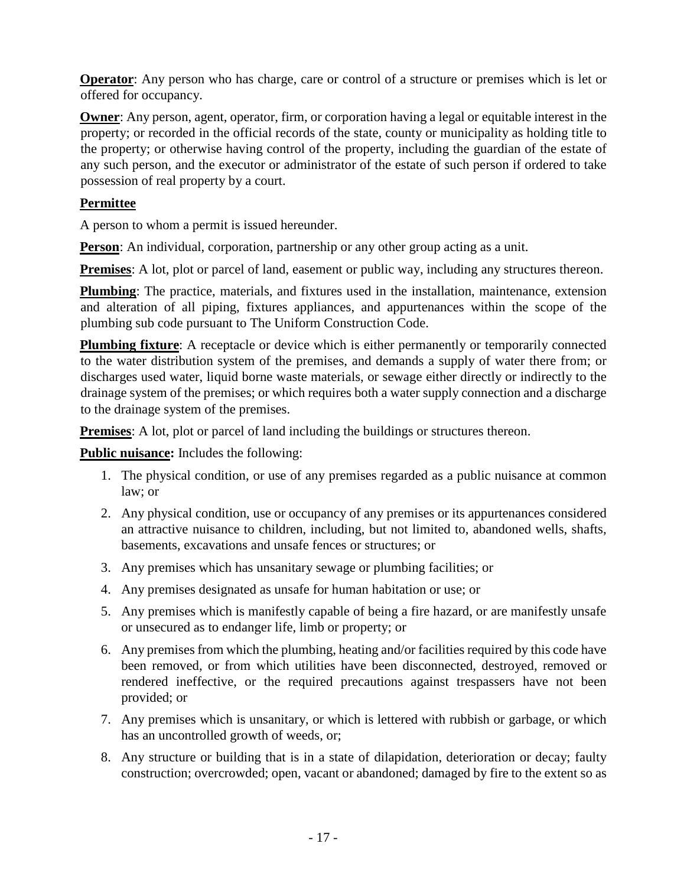**Operator**: Any person who has charge, care or control of a structure or premises which is let or offered for occupancy.

**Owner**: Any person, agent, operator, firm, or corporation having a legal or equitable interest in the property; or recorded in the official records of the state, county or municipality as holding title to the property; or otherwise having control of the property, including the guardian of the estate of any such person, and the executor or administrator of the estate of such person if ordered to take possession of real property by a court.

**Permittee**

A person to whom a permit is issued hereunder.

**Person**: An individual, corporation, partnership or any other group acting as a unit.

**Premises**: A lot, plot or parcel of land, easement or public way, including any structures thereon.

**Plumbing**: The practice, materials, and fixtures used in the installation, maintenance, extension and alteration of all piping, fixtures appliances, and appurtenances within the scope of the plumbing sub code pursuant to The Uniform Construction Code.

**Plumbing fixture**: A receptacle or device which is either permanently or temporarily connected to the water distribution system of the premises, and demands a supply of water there from; or discharges used water, liquid borne waste materials, or sewage either directly or indirectly to the drainage system of the premises; or which requires both a water supply connection and a discharge to the drainage system of the premises.

**Premises**: A lot, plot or parcel of land including the buildings or structures thereon.

**Public nuisance:** Includes the following:

1. The physical condition, or use of any premises regarded as a public nuisance at common law; or
2. Any physical condition, use or occupancy of any premises or its appurtenances considered an attractive nuisance to children, including, but not limited to, abandoned wells, shafts, basements, excavations and unsafe fences or structures; or
3. Any premises which has unsanitary sewage or plumbing facilities; or
4. Any premises designated as unsafe for human habitation or use; or
5. Any premises which is manifestly capable of being a fire hazard, or are manifestly unsafe or unsecured as to endanger life, limb or property; or
6. Any premises from which the plumbing, heating and/or facilities required by this code have been removed, or from which utilities have been disconnected, destroyed, removed or rendered ineffective, or the required precautions against trespassers have not been provided; or
7. Any premises which is unsanitary, or which is lettered with rubbish or garbage, or which has an uncontrolled growth of weeds, or;
8. Any structure or building that is in a state of dilapidation, deterioration or decay; faulty construction; overcrowded; open, vacant or abandoned; damaged by fire to the extent so as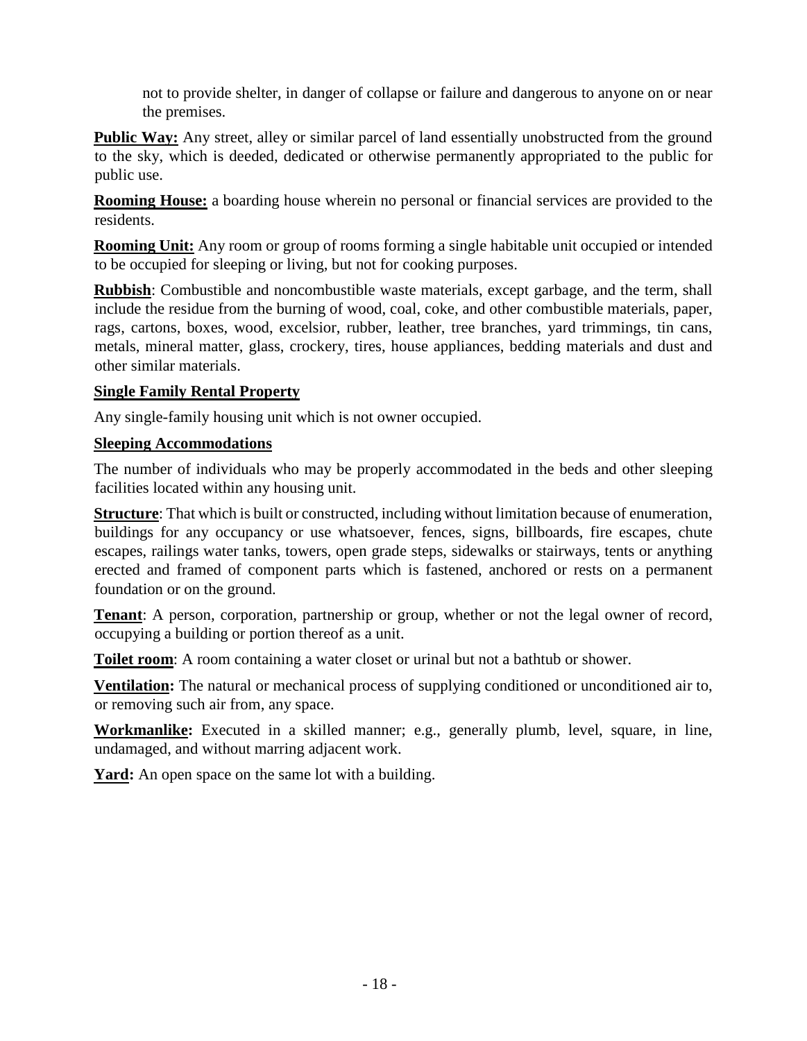not to provide shelter, in danger of collapse or failure and dangerous to anyone on or near the premises.

**Public Way:** Any street, alley or similar parcel of land essentially unobstructed from the ground to the sky, which is deeded, dedicated or otherwise permanently appropriated to the public for public use.

**Rooming House:** a boarding house wherein no personal or financial services are provided to the residents.

**Rooming Unit:** Any room or group of rooms forming a single habitable unit occupied or intended to be occupied for sleeping or living, but not for cooking purposes.

**Rubbish**: Combustible and noncombustible waste materials, except garbage, and the term, shall include the residue from the burning of wood, coal, coke, and other combustible materials, paper, rags, cartons, boxes, wood, excelsior, rubber, leather, tree branches, yard trimmings, tin cans, metals, mineral matter, glass, crockery, tires, house appliances, bedding materials and dust and other similar materials.

**Single Family Rental Property**

Any single-family housing unit which is not owner occupied.

**Sleeping Accommodations**

The number of individuals who may be properly accommodated in the beds and other sleeping facilities located within any housing unit.

**Structure**: That which is built or constructed, including without limitation because of enumeration, buildings for any occupancy or use whatsoever, fences, signs, billboards, fire escapes, chute escapes, railings water tanks, towers, open grade steps, sidewalks or stairways, tents or anything erected and framed of component parts which is fastened, anchored or rests on a permanent foundation or on the ground.

**Tenant**: A person, corporation, partnership or group, whether or not the legal owner of record, occupying a building or portion thereof as a unit.

**Toilet room**: A room containing a water closet or urinal but not a bathtub or shower.

**Ventilation:** The natural or mechanical process of supplying conditioned or unconditioned air to, or removing such air from, any space.

**Workmanlike:** Executed in a skilled manner; e.g., generally plumb, level, square, in line, undamaged, and without marring adjacent work.

**Yard:** An open space on the same lot with a building.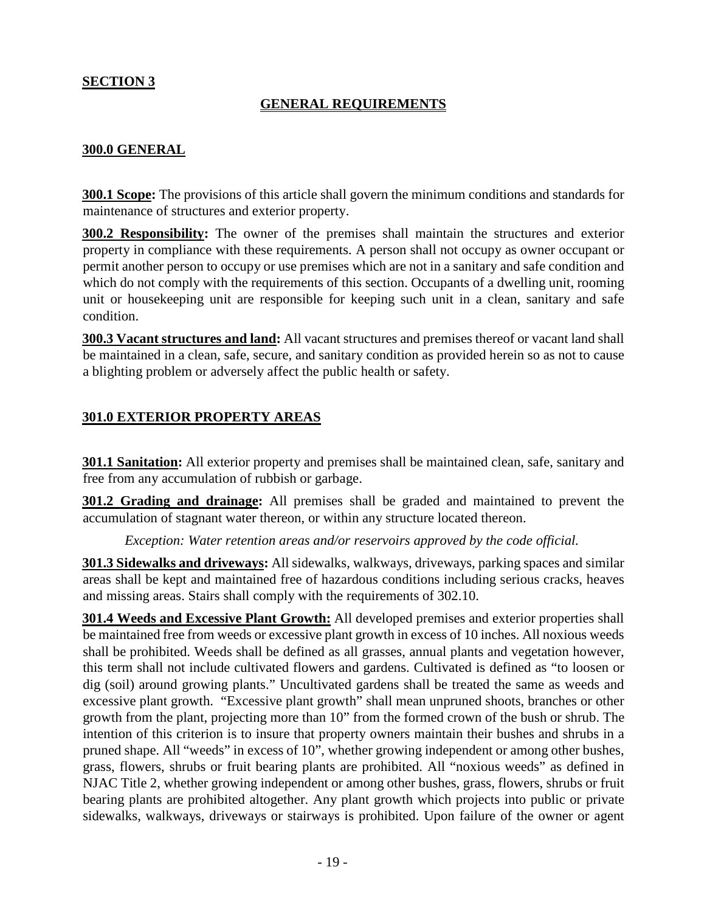## SECTION 3

## GENERAL REQUIREMENTS

### 300.0 GENERAL

**300.1 Scope:** The provisions of this article shall govern the minimum conditions and standards for maintenance of structures and exterior property.

**300.2 Responsibility:** The owner of the premises shall maintain the structures and exterior property in compliance with these requirements. A person shall not occupy as owner occupant or permit another person to occupy or use premises which are not in a sanitary and safe condition and which do not comply with the requirements of this section. Occupants of a dwelling unit, rooming unit or housekeeping unit are responsible for keeping such unit in a clean, sanitary and safe condition.

**300.3 Vacant structures and land:** All vacant structures and premises thereof or vacant land shall be maintained in a clean, safe, secure, and sanitary condition as provided herein so as not to cause a blighting problem or adversely affect the public health or safety.

### 301.0 EXTERIOR PROPERTY AREAS

**301.1 Sanitation:** All exterior property and premises shall be maintained clean, safe, sanitary and free from any accumulation of rubbish or garbage.

**301.2 Grading and drainage:** All premises shall be graded and maintained to prevent the accumulation of stagnant water thereon, or within any structure located thereon.

*Exception: Water retention areas and/or reservoirs approved by the code official.*

**301.3 Sidewalks and driveways:** All sidewalks, walkways, driveways, parking spaces and similar areas shall be kept and maintained free of hazardous conditions including serious cracks, heaves and missing areas. Stairs shall comply with the requirements of 302.10.

**301.4 Weeds and Excessive Plant Growth:** All developed premises and exterior properties shall be maintained free from weeds or excessive plant growth in excess of 10 inches. All noxious weeds shall be prohibited. Weeds shall be defined as all grasses, annual plants and vegetation however, this term shall not include cultivated flowers and gardens. Cultivated is defined as "to loosen or dig (soil) around growing plants." Uncultivated gardens shall be treated the same as weeds and excessive plant growth. "Excessive plant growth" shall mean unpruned shoots, branches or other growth from the plant, projecting more than 10" from the formed crown of the bush or shrub. The intention of this criterion is to insure that property owners maintain their bushes and shrubs in a pruned shape. All "weeds" in excess of 10", whether growing independent or among other bushes, grass, flowers, shrubs or fruit bearing plants are prohibited. All "noxious weeds" as defined in NJAC Title 2, whether growing independent or among other bushes, grass, flowers, shrubs or fruit bearing plants are prohibited altogether. Any plant growth which projects into public or private sidewalks, walkways, driveways or stairways is prohibited. Upon failure of the owner or agent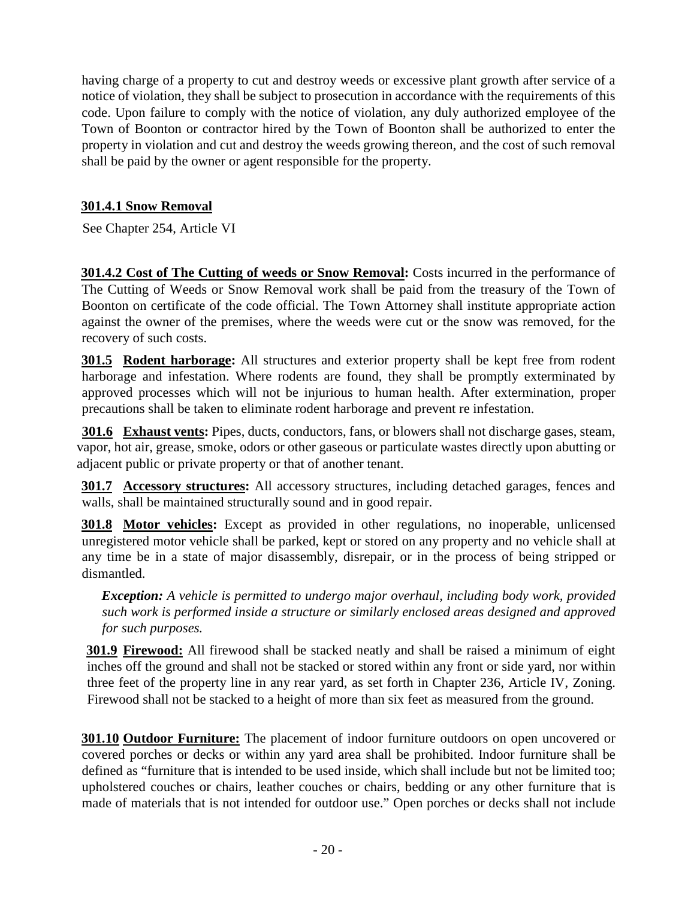having charge of a property to cut and destroy weeds or excessive plant growth after service of a notice of violation, they shall be subject to prosecution in accordance with the requirements of this code. Upon failure to comply with the notice of violation, any duly authorized employee of the Town of Boonton or contractor hired by the Town of Boonton shall be authorized to enter the property in violation and cut and destroy the weeds growing thereon, and the cost of such removal shall be paid by the owner or agent responsible for the property.

**301.4.1 Snow Removal**

See Chapter 254, Article VI

**301.4.2 Cost of The Cutting of weeds or Snow Removal:** Costs incurred in the performance of The Cutting of Weeds or Snow Removal work shall be paid from the treasury of the Town of Boonton on certificate of the code official. The Town Attorney shall institute appropriate action against the owner of the premises, where the weeds were cut or the snow was removed, for the recovery of such costs.

**301.5 Rodent harborage:** All structures and exterior property shall be kept free from rodent harborage and infestation. Where rodents are found, they shall be promptly exterminated by approved processes which will not be injurious to human health. After extermination, proper precautions shall be taken to eliminate rodent harborage and prevent re infestation.

**301.6 Exhaust vents:** Pipes, ducts, conductors, fans, or blowers shall not discharge gases, steam, vapor, hot air, grease, smoke, odors or other gaseous or particulate wastes directly upon abutting or adjacent public or private property or that of another tenant.

**301.7 Accessory structures:** All accessory structures, including detached garages, fences and walls, shall be maintained structurally sound and in good repair.

**301.8 Motor vehicles:** Except as provided in other regulations, no inoperable, unlicensed unregistered motor vehicle shall be parked, kept or stored on any property and no vehicle shall at any time be in a state of major disassembly, disrepair, or in the process of being stripped or dismantled.

> ***Exception:*** *A vehicle is permitted to undergo major overhaul, including body work, provided such work is performed inside a structure or similarly enclosed areas designed and approved for such purposes.*

**301.9 Firewood:** All firewood shall be stacked neatly and shall be raised a minimum of eight inches off the ground and shall not be stacked or stored within any front or side yard, nor within three feet of the property line in any rear yard, as set forth in Chapter 236, Article IV, Zoning. Firewood shall not be stacked to a height of more than six feet as measured from the ground.

**301.10 Outdoor Furniture:** The placement of indoor furniture outdoors on open uncovered or covered porches or decks or within any yard area shall be prohibited. Indoor furniture shall be defined as "furniture that is intended to be used inside, which shall include but not be limited too; upholstered couches or chairs, leather couches or chairs, bedding or any other furniture that is made of materials that is not intended for outdoor use." Open porches or decks shall not include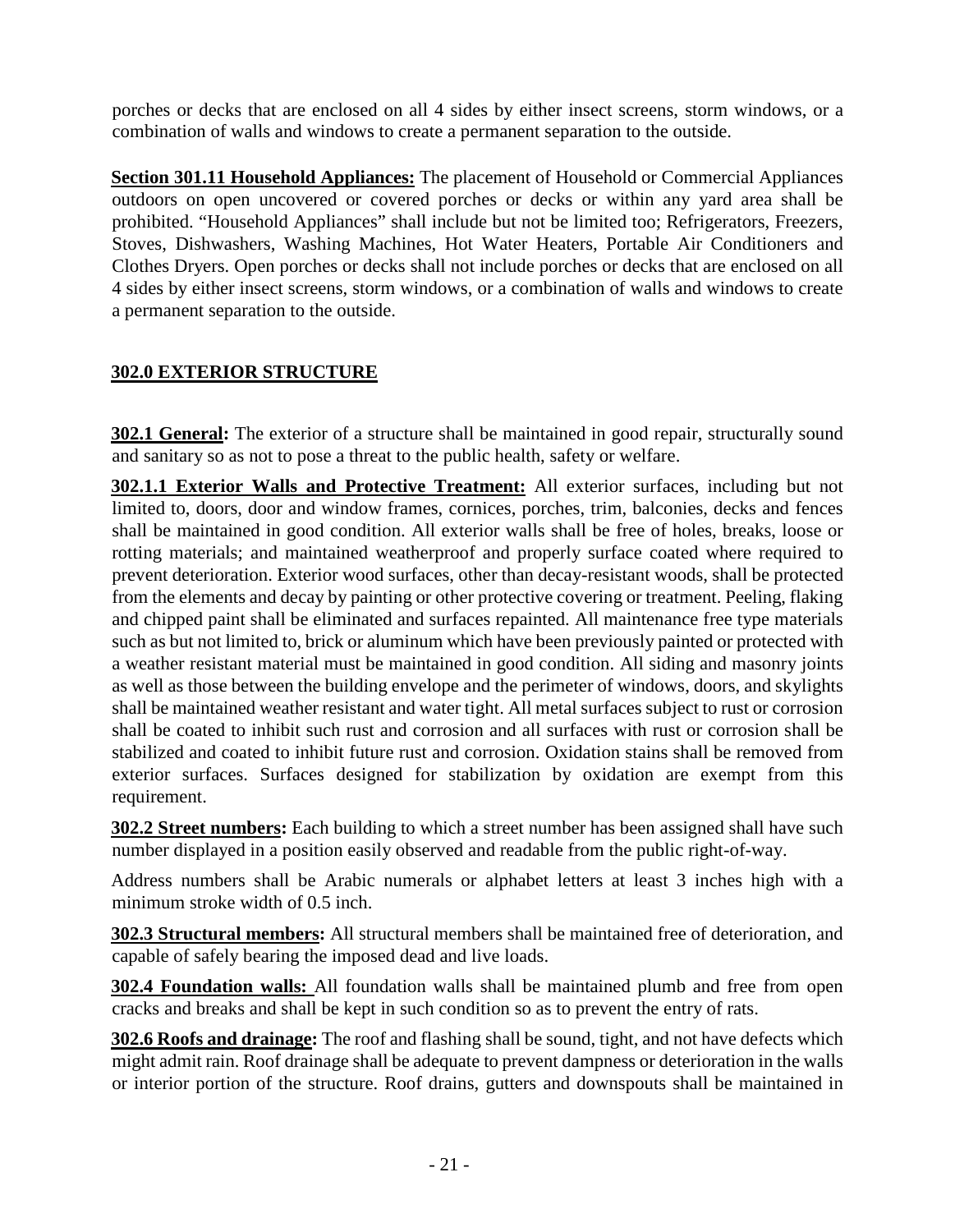porches or decks that are enclosed on all 4 sides by either insect screens, storm windows, or a combination of walls and windows to create a permanent separation to the outside.

**Section 301.11 Household Appliances:** The placement of Household or Commercial Appliances outdoors on open uncovered or covered porches or decks or within any yard area shall be prohibited. "Household Appliances" shall include but not be limited too; Refrigerators, Freezers, Stoves, Dishwashers, Washing Machines, Hot Water Heaters, Portable Air Conditioners and Clothes Dryers. Open porches or decks shall not include porches or decks that are enclosed on all 4 sides by either insect screens, storm windows, or a combination of walls and windows to create a permanent separation to the outside.

## 302.0 EXTERIOR STRUCTURE

**302.1 General:** The exterior of a structure shall be maintained in good repair, structurally sound and sanitary so as not to pose a threat to the public health, safety or welfare.

**302.1.1 Exterior Walls and Protective Treatment:** All exterior surfaces, including but not limited to, doors, door and window frames, cornices, porches, trim, balconies, decks and fences shall be maintained in good condition. All exterior walls shall be free of holes, breaks, loose or rotting materials; and maintained weatherproof and properly surface coated where required to prevent deterioration. Exterior wood surfaces, other than decay-resistant woods, shall be protected from the elements and decay by painting or other protective covering or treatment. Peeling, flaking and chipped paint shall be eliminated and surfaces repainted. All maintenance free type materials such as but not limited to, brick or aluminum which have been previously painted or protected with a weather resistant material must be maintained in good condition. All siding and masonry joints as well as those between the building envelope and the perimeter of windows, doors, and skylights shall be maintained weather resistant and water tight. All metal surfaces subject to rust or corrosion shall be coated to inhibit such rust and corrosion and all surfaces with rust or corrosion shall be stabilized and coated to inhibit future rust and corrosion. Oxidation stains shall be removed from exterior surfaces. Surfaces designed for stabilization by oxidation are exempt from this requirement.

**302.2 Street numbers:** Each building to which a street number has been assigned shall have such number displayed in a position easily observed and readable from the public right-of-way.

Address numbers shall be Arabic numerals or alphabet letters at least 3 inches high with a minimum stroke width of 0.5 inch.

**302.3 Structural members:** All structural members shall be maintained free of deterioration, and capable of safely bearing the imposed dead and live loads.

**302.4 Foundation walls:** All foundation walls shall be maintained plumb and free from open cracks and breaks and shall be kept in such condition so as to prevent the entry of rats.

**302.6 Roofs and drainage:** The roof and flashing shall be sound, tight, and not have defects which might admit rain. Roof drainage shall be adequate to prevent dampness or deterioration in the walls or interior portion of the structure. Roof drains, gutters and downspouts shall be maintained in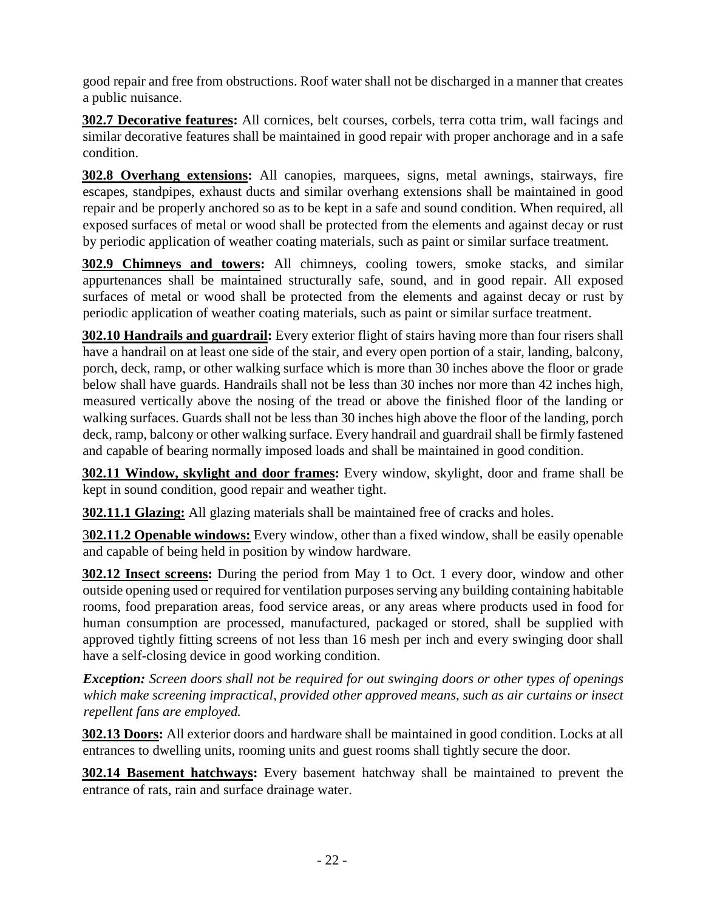good repair and free from obstructions. Roof water shall not be discharged in a manner that creates a public nuisance.

**302.7 Decorative features:** All cornices, belt courses, corbels, terra cotta trim, wall facings and similar decorative features shall be maintained in good repair with proper anchorage and in a safe condition.

**302.8 Overhang extensions:** All canopies, marquees, signs, metal awnings, stairways, fire escapes, standpipes, exhaust ducts and similar overhang extensions shall be maintained in good repair and be properly anchored so as to be kept in a safe and sound condition. When required, all exposed surfaces of metal or wood shall be protected from the elements and against decay or rust by periodic application of weather coating materials, such as paint or similar surface treatment.

**302.9 Chimneys and towers:** All chimneys, cooling towers, smoke stacks, and similar appurtenances shall be maintained structurally safe, sound, and in good repair. All exposed surfaces of metal or wood shall be protected from the elements and against decay or rust by periodic application of weather coating materials, such as paint or similar surface treatment.

**302.10 Handrails and guardrail:** Every exterior flight of stairs having more than four risers shall have a handrail on at least one side of the stair, and every open portion of a stair, landing, balcony, porch, deck, ramp, or other walking surface which is more than 30 inches above the floor or grade below shall have guards. Handrails shall not be less than 30 inches nor more than 42 inches high, measured vertically above the nosing of the tread or above the finished floor of the landing or walking surfaces. Guards shall not be less than 30 inches high above the floor of the landing, porch deck, ramp, balcony or other walking surface. Every handrail and guardrail shall be firmly fastened and capable of bearing normally imposed loads and shall be maintained in good condition.

**302.11 Window, skylight and door frames:** Every window, skylight, door and frame shall be kept in sound condition, good repair and weather tight.

**302.11.1 Glazing:** All glazing materials shall be maintained free of cracks and holes.

**302.11.2 Openable windows:** Every window, other than a fixed window, shall be easily openable and capable of being held in position by window hardware.

**302.12 Insect screens:** During the period from May 1 to Oct. 1 every door, window and other outside opening used or required for ventilation purposes serving any building containing habitable rooms, food preparation areas, food service areas, or any areas where products used in food for human consumption are processed, manufactured, packaged or stored, shall be supplied with approved tightly fitting screens of not less than 16 mesh per inch and every swinging door shall have a self-closing device in good working condition.

***Exception:*** *Screen doors shall not be required for out swinging doors or other types of openings which make screening impractical, provided other approved means, such as air curtains or insect repellent fans are employed.*

**302.13 Doors:** All exterior doors and hardware shall be maintained in good condition. Locks at all entrances to dwelling units, rooming units and guest rooms shall tightly secure the door.

**302.14 Basement hatchways:** Every basement hatchway shall be maintained to prevent the entrance of rats, rain and surface drainage water.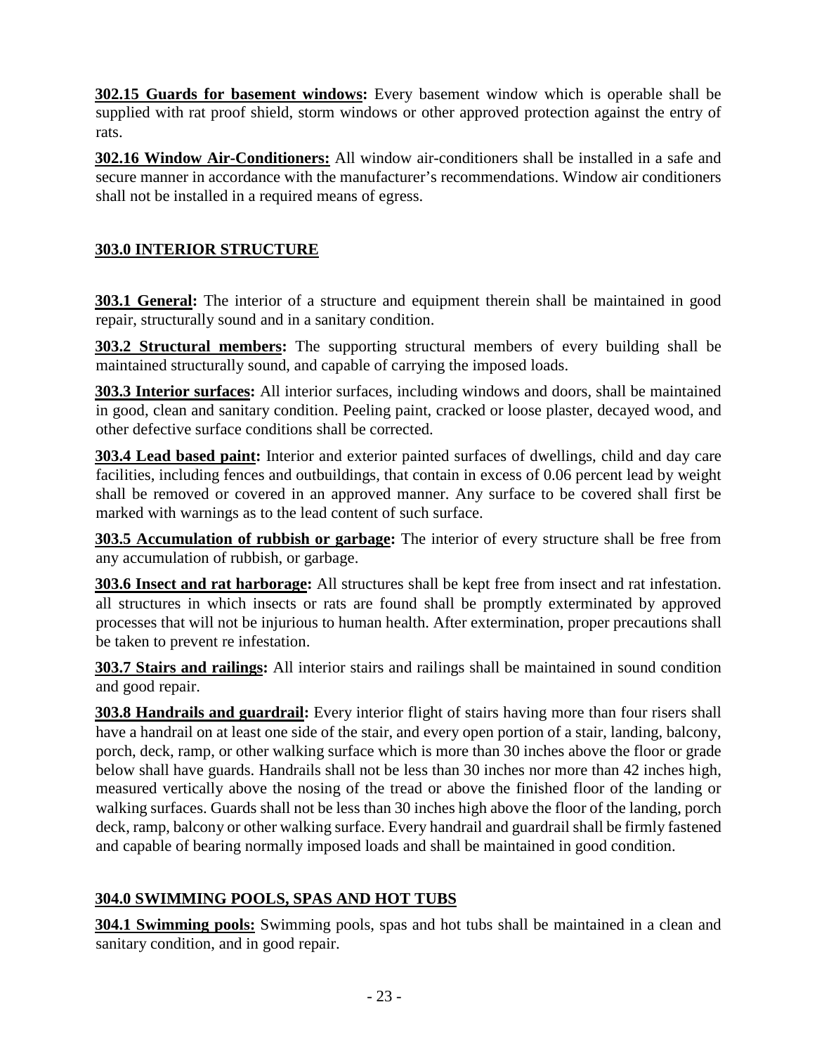**302.15 Guards for basement windows:** Every basement window which is operable shall be supplied with rat proof shield, storm windows or other approved protection against the entry of rats.

**302.16 Window Air-Conditioners:** All window air-conditioners shall be installed in a safe and secure manner in accordance with the manufacturer's recommendations. Window air conditioners shall not be installed in a required means of egress.

## 303.0 INTERIOR STRUCTURE

**303.1 General:** The interior of a structure and equipment therein shall be maintained in good repair, structurally sound and in a sanitary condition.

**303.2 Structural members:** The supporting structural members of every building shall be maintained structurally sound, and capable of carrying the imposed loads.

**303.3 Interior surfaces:** All interior surfaces, including windows and doors, shall be maintained in good, clean and sanitary condition. Peeling paint, cracked or loose plaster, decayed wood, and other defective surface conditions shall be corrected.

**303.4 Lead based paint:** Interior and exterior painted surfaces of dwellings, child and day care facilities, including fences and outbuildings, that contain in excess of 0.06 percent lead by weight shall be removed or covered in an approved manner. Any surface to be covered shall first be marked with warnings as to the lead content of such surface.

**303.5 Accumulation of rubbish or garbage:** The interior of every structure shall be free from any accumulation of rubbish, or garbage.

**303.6 Insect and rat harborage:** All structures shall be kept free from insect and rat infestation. all structures in which insects or rats are found shall be promptly exterminated by approved processes that will not be injurious to human health. After extermination, proper precautions shall be taken to prevent re infestation.

**303.7 Stairs and railings:** All interior stairs and railings shall be maintained in sound condition and good repair.

**303.8 Handrails and guardrail:** Every interior flight of stairs having more than four risers shall have a handrail on at least one side of the stair, and every open portion of a stair, landing, balcony, porch, deck, ramp, or other walking surface which is more than 30 inches above the floor or grade below shall have guards. Handrails shall not be less than 30 inches nor more than 42 inches high, measured vertically above the nosing of the tread or above the finished floor of the landing or walking surfaces. Guards shall not be less than 30 inches high above the floor of the landing, porch deck, ramp, balcony or other walking surface. Every handrail and guardrail shall be firmly fastened and capable of bearing normally imposed loads and shall be maintained in good condition.

## 304.0 SWIMMING POOLS, SPAS AND HOT TUBS

**304.1 Swimming pools:** Swimming pools, spas and hot tubs shall be maintained in a clean and sanitary condition, and in good repair.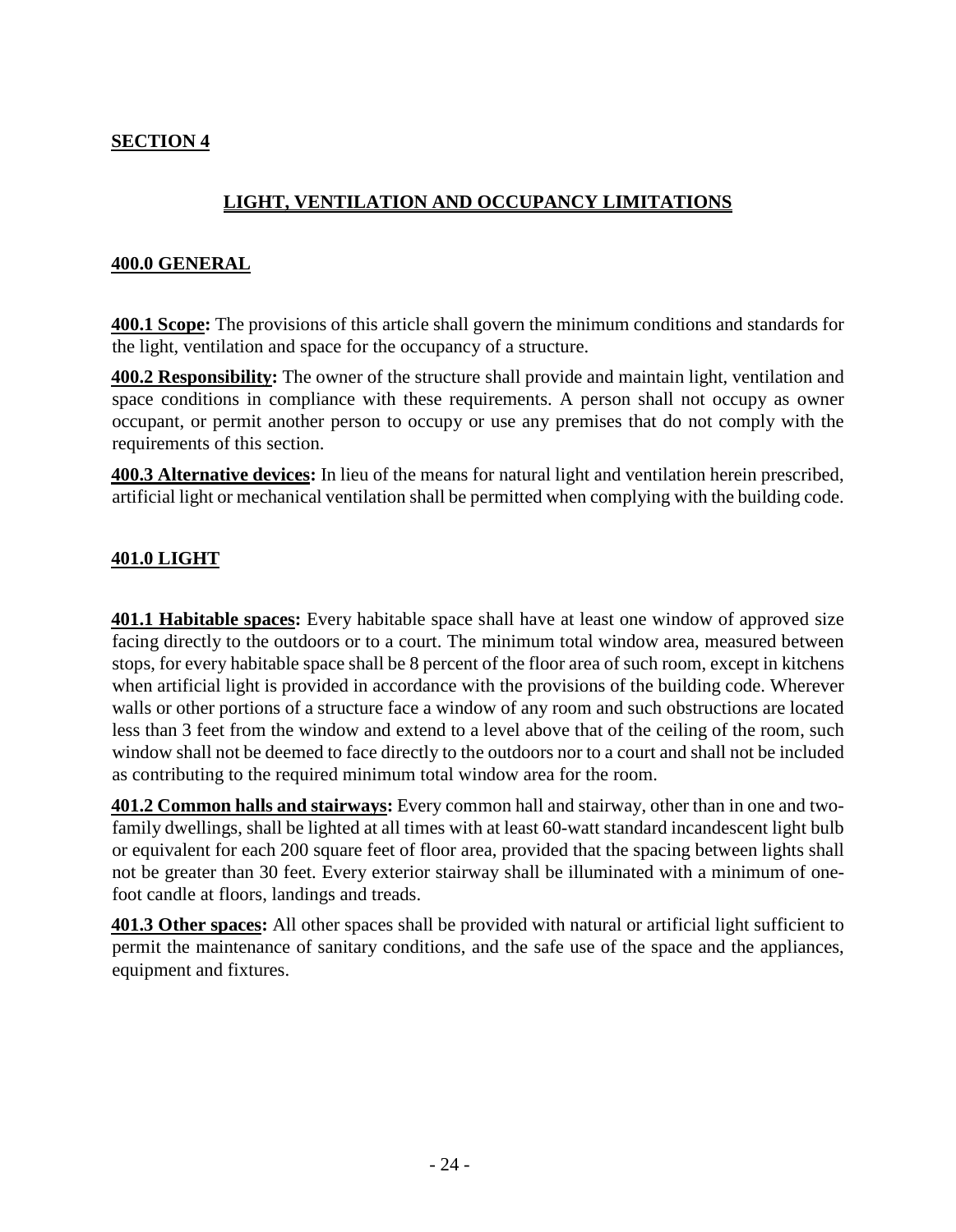## SECTION 4

## LIGHT, VENTILATION AND OCCUPANCY LIMITATIONS

### 400.0 GENERAL

**400.1 Scope:** The provisions of this article shall govern the minimum conditions and standards for the light, ventilation and space for the occupancy of a structure.

**400.2 Responsibility:** The owner of the structure shall provide and maintain light, ventilation and space conditions in compliance with these requirements. A person shall not occupy as owner occupant, or permit another person to occupy or use any premises that do not comply with the requirements of this section.

**400.3 Alternative devices:** In lieu of the means for natural light and ventilation herein prescribed, artificial light or mechanical ventilation shall be permitted when complying with the building code.

### 401.0 LIGHT

**401.1 Habitable spaces:** Every habitable space shall have at least one window of approved size facing directly to the outdoors or to a court. The minimum total window area, measured between stops, for every habitable space shall be 8 percent of the floor area of such room, except in kitchens when artificial light is provided in accordance with the provisions of the building code. Wherever walls or other portions of a structure face a window of any room and such obstructions are located less than 3 feet from the window and extend to a level above that of the ceiling of the room, such window shall not be deemed to face directly to the outdoors nor to a court and shall not be included as contributing to the required minimum total window area for the room.

**401.2 Common halls and stairways:** Every common hall and stairway, other than in one and two-family dwellings, shall be lighted at all times with at least 60-watt standard incandescent light bulb or equivalent for each 200 square feet of floor area, provided that the spacing between lights shall not be greater than 30 feet. Every exterior stairway shall be illuminated with a minimum of one-foot candle at floors, landings and treads.

**401.3 Other spaces:** All other spaces shall be provided with natural or artificial light sufficient to permit the maintenance of sanitary conditions, and the safe use of the space and the appliances, equipment and fixtures.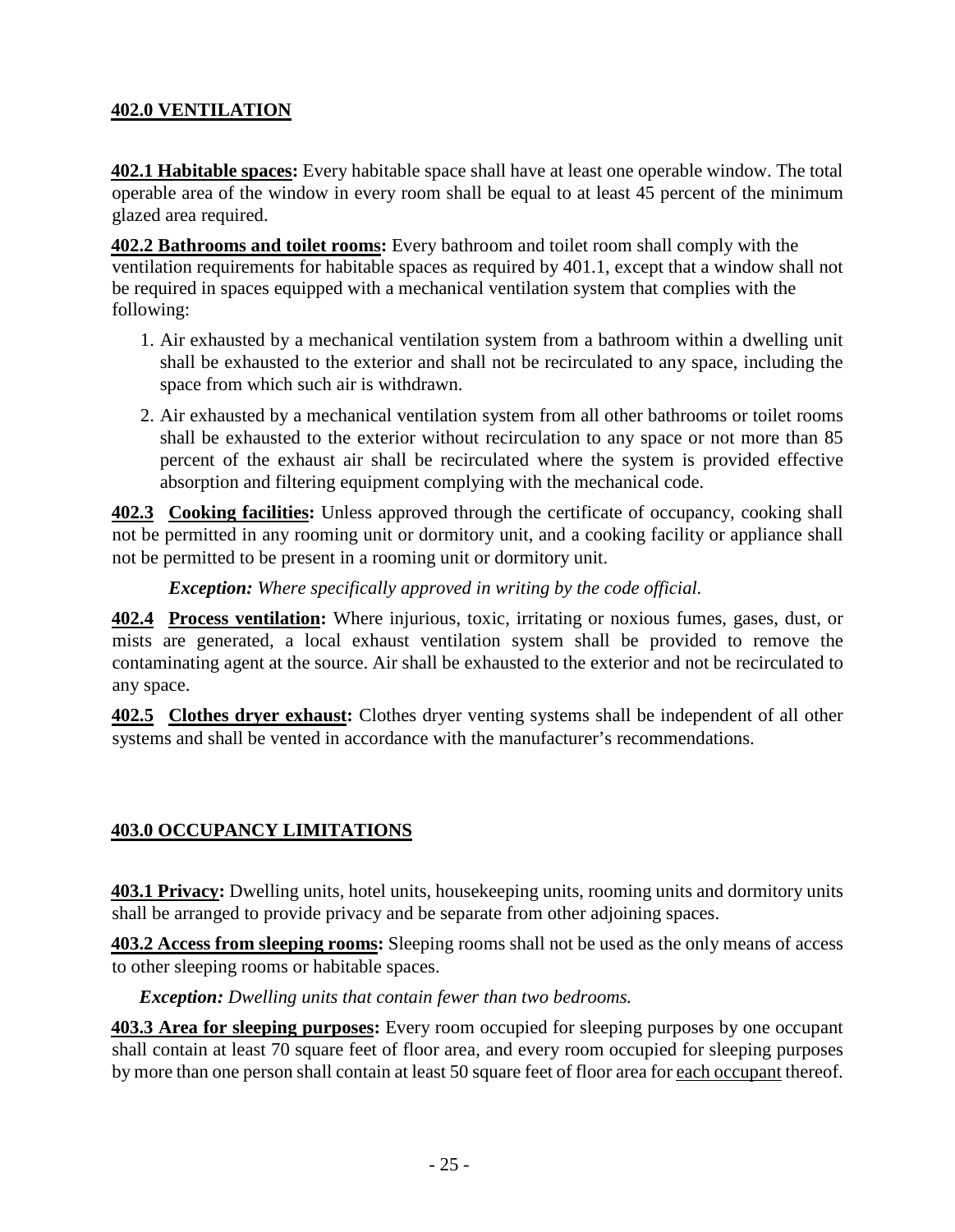## 402.0 VENTILATION

**402.1 Habitable spaces:** Every habitable space shall have at least one operable window. The total operable area of the window in every room shall be equal to at least 45 percent of the minimum glazed area required.

**402.2 Bathrooms and toilet rooms:** Every bathroom and toilet room shall comply with the ventilation requirements for habitable spaces as required by 401.1, except that a window shall not be required in spaces equipped with a mechanical ventilation system that complies with the following:

1. Air exhausted by a mechanical ventilation system from a bathroom within a dwelling unit shall be exhausted to the exterior and shall not be recirculated to any space, including the space from which such air is withdrawn.
2. Air exhausted by a mechanical ventilation system from all other bathrooms or toilet rooms shall be exhausted to the exterior without recirculation to any space or not more than 85 percent of the exhaust air shall be recirculated where the system is provided effective absorption and filtering equipment complying with the mechanical code.

**402.3 Cooking facilities:** Unless approved through the certificate of occupancy, cooking shall not be permitted in any rooming unit or dormitory unit, and a cooking facility or appliance shall not be permitted to be present in a rooming unit or dormitory unit.

***Exception:*** *Where specifically approved in writing by the code official.*

**402.4 Process ventilation:** Where injurious, toxic, irritating or noxious fumes, gases, dust, or mists are generated, a local exhaust ventilation system shall be provided to remove the contaminating agent at the source. Air shall be exhausted to the exterior and not be recirculated to any space.

**402.5 Clothes dryer exhaust:** Clothes dryer venting systems shall be independent of all other systems and shall be vented in accordance with the manufacturer's recommendations.

## 403.0 OCCUPANCY LIMITATIONS

**403.1 Privacy:** Dwelling units, hotel units, housekeeping units, rooming units and dormitory units shall be arranged to provide privacy and be separate from other adjoining spaces.

**403.2 Access from sleeping rooms:** Sleeping rooms shall not be used as the only means of access to other sleeping rooms or habitable spaces.

***Exception:*** *Dwelling units that contain fewer than two bedrooms.*

**403.3 Area for sleeping purposes:** Every room occupied for sleeping purposes by one occupant shall contain at least 70 square feet of floor area, and every room occupied for sleeping purposes by more than one person shall contain at least 50 square feet of floor area for each occupant thereof.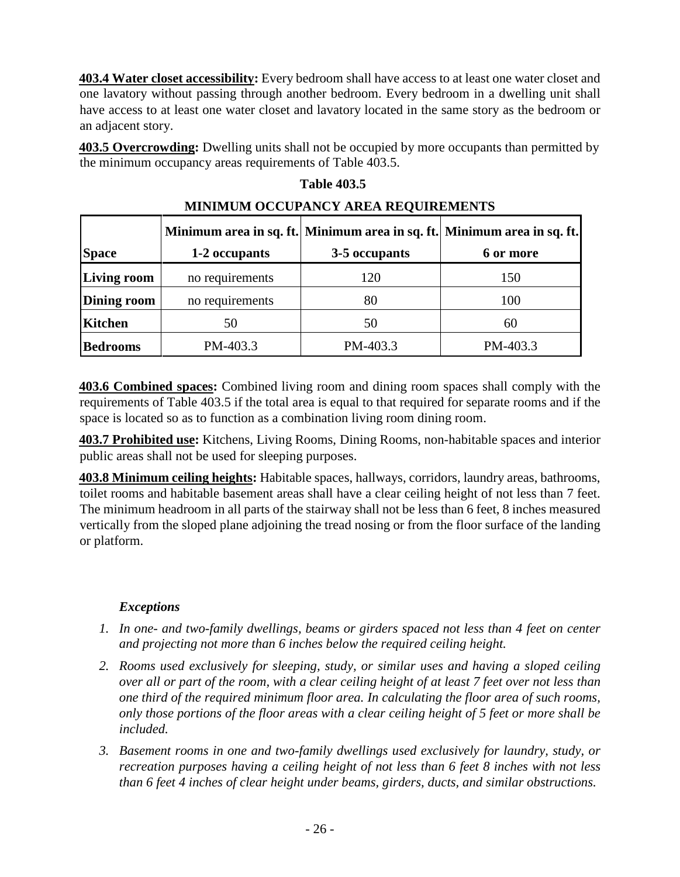**403.4 Water closet accessibility:** Every bedroom shall have access to at least one water closet and one lavatory without passing through another bedroom. Every bedroom in a dwelling unit shall have access to at least one water closet and lavatory located in the same story as the bedroom or an adjacent story.

**403.5 Overcrowding:** Dwelling units shall not be occupied by more occupants than permitted by the minimum occupancy areas requirements of Table 403.5.

**Table 403.5**

**MINIMUM OCCUPANCY AREA REQUIREMENTS**

| Space | Minimum area in sq. ft. 1-2 occupants | Minimum area in sq. ft. 3-5 occupants | Minimum area in sq. ft. 6 or more |
|---|---|---|---|
| **Living room** | no requirements | 120 | 150 |
| **Dining room** | no requirements | 80 | 100 |
| **Kitchen** | 50 | 50 | 60 |
| **Bedrooms** | PM-403.3 | PM-403.3 | PM-403.3 |

**403.6 Combined spaces:** Combined living room and dining room spaces shall comply with the requirements of Table 403.5 if the total area is equal to that required for separate rooms and if the space is located so as to function as a combination living room dining room.

**403.7 Prohibited use:** Kitchens, Living Rooms, Dining Rooms, non-habitable spaces and interior public areas shall not be used for sleeping purposes.

**403.8 Minimum ceiling heights:** Habitable spaces, hallways, corridors, laundry areas, bathrooms, toilet rooms and habitable basement areas shall have a clear ceiling height of not less than 7 feet. The minimum headroom in all parts of the stairway shall not be less than 6 feet, 8 inches measured vertically from the sloped plane adjoining the tread nosing or from the floor surface of the landing or platform.

***Exceptions***

1. *In one- and two-family dwellings, beams or girders spaced not less than 4 feet on center and projecting not more than 6 inches below the required ceiling height.*
2. *Rooms used exclusively for sleeping, study, or similar uses and having a sloped ceiling over all or part of the room, with a clear ceiling height of at least 7 feet over not less than one third of the required minimum floor area. In calculating the floor area of such rooms, only those portions of the floor areas with a clear ceiling height of 5 feet or more shall be included.*
3. *Basement rooms in one and two-family dwellings used exclusively for laundry, study, or recreation purposes having a ceiling height of not less than 6 feet 8 inches with not less than 6 feet 4 inches of clear height under beams, girders, ducts, and similar obstructions.*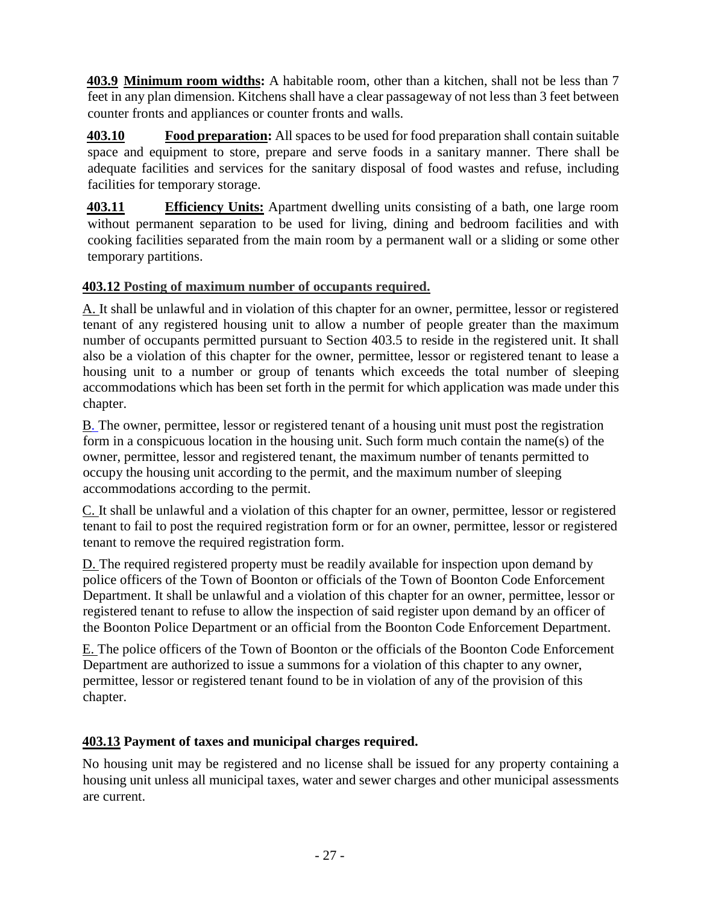**403.9 Minimum room widths:** A habitable room, other than a kitchen, shall not be less than 7 feet in any plan dimension. Kitchens shall have a clear passageway of not less than 3 feet between counter fronts and appliances or counter fronts and walls.

**403.10 Food preparation:** All spaces to be used for food preparation shall contain suitable space and equipment to store, prepare and serve foods in a sanitary manner. There shall be adequate facilities and services for the sanitary disposal of food wastes and refuse, including facilities for temporary storage.

**403.11 Efficiency Units:** Apartment dwelling units consisting of a bath, one large room without permanent separation to be used for living, dining and bedroom facilities and with cooking facilities separated from the main room by a permanent wall or a sliding or some other temporary partitions.

**403.12 Posting of maximum number of occupants required.**

A. It shall be unlawful and in violation of this chapter for an owner, permittee, lessor or registered tenant of any registered housing unit to allow a number of people greater than the maximum number of occupants permitted pursuant to Section 403.5 to reside in the registered unit. It shall also be a violation of this chapter for the owner, permittee, lessor or registered tenant to lease a housing unit to a number or group of tenants which exceeds the total number of sleeping accommodations which has been set forth in the permit for which application was made under this chapter.

B. The owner, permittee, lessor or registered tenant of a housing unit must post the registration form in a conspicuous location in the housing unit. Such form much contain the name(s) of the owner, permittee, lessor and registered tenant, the maximum number of tenants permitted to occupy the housing unit according to the permit, and the maximum number of sleeping accommodations according to the permit.

C. It shall be unlawful and a violation of this chapter for an owner, permittee, lessor or registered tenant to fail to post the required registration form or for an owner, permittee, lessor or registered tenant to remove the required registration form.

D. The required registered property must be readily available for inspection upon demand by police officers of the Town of Boonton or officials of the Town of Boonton Code Enforcement Department. It shall be unlawful and a violation of this chapter for an owner, permittee, lessor or registered tenant to refuse to allow the inspection of said register upon demand by an officer of the Boonton Police Department or an official from the Boonton Code Enforcement Department.

E. The police officers of the Town of Boonton or the officials of the Boonton Code Enforcement Department are authorized to issue a summons for a violation of this chapter to any owner, permittee, lessor or registered tenant found to be in violation of any of the provision of this chapter.

**403.13 Payment of taxes and municipal charges required.**

No housing unit may be registered and no license shall be issued for any property containing a housing unit unless all municipal taxes, water and sewer charges and other municipal assessments are current.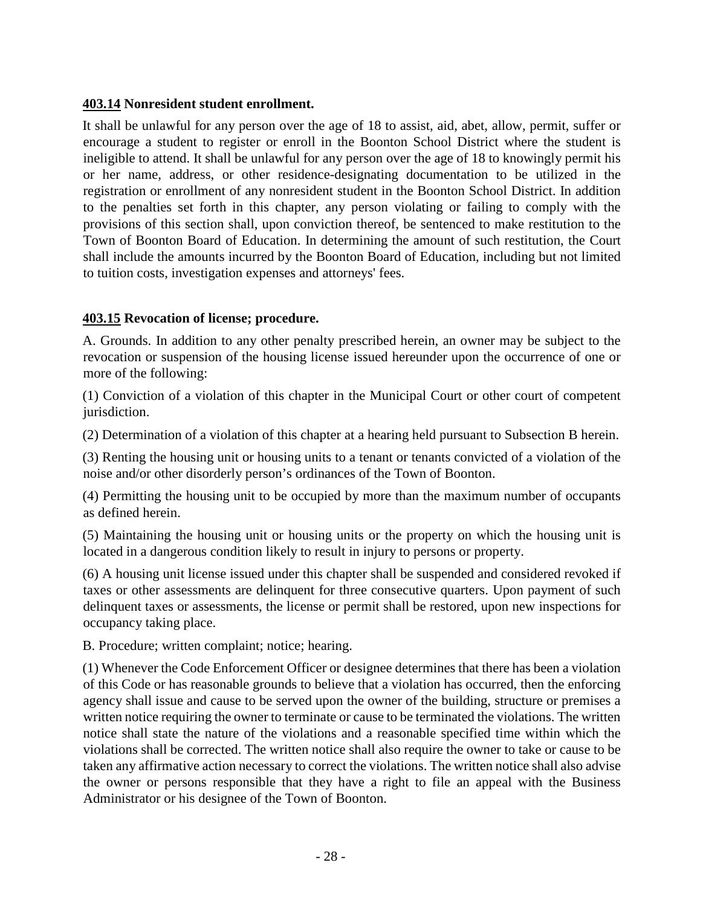### **403.14** Nonresident student enrollment.

It shall be unlawful for any person over the age of 18 to assist, aid, abet, allow, permit, suffer or encourage a student to register or enroll in the Boonton School District where the student is ineligible to attend. It shall be unlawful for any person over the age of 18 to knowingly permit his or her name, address, or other residence-designating documentation to be utilized in the registration or enrollment of any nonresident student in the Boonton School District. In addition to the penalties set forth in this chapter, any person violating or failing to comply with the provisions of this section shall, upon conviction thereof, be sentenced to make restitution to the Town of Boonton Board of Education. In determining the amount of such restitution, the Court shall include the amounts incurred by the Boonton Board of Education, including but not limited to tuition costs, investigation expenses and attorneys' fees.

### **403.15** Revocation of license; procedure.

A. Grounds. In addition to any other penalty prescribed herein, an owner may be subject to the revocation or suspension of the housing license issued hereunder upon the occurrence of one or more of the following:

(1) Conviction of a violation of this chapter in the Municipal Court or other court of competent jurisdiction.

(2) Determination of a violation of this chapter at a hearing held pursuant to Subsection B herein.

(3) Renting the housing unit or housing units to a tenant or tenants convicted of a violation of the noise and/or other disorderly person's ordinances of the Town of Boonton.

(4) Permitting the housing unit to be occupied by more than the maximum number of occupants as defined herein.

(5) Maintaining the housing unit or housing units or the property on which the housing unit is located in a dangerous condition likely to result in injury to persons or property.

(6) A housing unit license issued under this chapter shall be suspended and considered revoked if taxes or other assessments are delinquent for three consecutive quarters. Upon payment of such delinquent taxes or assessments, the license or permit shall be restored, upon new inspections for occupancy taking place.

B. Procedure; written complaint; notice; hearing.

(1) Whenever the Code Enforcement Officer or designee determines that there has been a violation of this Code or has reasonable grounds to believe that a violation has occurred, then the enforcing agency shall issue and cause to be served upon the owner of the building, structure or premises a written notice requiring the owner to terminate or cause to be terminated the violations. The written notice shall state the nature of the violations and a reasonable specified time within which the violations shall be corrected. The written notice shall also require the owner to take or cause to be taken any affirmative action necessary to correct the violations. The written notice shall also advise the owner or persons responsible that they have a right to file an appeal with the Business Administrator or his designee of the Town of Boonton.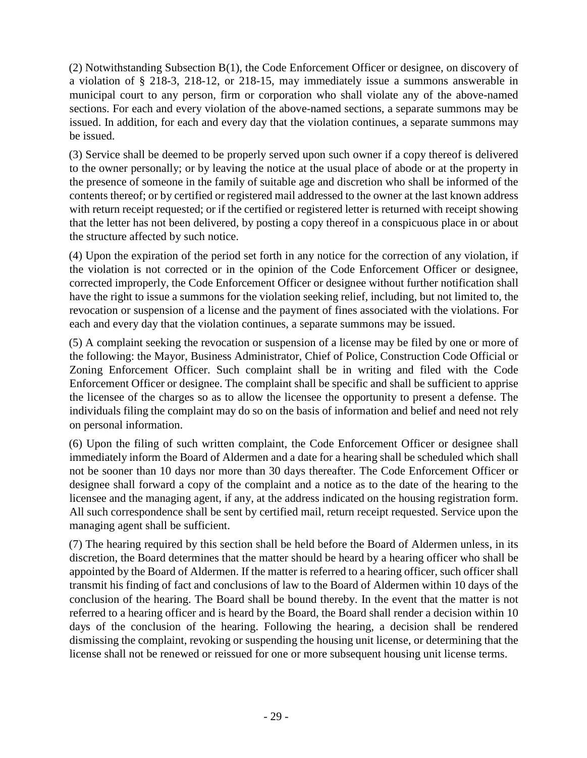(2) Notwithstanding Subsection B(1), the Code Enforcement Officer or designee, on discovery of a violation of § 218-3, 218-12, or 218-15, may immediately issue a summons answerable in municipal court to any person, firm or corporation who shall violate any of the above-named sections. For each and every violation of the above-named sections, a separate summons may be issued. In addition, for each and every day that the violation continues, a separate summons may be issued.

(3) Service shall be deemed to be properly served upon such owner if a copy thereof is delivered to the owner personally; or by leaving the notice at the usual place of abode or at the property in the presence of someone in the family of suitable age and discretion who shall be informed of the contents thereof; or by certified or registered mail addressed to the owner at the last known address with return receipt requested; or if the certified or registered letter is returned with receipt showing that the letter has not been delivered, by posting a copy thereof in a conspicuous place in or about the structure affected by such notice.

(4) Upon the expiration of the period set forth in any notice for the correction of any violation, if the violation is not corrected or in the opinion of the Code Enforcement Officer or designee, corrected improperly, the Code Enforcement Officer or designee without further notification shall have the right to issue a summons for the violation seeking relief, including, but not limited to, the revocation or suspension of a license and the payment of fines associated with the violations. For each and every day that the violation continues, a separate summons may be issued.

(5) A complaint seeking the revocation or suspension of a license may be filed by one or more of the following: the Mayor, Business Administrator, Chief of Police, Construction Code Official or Zoning Enforcement Officer. Such complaint shall be in writing and filed with the Code Enforcement Officer or designee. The complaint shall be specific and shall be sufficient to apprise the licensee of the charges so as to allow the licensee the opportunity to present a defense. The individuals filing the complaint may do so on the basis of information and belief and need not rely on personal information.

(6) Upon the filing of such written complaint, the Code Enforcement Officer or designee shall immediately inform the Board of Aldermen and a date for a hearing shall be scheduled which shall not be sooner than 10 days nor more than 30 days thereafter. The Code Enforcement Officer or designee shall forward a copy of the complaint and a notice as to the date of the hearing to the licensee and the managing agent, if any, at the address indicated on the housing registration form. All such correspondence shall be sent by certified mail, return receipt requested. Service upon the managing agent shall be sufficient.

(7) The hearing required by this section shall be held before the Board of Aldermen unless, in its discretion, the Board determines that the matter should be heard by a hearing officer who shall be appointed by the Board of Aldermen. If the matter is referred to a hearing officer, such officer shall transmit his finding of fact and conclusions of law to the Board of Aldermen within 10 days of the conclusion of the hearing. The Board shall be bound thereby. In the event that the matter is not referred to a hearing officer and is heard by the Board, the Board shall render a decision within 10 days of the conclusion of the hearing. Following the hearing, a decision shall be rendered dismissing the complaint, revoking or suspending the housing unit license, or determining that the license shall not be renewed or reissued for one or more subsequent housing unit license terms.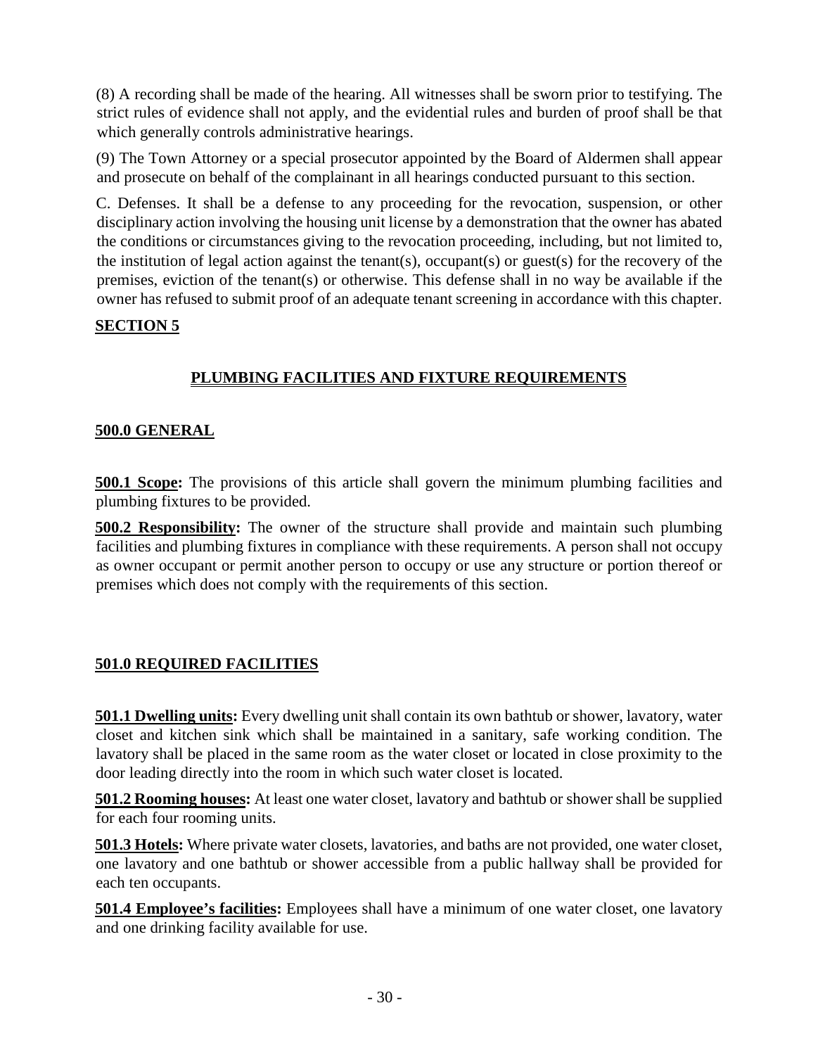(8) A recording shall be made of the hearing. All witnesses shall be sworn prior to testifying. The strict rules of evidence shall not apply, and the evidential rules and burden of proof shall be that which generally controls administrative hearings.

(9) The Town Attorney or a special prosecutor appointed by the Board of Aldermen shall appear and prosecute on behalf of the complainant in all hearings conducted pursuant to this section.

C. Defenses. It shall be a defense to any proceeding for the revocation, suspension, or other disciplinary action involving the housing unit license by a demonstration that the owner has abated the conditions or circumstances giving to the revocation proceeding, including, but not limited to, the institution of legal action against the tenant(s), occupant(s) or guest(s) for the recovery of the premises, eviction of the tenant(s) or otherwise. This defense shall in no way be available if the owner has refused to submit proof of an adequate tenant screening in accordance with this chapter.

## SECTION 5

## PLUMBING FACILITIES AND FIXTURE REQUIREMENTS

### 500.0 GENERAL

**500.1 Scope:** The provisions of this article shall govern the minimum plumbing facilities and plumbing fixtures to be provided.

**500.2 Responsibility:** The owner of the structure shall provide and maintain such plumbing facilities and plumbing fixtures in compliance with these requirements. A person shall not occupy as owner occupant or permit another person to occupy or use any structure or portion thereof or premises which does not comply with the requirements of this section.

### 501.0 REQUIRED FACILITIES

**501.1 Dwelling units:** Every dwelling unit shall contain its own bathtub or shower, lavatory, water closet and kitchen sink which shall be maintained in a sanitary, safe working condition. The lavatory shall be placed in the same room as the water closet or located in close proximity to the door leading directly into the room in which such water closet is located.

**501.2 Rooming houses:** At least one water closet, lavatory and bathtub or shower shall be supplied for each four rooming units.

**501.3 Hotels:** Where private water closets, lavatories, and baths are not provided, one water closet, one lavatory and one bathtub or shower accessible from a public hallway shall be provided for each ten occupants.

**501.4 Employee's facilities:** Employees shall have a minimum of one water closet, one lavatory and one drinking facility available for use.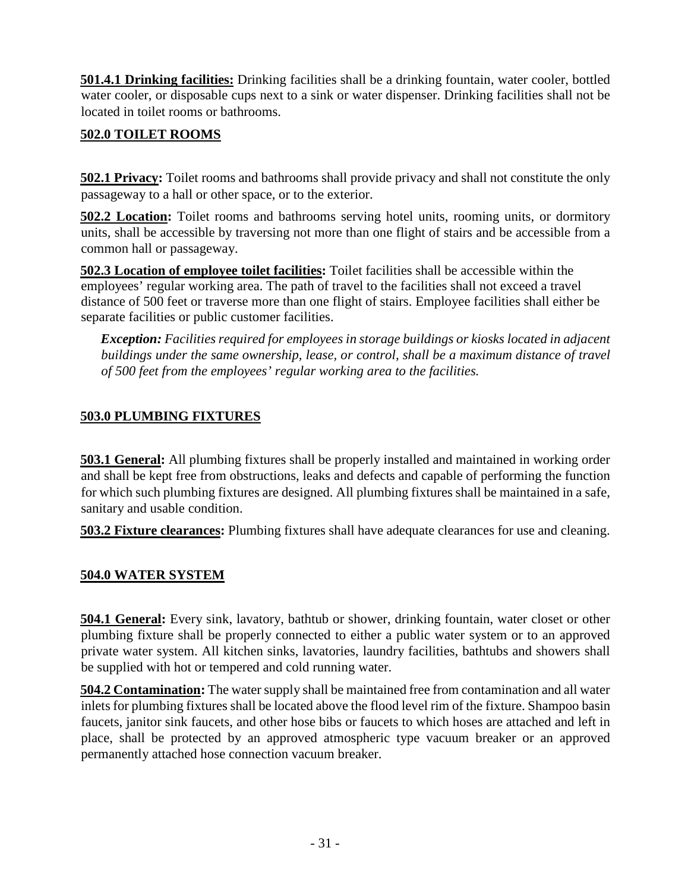**501.4.1 Drinking facilities:** Drinking facilities shall be a drinking fountain, water cooler, bottled water cooler, or disposable cups next to a sink or water dispenser. Drinking facilities shall not be located in toilet rooms or bathrooms.

## 502.0 TOILET ROOMS

**502.1 Privacy:** Toilet rooms and bathrooms shall provide privacy and shall not constitute the only passageway to a hall or other space, or to the exterior.

**502.2 Location:** Toilet rooms and bathrooms serving hotel units, rooming units, or dormitory units, shall be accessible by traversing not more than one flight of stairs and be accessible from a common hall or passageway.

**502.3 Location of employee toilet facilities:** Toilet facilities shall be accessible within the employees' regular working area. The path of travel to the facilities shall not exceed a travel distance of 500 feet or traverse more than one flight of stairs. Employee facilities shall either be separate facilities or public customer facilities.

> ***Exception:*** *Facilities required for employees in storage buildings or kiosks located in adjacent buildings under the same ownership, lease, or control, shall be a maximum distance of travel of 500 feet from the employees' regular working area to the facilities.*

## 503.0 PLUMBING FIXTURES

**503.1 General:** All plumbing fixtures shall be properly installed and maintained in working order and shall be kept free from obstructions, leaks and defects and capable of performing the function for which such plumbing fixtures are designed. All plumbing fixtures shall be maintained in a safe, sanitary and usable condition.

**503.2 Fixture clearances:** Plumbing fixtures shall have adequate clearances for use and cleaning.

## 504.0 WATER SYSTEM

**504.1 General:** Every sink, lavatory, bathtub or shower, drinking fountain, water closet or other plumbing fixture shall be properly connected to either a public water system or to an approved private water system. All kitchen sinks, lavatories, laundry facilities, bathtubs and showers shall be supplied with hot or tempered and cold running water.

**504.2 Contamination:** The water supply shall be maintained free from contamination and all water inlets for plumbing fixtures shall be located above the flood level rim of the fixture. Shampoo basin faucets, janitor sink faucets, and other hose bibs or faucets to which hoses are attached and left in place, shall be protected by an approved atmospheric type vacuum breaker or an approved permanently attached hose connection vacuum breaker.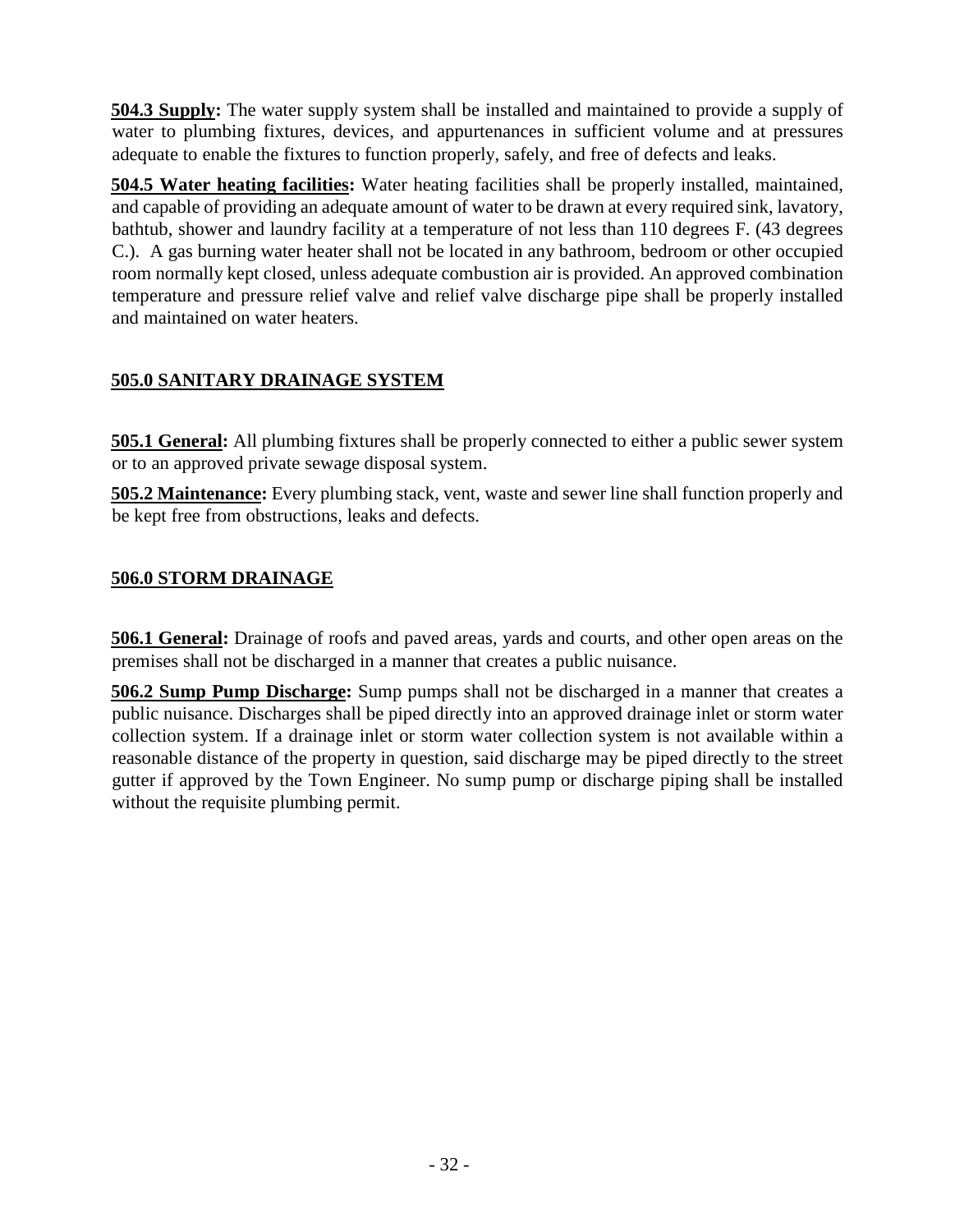**504.3 Supply:** The water supply system shall be installed and maintained to provide a supply of water to plumbing fixtures, devices, and appurtenances in sufficient volume and at pressures adequate to enable the fixtures to function properly, safely, and free of defects and leaks.

**504.5 Water heating facilities:** Water heating facilities shall be properly installed, maintained, and capable of providing an adequate amount of water to be drawn at every required sink, lavatory, bathtub, shower and laundry facility at a temperature of not less than 110 degrees F. (43 degrees C.). A gas burning water heater shall not be located in any bathroom, bedroom or other occupied room normally kept closed, unless adequate combustion air is provided. An approved combination temperature and pressure relief valve and relief valve discharge pipe shall be properly installed and maintained on water heaters.

## 505.0 SANITARY DRAINAGE SYSTEM

**505.1 General:** All plumbing fixtures shall be properly connected to either a public sewer system or to an approved private sewage disposal system.

**505.2 Maintenance:** Every plumbing stack, vent, waste and sewer line shall function properly and be kept free from obstructions, leaks and defects.

## 506.0 STORM DRAINAGE

**506.1 General:** Drainage of roofs and paved areas, yards and courts, and other open areas on the premises shall not be discharged in a manner that creates a public nuisance.

**506.2 Sump Pump Discharge:** Sump pumps shall not be discharged in a manner that creates a public nuisance. Discharges shall be piped directly into an approved drainage inlet or storm water collection system. If a drainage inlet or storm water collection system is not available within a reasonable distance of the property in question, said discharge may be piped directly to the street gutter if approved by the Town Engineer. No sump pump or discharge piping shall be installed without the requisite plumbing permit.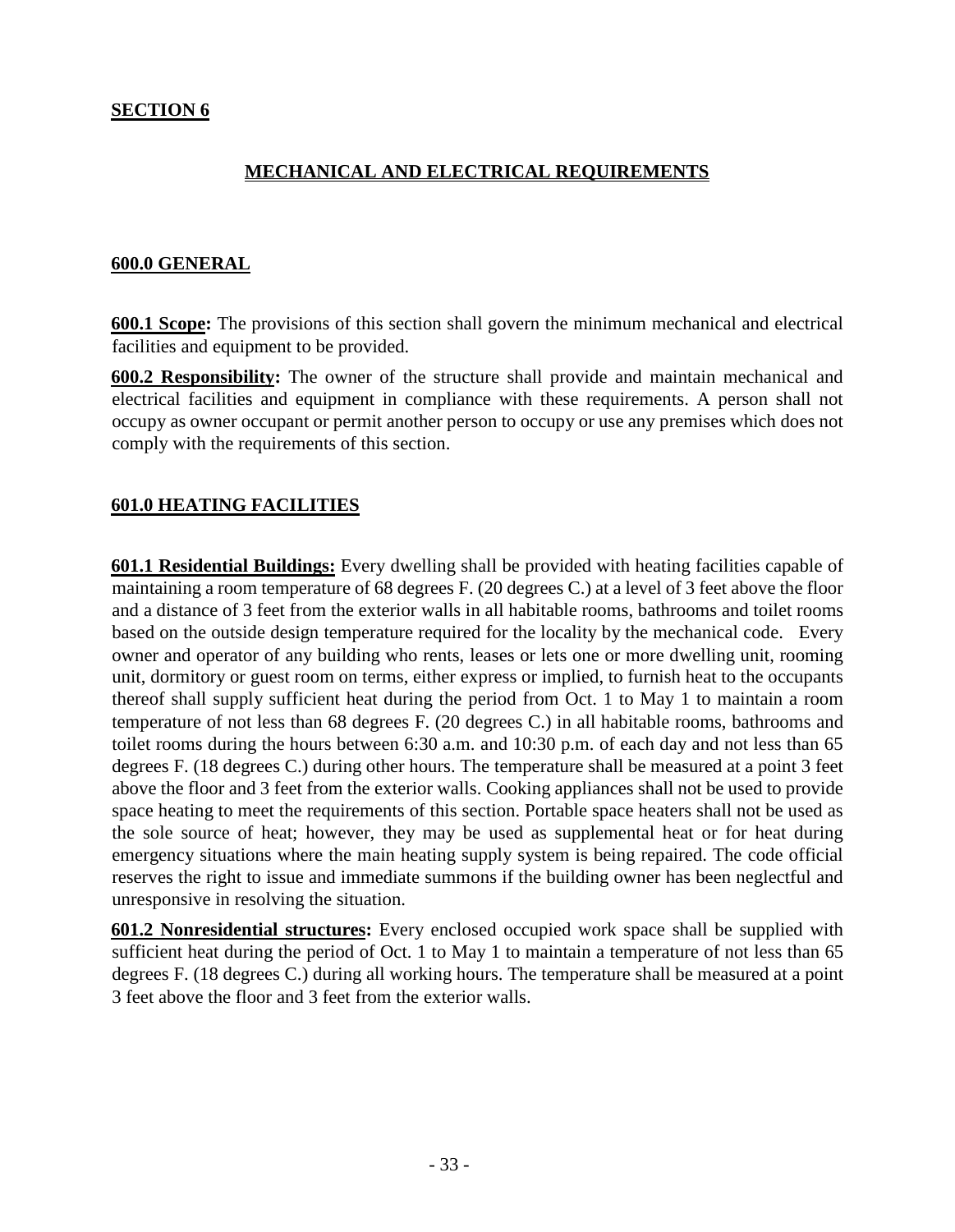## SECTION 6

## MECHANICAL AND ELECTRICAL REQUIREMENTS

### 600.0 GENERAL

**600.1 Scope:** The provisions of this section shall govern the minimum mechanical and electrical facilities and equipment to be provided.

**600.2 Responsibility:** The owner of the structure shall provide and maintain mechanical and electrical facilities and equipment in compliance with these requirements. A person shall not occupy as owner occupant or permit another person to occupy or use any premises which does not comply with the requirements of this section.

### 601.0 HEATING FACILITIES

**601.1 Residential Buildings:** Every dwelling shall be provided with heating facilities capable of maintaining a room temperature of 68 degrees F. (20 degrees C.) at a level of 3 feet above the floor and a distance of 3 feet from the exterior walls in all habitable rooms, bathrooms and toilet rooms based on the outside design temperature required for the locality by the mechanical code. Every owner and operator of any building who rents, leases or lets one or more dwelling unit, rooming unit, dormitory or guest room on terms, either express or implied, to furnish heat to the occupants thereof shall supply sufficient heat during the period from Oct. 1 to May 1 to maintain a room temperature of not less than 68 degrees F. (20 degrees C.) in all habitable rooms, bathrooms and toilet rooms during the hours between 6:30 a.m. and 10:30 p.m. of each day and not less than 65 degrees F. (18 degrees C.) during other hours. The temperature shall be measured at a point 3 feet above the floor and 3 feet from the exterior walls. Cooking appliances shall not be used to provide space heating to meet the requirements of this section. Portable space heaters shall not be used as the sole source of heat; however, they may be used as supplemental heat or for heat during emergency situations where the main heating supply system is being repaired. The code official reserves the right to issue and immediate summons if the building owner has been neglectful and unresponsive in resolving the situation.

**601.2 Nonresidential structures:** Every enclosed occupied work space shall be supplied with sufficient heat during the period of Oct. 1 to May 1 to maintain a temperature of not less than 65 degrees F. (18 degrees C.) during all working hours. The temperature shall be measured at a point 3 feet above the floor and 3 feet from the exterior walls.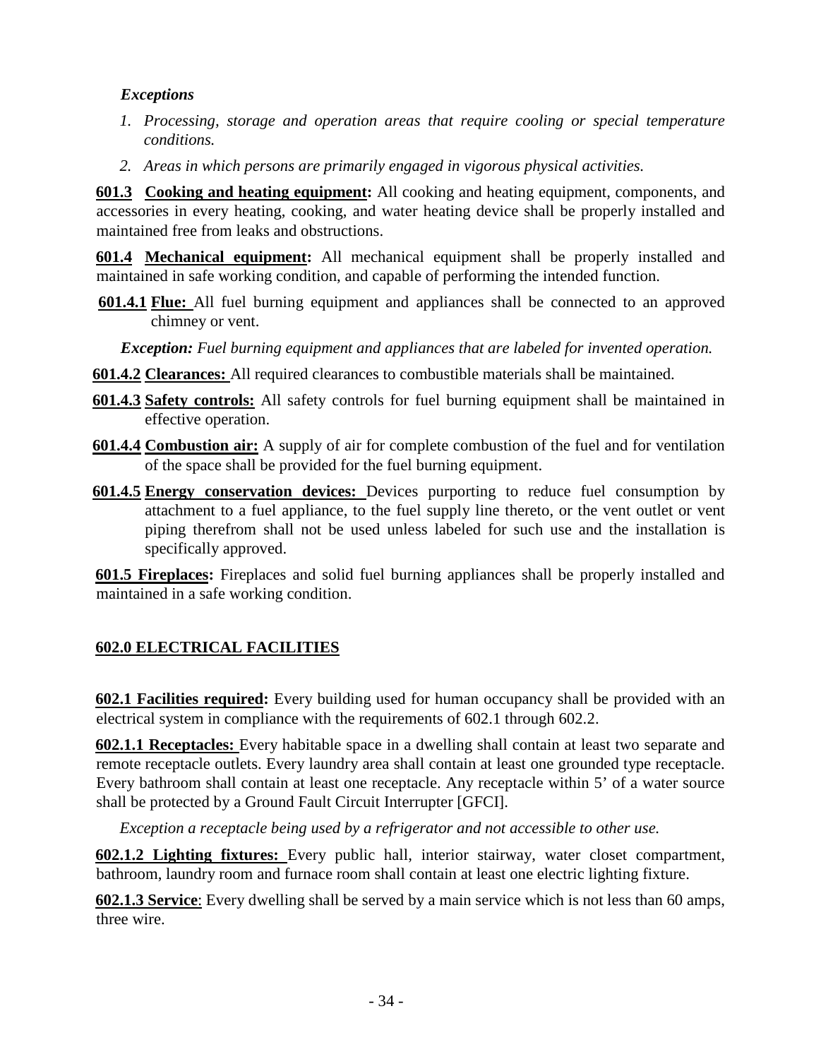*Exceptions*

1. *Processing, storage and operation areas that require cooling or special temperature conditions.*
2. *Areas in which persons are primarily engaged in vigorous physical activities.*

**601.3 Cooking and heating equipment:** All cooking and heating equipment, components, and accessories in every heating, cooking, and water heating device shall be properly installed and maintained free from leaks and obstructions.

**601.4 Mechanical equipment:** All mechanical equipment shall be properly installed and maintained in safe working condition, and capable of performing the intended function.

**601.4.1 Flue:** All fuel burning equipment and appliances shall be connected to an approved chimney or vent.

***Exception:*** *Fuel burning equipment and appliances that are labeled for invented operation.*

**601.4.2 Clearances:** All required clearances to combustible materials shall be maintained.

**601.4.3 Safety controls:** All safety controls for fuel burning equipment shall be maintained in effective operation.

**601.4.4 Combustion air:** A supply of air for complete combustion of the fuel and for ventilation of the space shall be provided for the fuel burning equipment.

**601.4.5 Energy conservation devices:** Devices purporting to reduce fuel consumption by attachment to a fuel appliance, to the fuel supply line thereto, or the vent outlet or vent piping therefrom shall not be used unless labeled for such use and the installation is specifically approved.

**601.5 Fireplaces:** Fireplaces and solid fuel burning appliances shall be properly installed and maintained in a safe working condition.

## 602.0 ELECTRICAL FACILITIES

**602.1 Facilities required:** Every building used for human occupancy shall be provided with an electrical system in compliance with the requirements of 602.1 through 602.2.

**602.1.1 Receptacles:** Every habitable space in a dwelling shall contain at least two separate and remote receptacle outlets. Every laundry area shall contain at least one grounded type receptacle. Every bathroom shall contain at least one receptacle. Any receptacle within 5' of a water source shall be protected by a Ground Fault Circuit Interrupter [GFCI].

*Exception a receptacle being used by a refrigerator and not accessible to other use.*

**602.1.2 Lighting fixtures:** Every public hall, interior stairway, water closet compartment, bathroom, laundry room and furnace room shall contain at least one electric lighting fixture.

**602.1.3 Service**: Every dwelling shall be served by a main service which is not less than 60 amps, three wire.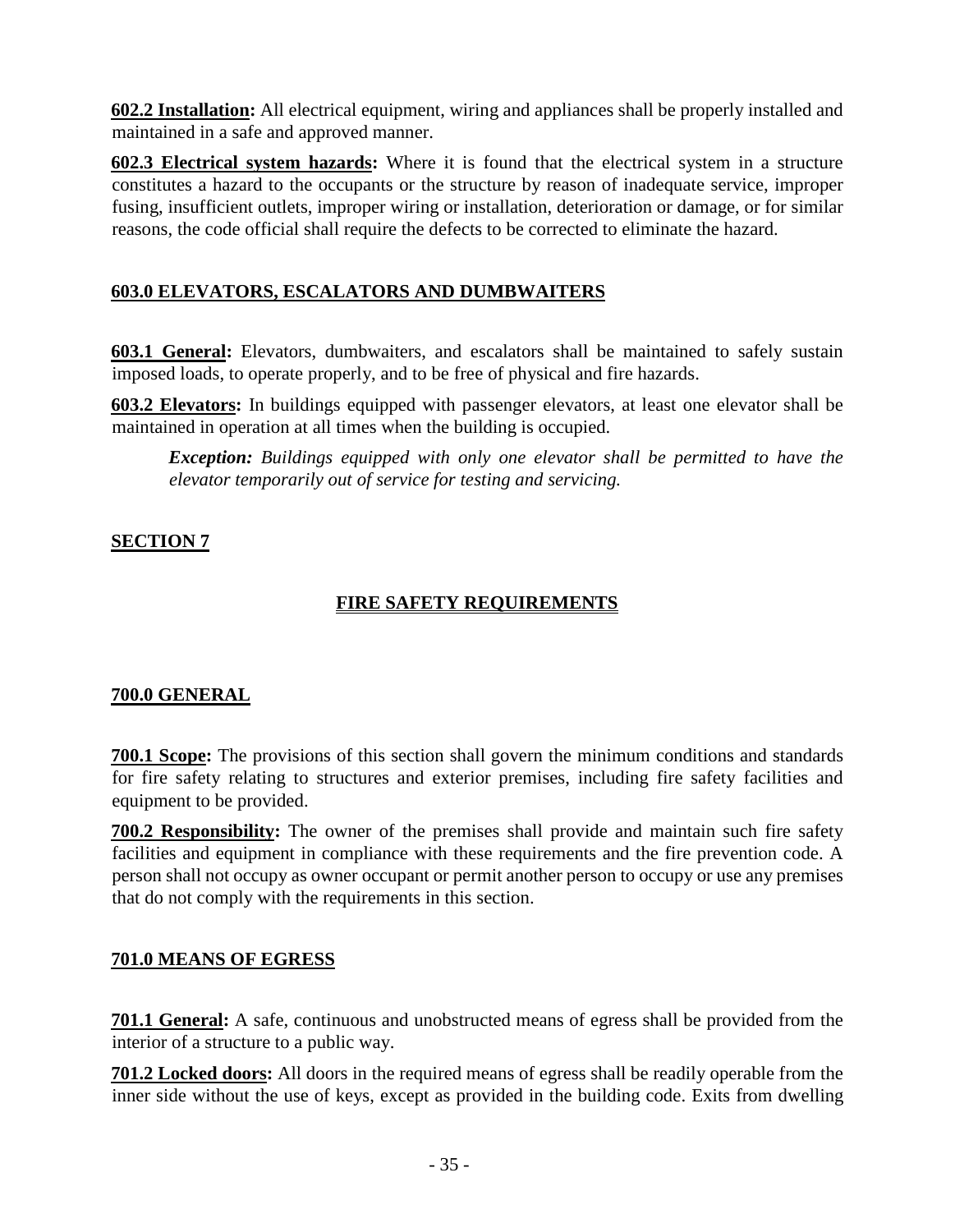**602.2 Installation:** All electrical equipment, wiring and appliances shall be properly installed and maintained in a safe and approved manner.

**602.3 Electrical system hazards:** Where it is found that the electrical system in a structure constitutes a hazard to the occupants or the structure by reason of inadequate service, improper fusing, insufficient outlets, improper wiring or installation, deterioration or damage, or for similar reasons, the code official shall require the defects to be corrected to eliminate the hazard.

### 603.0 ELEVATORS, ESCALATORS AND DUMBWAITERS

**603.1 General:** Elevators, dumbwaiters, and escalators shall be maintained to safely sustain imposed loads, to operate properly, and to be free of physical and fire hazards.

**603.2 Elevators:** In buildings equipped with passenger elevators, at least one elevator shall be maintained in operation at all times when the building is occupied.

> ***Exception:*** *Buildings equipped with only one elevator shall be permitted to have the elevator temporarily out of service for testing and servicing.*

## SECTION 7

## FIRE SAFETY REQUIREMENTS

### 700.0 GENERAL

**700.1 Scope:** The provisions of this section shall govern the minimum conditions and standards for fire safety relating to structures and exterior premises, including fire safety facilities and equipment to be provided.

**700.2 Responsibility:** The owner of the premises shall provide and maintain such fire safety facilities and equipment in compliance with these requirements and the fire prevention code. A person shall not occupy as owner occupant or permit another person to occupy or use any premises that do not comply with the requirements in this section.

### 701.0 MEANS OF EGRESS

**701.1 General:** A safe, continuous and unobstructed means of egress shall be provided from the interior of a structure to a public way.

**701.2 Locked doors:** All doors in the required means of egress shall be readily operable from the inner side without the use of keys, except as provided in the building code. Exits from dwelling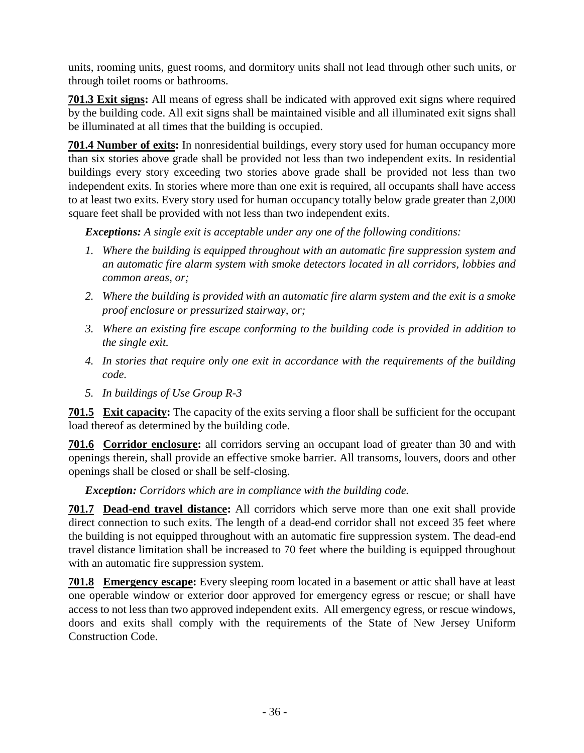units, rooming units, guest rooms, and dormitory units shall not lead through other such units, or through toilet rooms or bathrooms.

**701.3 Exit signs:** All means of egress shall be indicated with approved exit signs where required by the building code. All exit signs shall be maintained visible and all illuminated exit signs shall be illuminated at all times that the building is occupied.

**701.4 Number of exits:** In nonresidential buildings, every story used for human occupancy more than six stories above grade shall be provided not less than two independent exits. In residential buildings every story exceeding two stories above grade shall be provided not less than two independent exits. In stories where more than one exit is required, all occupants shall have access to at least two exits. Every story used for human occupancy totally below grade greater than 2,000 square feet shall be provided with not less than two independent exits.

***Exceptions:*** *A single exit is acceptable under any one of the following conditions:*

1. *Where the building is equipped throughout with an automatic fire suppression system and an automatic fire alarm system with smoke detectors located in all corridors, lobbies and common areas, or;*
2. *Where the building is provided with an automatic fire alarm system and the exit is a smoke proof enclosure or pressurized stairway, or;*
3. *Where an existing fire escape conforming to the building code is provided in addition to the single exit.*
4. *In stories that require only one exit in accordance with the requirements of the building code.*
5. *In buildings of Use Group R-3*

**701.5 Exit capacity:** The capacity of the exits serving a floor shall be sufficient for the occupant load thereof as determined by the building code.

**701.6 Corridor enclosure:** all corridors serving an occupant load of greater than 30 and with openings therein, shall provide an effective smoke barrier. All transoms, louvers, doors and other openings shall be closed or shall be self-closing.

***Exception:*** *Corridors which are in compliance with the building code.*

**701.7 Dead-end travel distance:** All corridors which serve more than one exit shall provide direct connection to such exits. The length of a dead-end corridor shall not exceed 35 feet where the building is not equipped throughout with an automatic fire suppression system. The dead-end travel distance limitation shall be increased to 70 feet where the building is equipped throughout with an automatic fire suppression system.

**701.8 Emergency escape:** Every sleeping room located in a basement or attic shall have at least one operable window or exterior door approved for emergency egress or rescue; or shall have access to not less than two approved independent exits. All emergency egress, or rescue windows, doors and exits shall comply with the requirements of the State of New Jersey Uniform Construction Code.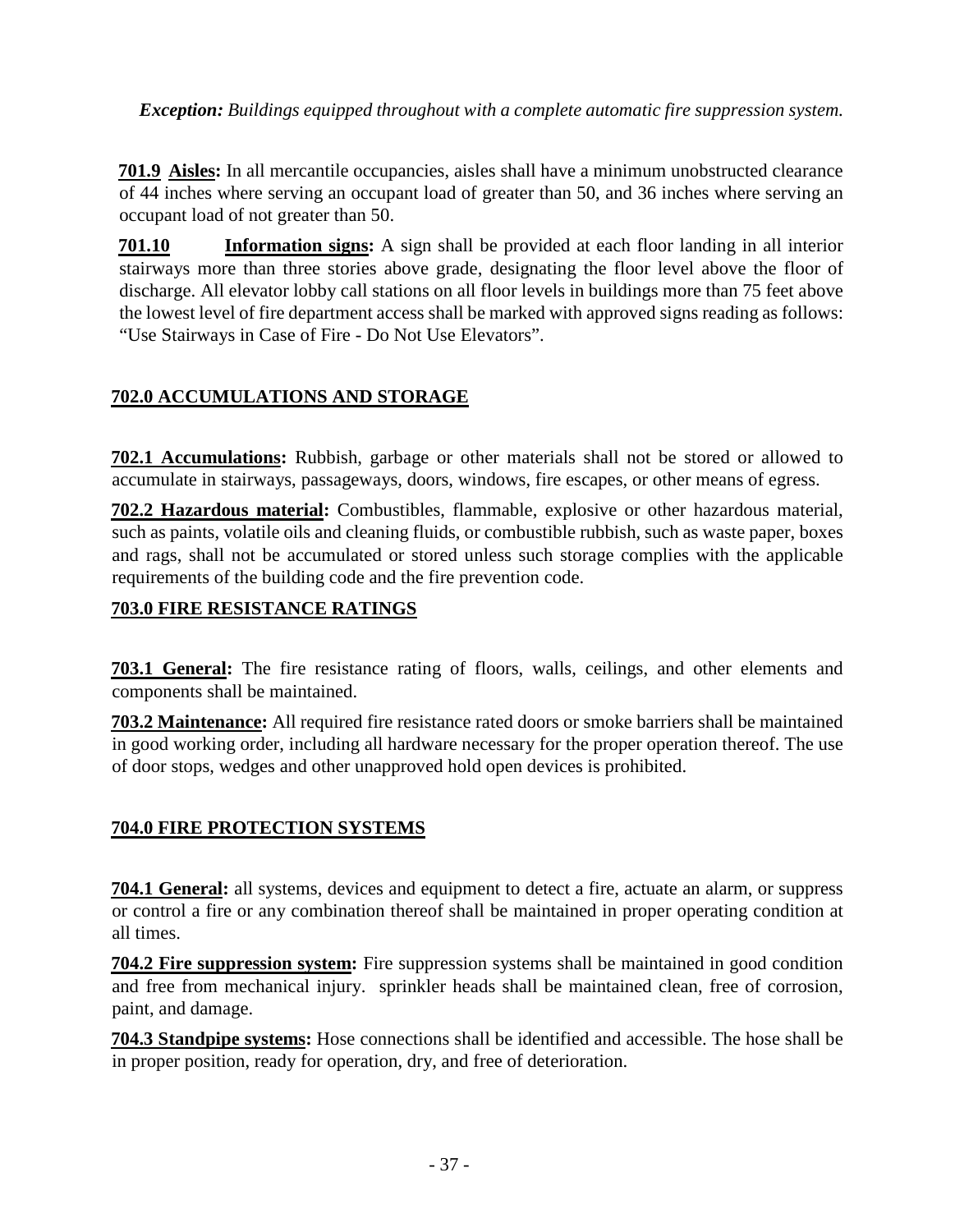*Exception: Buildings equipped throughout with a complete automatic fire suppression system.*

**701.9 Aisles:** In all mercantile occupancies, aisles shall have a minimum unobstructed clearance of 44 inches where serving an occupant load of greater than 50, and 36 inches where serving an occupant load of not greater than 50.

**701.10 Information signs:** A sign shall be provided at each floor landing in all interior stairways more than three stories above grade, designating the floor level above the floor of discharge. All elevator lobby call stations on all floor levels in buildings more than 75 feet above the lowest level of fire department access shall be marked with approved signs reading as follows: "Use Stairways in Case of Fire - Do Not Use Elevators".

## 702.0 ACCUMULATIONS AND STORAGE

**702.1 Accumulations:** Rubbish, garbage or other materials shall not be stored or allowed to accumulate in stairways, passageways, doors, windows, fire escapes, or other means of egress.

**702.2 Hazardous material:** Combustibles, flammable, explosive or other hazardous material, such as paints, volatile oils and cleaning fluids, or combustible rubbish, such as waste paper, boxes and rags, shall not be accumulated or stored unless such storage complies with the applicable requirements of the building code and the fire prevention code.

## 703.0 FIRE RESISTANCE RATINGS

**703.1 General:** The fire resistance rating of floors, walls, ceilings, and other elements and components shall be maintained.

**703.2 Maintenance:** All required fire resistance rated doors or smoke barriers shall be maintained in good working order, including all hardware necessary for the proper operation thereof. The use of door stops, wedges and other unapproved hold open devices is prohibited.

## 704.0 FIRE PROTECTION SYSTEMS

**704.1 General:** all systems, devices and equipment to detect a fire, actuate an alarm, or suppress or control a fire or any combination thereof shall be maintained in proper operating condition at all times.

**704.2 Fire suppression system:** Fire suppression systems shall be maintained in good condition and free from mechanical injury. sprinkler heads shall be maintained clean, free of corrosion, paint, and damage.

**704.3 Standpipe systems:** Hose connections shall be identified and accessible. The hose shall be in proper position, ready for operation, dry, and free of deterioration.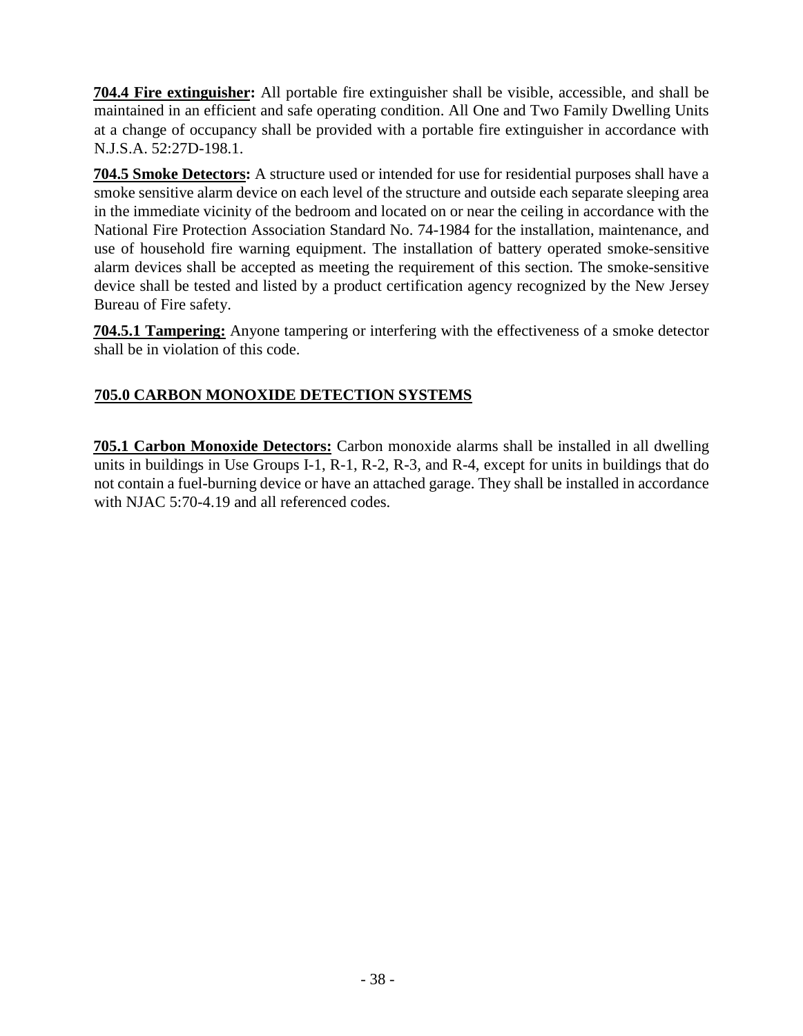**704.4 Fire extinguisher:** All portable fire extinguisher shall be visible, accessible, and shall be maintained in an efficient and safe operating condition. All One and Two Family Dwelling Units at a change of occupancy shall be provided with a portable fire extinguisher in accordance with N.J.S.A. 52:27D-198.1.

**704.5 Smoke Detectors:** A structure used or intended for use for residential purposes shall have a smoke sensitive alarm device on each level of the structure and outside each separate sleeping area in the immediate vicinity of the bedroom and located on or near the ceiling in accordance with the National Fire Protection Association Standard No. 74-1984 for the installation, maintenance, and use of household fire warning equipment. The installation of battery operated smoke-sensitive alarm devices shall be accepted as meeting the requirement of this section. The smoke-sensitive device shall be tested and listed by a product certification agency recognized by the New Jersey Bureau of Fire safety.

**704.5.1 Tampering:** Anyone tampering or interfering with the effectiveness of a smoke detector shall be in violation of this code.

## 705.0 CARBON MONOXIDE DETECTION SYSTEMS

**705.1 Carbon Monoxide Detectors:** Carbon monoxide alarms shall be installed in all dwelling units in buildings in Use Groups I-1, R-1, R-2, R-3, and R-4, except for units in buildings that do not contain a fuel-burning device or have an attached garage. They shall be installed in accordance with NJAC 5:70-4.19 and all referenced codes.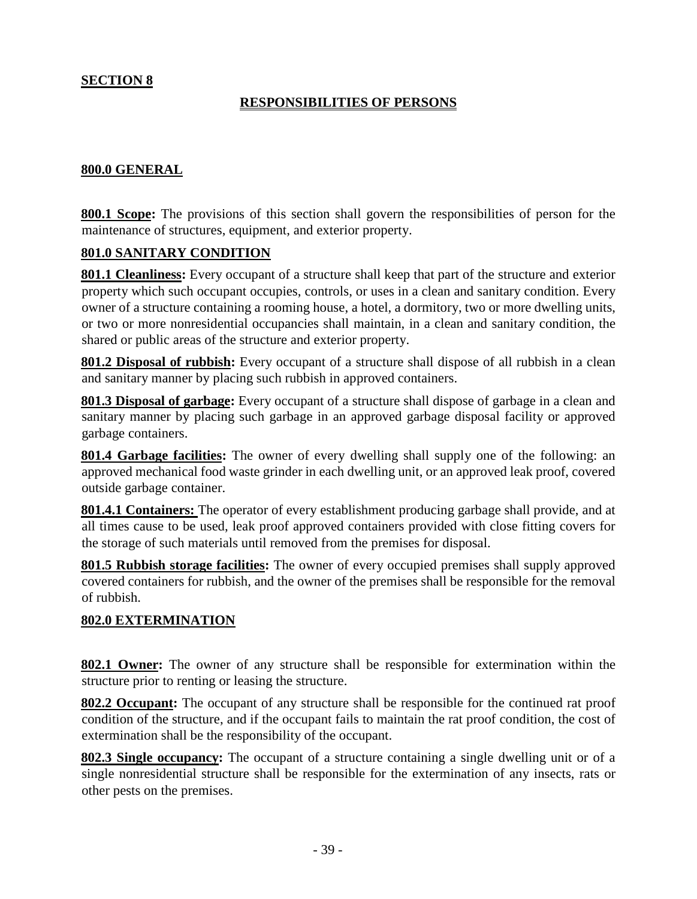## SECTION 8

## RESPONSIBILITIES OF PERSONS

### 800.0 GENERAL

**800.1 Scope:** The provisions of this section shall govern the responsibilities of person for the maintenance of structures, equipment, and exterior property.

### 801.0 SANITARY CONDITION

**801.1 Cleanliness:** Every occupant of a structure shall keep that part of the structure and exterior property which such occupant occupies, controls, or uses in a clean and sanitary condition. Every owner of a structure containing a rooming house, a hotel, a dormitory, two or more dwelling units, or two or more nonresidential occupancies shall maintain, in a clean and sanitary condition, the shared or public areas of the structure and exterior property.

**801.2 Disposal of rubbish:** Every occupant of a structure shall dispose of all rubbish in a clean and sanitary manner by placing such rubbish in approved containers.

**801.3 Disposal of garbage:** Every occupant of a structure shall dispose of garbage in a clean and sanitary manner by placing such garbage in an approved garbage disposal facility or approved garbage containers.

**801.4 Garbage facilities:** The owner of every dwelling shall supply one of the following: an approved mechanical food waste grinder in each dwelling unit, or an approved leak proof, covered outside garbage container.

**801.4.1 Containers:** The operator of every establishment producing garbage shall provide, and at all times cause to be used, leak proof approved containers provided with close fitting covers for the storage of such materials until removed from the premises for disposal.

**801.5 Rubbish storage facilities:** The owner of every occupied premises shall supply approved covered containers for rubbish, and the owner of the premises shall be responsible for the removal of rubbish.

### 802.0 EXTERMINATION

**802.1 Owner:** The owner of any structure shall be responsible for extermination within the structure prior to renting or leasing the structure.

**802.2 Occupant:** The occupant of any structure shall be responsible for the continued rat proof condition of the structure, and if the occupant fails to maintain the rat proof condition, the cost of extermination shall be the responsibility of the occupant.

**802.3 Single occupancy:** The occupant of a structure containing a single dwelling unit or of a single nonresidential structure shall be responsible for the extermination of any insects, rats or other pests on the premises.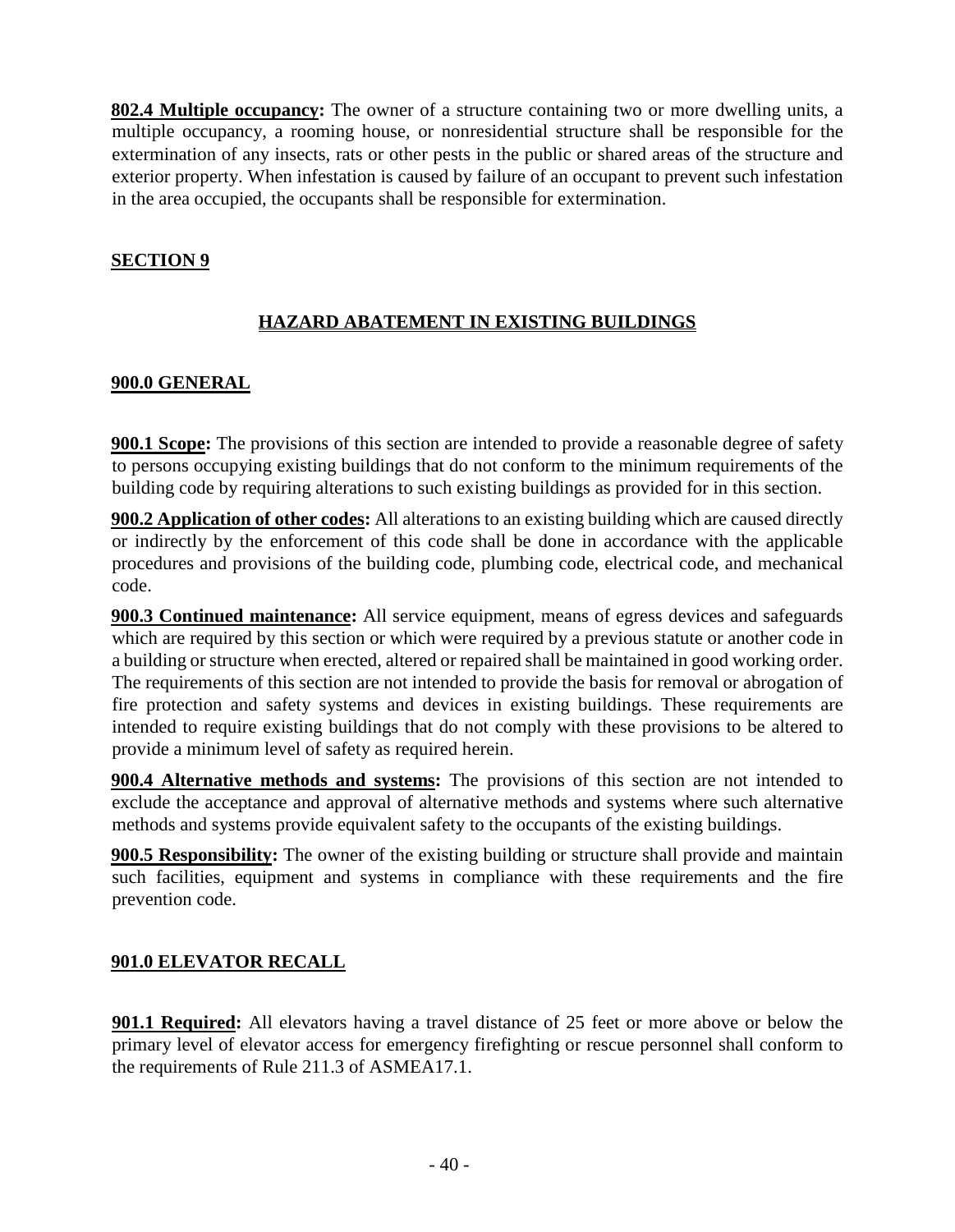**802.4 Multiple occupancy:** The owner of a structure containing two or more dwelling units, a multiple occupancy, a rooming house, or nonresidential structure shall be responsible for the extermination of any insects, rats or other pests in the public or shared areas of the structure and exterior property. When infestation is caused by failure of an occupant to prevent such infestation in the area occupied, the occupants shall be responsible for extermination.

## SECTION 9

## HAZARD ABATEMENT IN EXISTING BUILDINGS

### 900.0 GENERAL

**900.1 Scope:** The provisions of this section are intended to provide a reasonable degree of safety to persons occupying existing buildings that do not conform to the minimum requirements of the building code by requiring alterations to such existing buildings as provided for in this section.

**900.2 Application of other codes:** All alterations to an existing building which are caused directly or indirectly by the enforcement of this code shall be done in accordance with the applicable procedures and provisions of the building code, plumbing code, electrical code, and mechanical code.

**900.3 Continued maintenance:** All service equipment, means of egress devices and safeguards which are required by this section or which were required by a previous statute or another code in a building or structure when erected, altered or repaired shall be maintained in good working order. The requirements of this section are not intended to provide the basis for removal or abrogation of fire protection and safety systems and devices in existing buildings. These requirements are intended to require existing buildings that do not comply with these provisions to be altered to provide a minimum level of safety as required herein.

**900.4 Alternative methods and systems:** The provisions of this section are not intended to exclude the acceptance and approval of alternative methods and systems where such alternative methods and systems provide equivalent safety to the occupants of the existing buildings.

**900.5 Responsibility:** The owner of the existing building or structure shall provide and maintain such facilities, equipment and systems in compliance with these requirements and the fire prevention code.

### 901.0 ELEVATOR RECALL

**901.1 Required:** All elevators having a travel distance of 25 feet or more above or below the primary level of elevator access for emergency firefighting or rescue personnel shall conform to the requirements of Rule 211.3 of ASMEA17.1.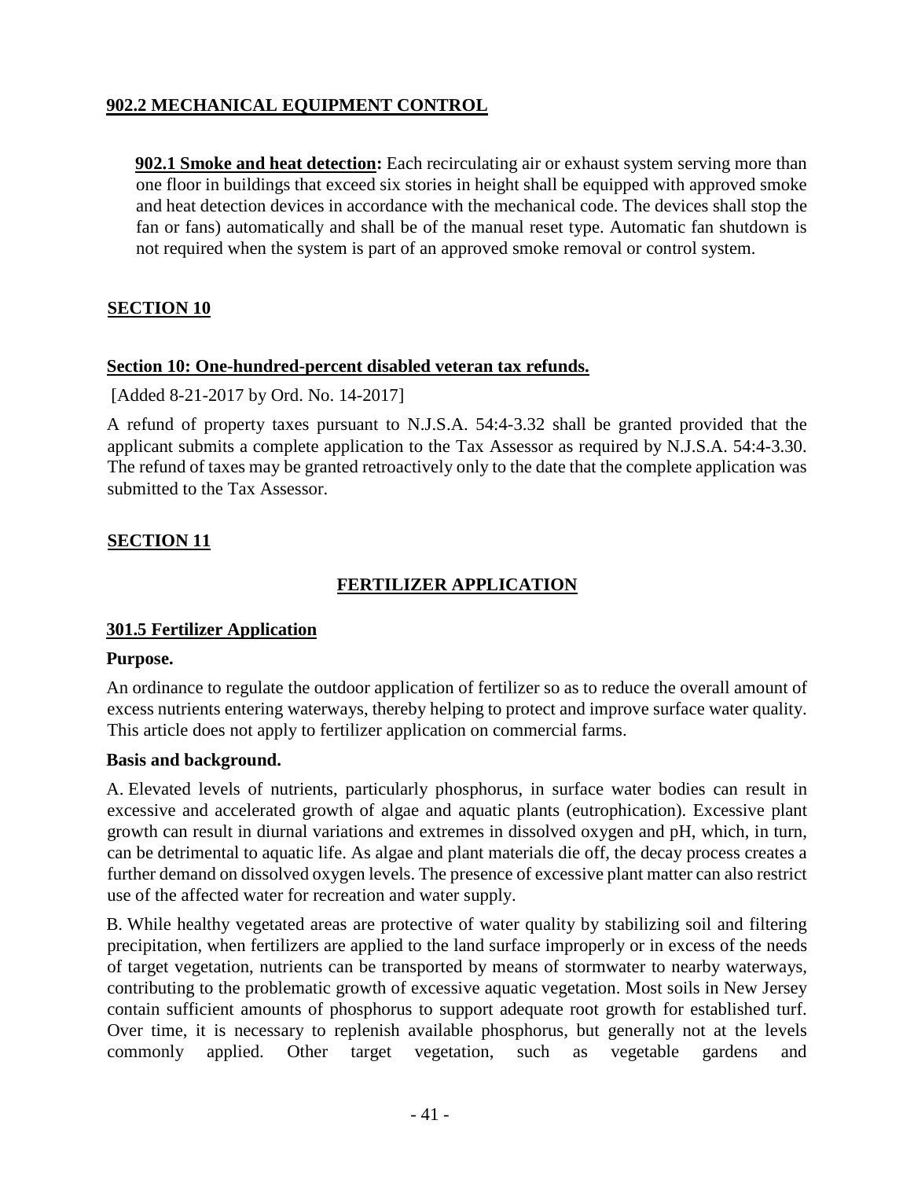## 902.2 MECHANICAL EQUIPMENT CONTROL

**902.1 Smoke and heat detection:** Each recirculating air or exhaust system serving more than one floor in buildings that exceed six stories in height shall be equipped with approved smoke and heat detection devices in accordance with the mechanical code. The devices shall stop the fan or fans) automatically and shall be of the manual reset type. Automatic fan shutdown is not required when the system is part of an approved smoke removal or control system.

## SECTION 10

### Section 10: One-hundred-percent disabled veteran tax refunds.

[Added 8-21-2017 by Ord. No. 14-2017]

A refund of property taxes pursuant to N.J.S.A. 54:4-3.32 shall be granted provided that the applicant submits a complete application to the Tax Assessor as required by N.J.S.A. 54:4-3.30. The refund of taxes may be granted retroactively only to the date that the complete application was submitted to the Tax Assessor.

## SECTION 11

## FERTILIZER APPLICATION

### 301.5 Fertilizer Application

**Purpose.**

An ordinance to regulate the outdoor application of fertilizer so as to reduce the overall amount of excess nutrients entering waterways, thereby helping to protect and improve surface water quality. This article does not apply to fertilizer application on commercial farms.

**Basis and background.**

A. Elevated levels of nutrients, particularly phosphorus, in surface water bodies can result in excessive and accelerated growth of algae and aquatic plants (eutrophication). Excessive plant growth can result in diurnal variations and extremes in dissolved oxygen and pH, which, in turn, can be detrimental to aquatic life. As algae and plant materials die off, the decay process creates a further demand on dissolved oxygen levels. The presence of excessive plant matter can also restrict use of the affected water for recreation and water supply.

B. While healthy vegetated areas are protective of water quality by stabilizing soil and filtering precipitation, when fertilizers are applied to the land surface improperly or in excess of the needs of target vegetation, nutrients can be transported by means of stormwater to nearby waterways, contributing to the problematic growth of excessive aquatic vegetation. Most soils in New Jersey contain sufficient amounts of phosphorus to support adequate root growth for established turf. Over time, it is necessary to replenish available phosphorus, but generally not at the levels commonly applied. Other target vegetation, such as vegetable gardens and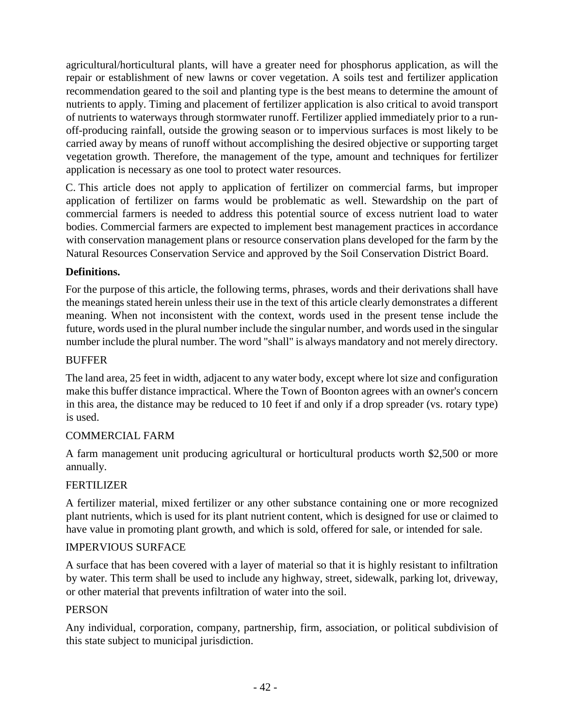agricultural/horticultural plants, will have a greater need for phosphorus application, as will the repair or establishment of new lawns or cover vegetation. A soils test and fertilizer application recommendation geared to the soil and planting type is the best means to determine the amount of nutrients to apply. Timing and placement of fertilizer application is also critical to avoid transport of nutrients to waterways through stormwater runoff. Fertilizer applied immediately prior to a run-off-producing rainfall, outside the growing season or to impervious surfaces is most likely to be carried away by means of runoff without accomplishing the desired objective or supporting target vegetation growth. Therefore, the management of the type, amount and techniques for fertilizer application is necessary as one tool to protect water resources.

C. This article does not apply to application of fertilizer on commercial farms, but improper application of fertilizer on farms would be problematic as well. Stewardship on the part of commercial farmers is needed to address this potential source of excess nutrient load to water bodies. Commercial farmers are expected to implement best management practices in accordance with conservation management plans or resource conservation plans developed for the farm by the Natural Resources Conservation Service and approved by the Soil Conservation District Board.

**Definitions.**

For the purpose of this article, the following terms, phrases, words and their derivations shall have the meanings stated herein unless their use in the text of this article clearly demonstrates a different meaning. When not inconsistent with the context, words used in the present tense include the future, words used in the plural number include the singular number, and words used in the singular number include the plural number. The word "shall" is always mandatory and not merely directory.

BUFFER

The land area, 25 feet in width, adjacent to any water body, except where lot size and configuration make this buffer distance impractical. Where the Town of Boonton agrees with an owner's concern in this area, the distance may be reduced to 10 feet if and only if a drop spreader (vs. rotary type) is used.

COMMERCIAL FARM

A farm management unit producing agricultural or horticultural products worth $2,500 or more annually.

FERTILIZER

A fertilizer material, mixed fertilizer or any other substance containing one or more recognized plant nutrients, which is used for its plant nutrient content, which is designed for use or claimed to have value in promoting plant growth, and which is sold, offered for sale, or intended for sale.

IMPERVIOUS SURFACE

A surface that has been covered with a layer of material so that it is highly resistant to infiltration by water. This term shall be used to include any highway, street, sidewalk, parking lot, driveway, or other material that prevents infiltration of water into the soil.

PERSON

Any individual, corporation, company, partnership, firm, association, or political subdivision of this state subject to municipal jurisdiction.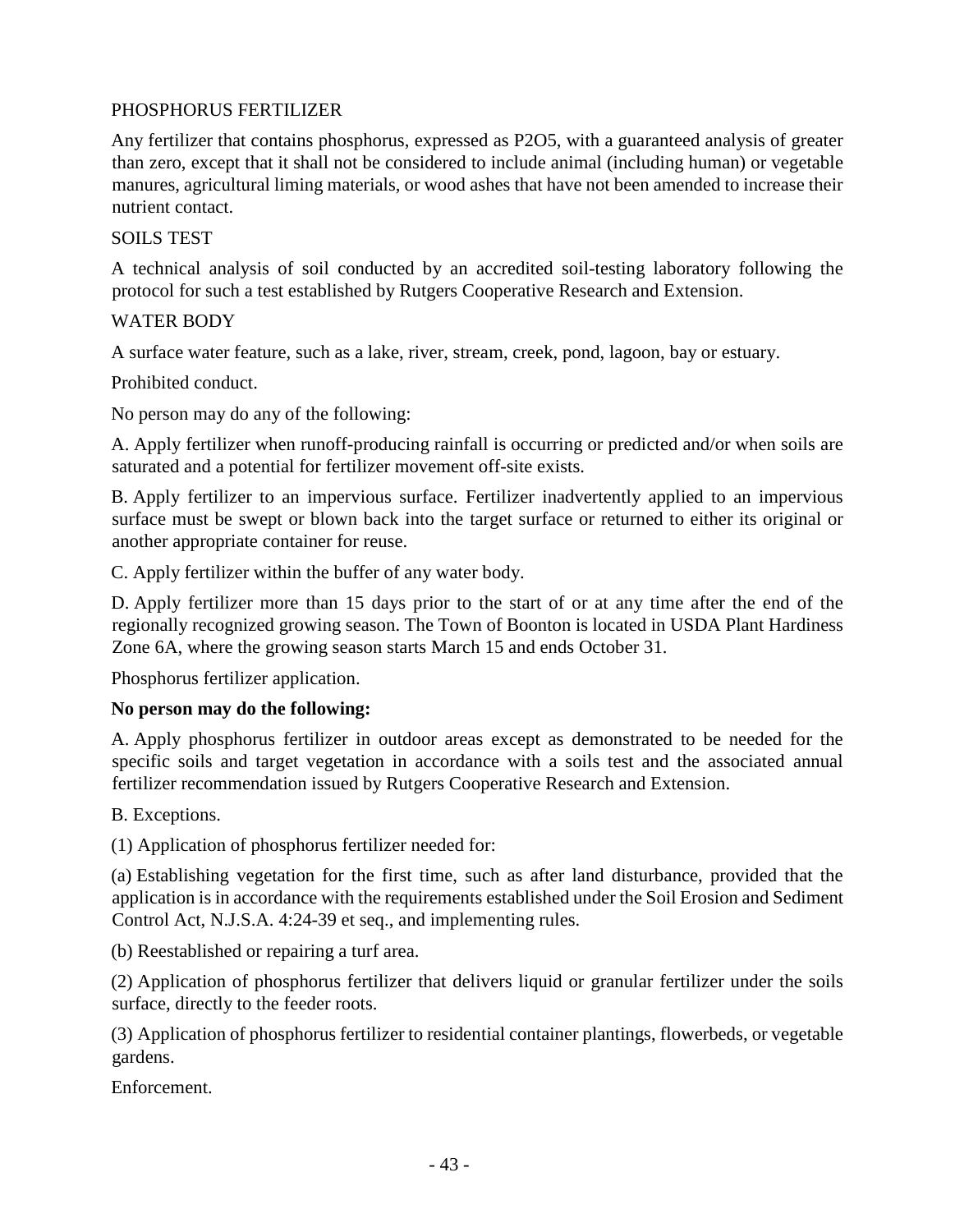PHOSPHORUS FERTILIZER

Any fertilizer that contains phosphorus, expressed as $P_2O_5$, with a guaranteed analysis of greater than zero, except that it shall not be considered to include animal (including human) or vegetable manures, agricultural liming materials, or wood ashes that have not been amended to increase their nutrient contact.

SOILS TEST

A technical analysis of soil conducted by an accredited soil-testing laboratory following the protocol for such a test established by Rutgers Cooperative Research and Extension.

WATER BODY

A surface water feature, such as a lake, river, stream, creek, pond, lagoon, bay or estuary.

Prohibited conduct.

No person may do any of the following:

A. Apply fertilizer when runoff-producing rainfall is occurring or predicted and/or when soils are saturated and a potential for fertilizer movement off-site exists.

B. Apply fertilizer to an impervious surface. Fertilizer inadvertently applied to an impervious surface must be swept or blown back into the target surface or returned to either its original or another appropriate container for reuse.

C. Apply fertilizer within the buffer of any water body.

D. Apply fertilizer more than 15 days prior to the start of or at any time after the end of the regionally recognized growing season. The Town of Boonton is located in USDA Plant Hardiness Zone 6A, where the growing season starts March 15 and ends October 31.

Phosphorus fertilizer application.

**No person may do the following:**

A. Apply phosphorus fertilizer in outdoor areas except as demonstrated to be needed for the specific soils and target vegetation in accordance with a soils test and the associated annual fertilizer recommendation issued by Rutgers Cooperative Research and Extension.

B. Exceptions.

(1) Application of phosphorus fertilizer needed for:

(a) Establishing vegetation for the first time, such as after land disturbance, provided that the application is in accordance with the requirements established under the Soil Erosion and Sediment Control Act, N.J.S.A. 4:24-39 et seq., and implementing rules.

(b) Reestablished or repairing a turf area.

(2) Application of phosphorus fertilizer that delivers liquid or granular fertilizer under the soils surface, directly to the feeder roots.

(3) Application of phosphorus fertilizer to residential container plantings, flowerbeds, or vegetable gardens.

Enforcement.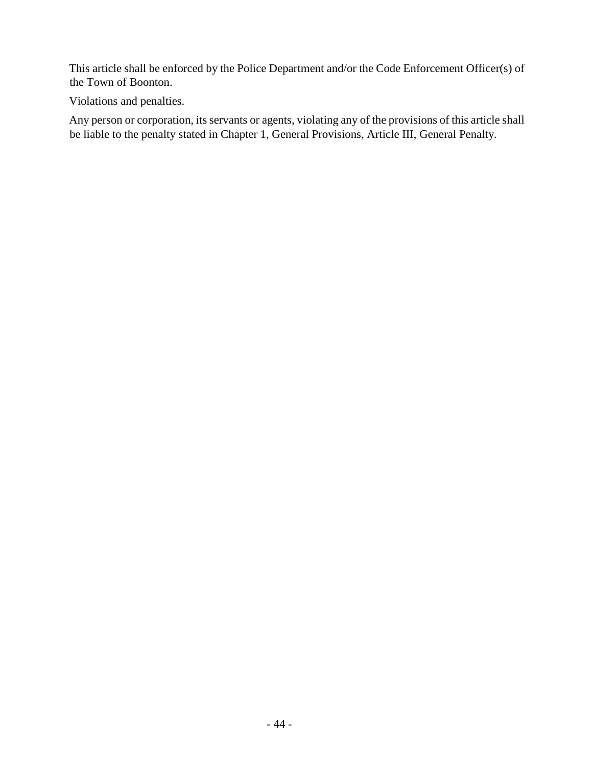This article shall be enforced by the Police Department and/or the Code Enforcement Officer(s) of the Town of Boonton.

Violations and penalties.

Any person or corporation, its servants or agents, violating any of the provisions of this article shall be liable to the penalty stated in Chapter 1, General Provisions, Article III, General Penalty.